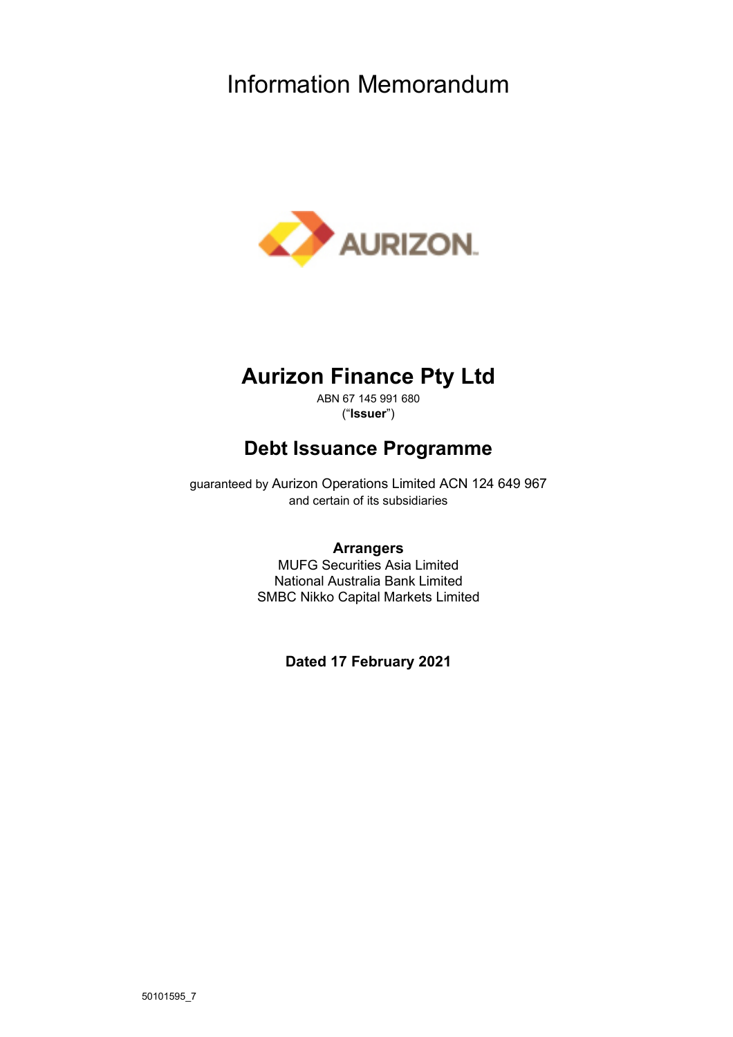# Information Memorandum

AURIZON

## Aurizon Finance Pty Ltd

ABN 67 145 991 680

("**Issuer**")

## Debt Issuance Programme

guaranteed by Aurizon Operations Limited ACN 124 649 967
and certain of its subsidiaries

**Arrangers**

MUFG Securities Asia Limited
National Australia Bank Limited
SMBC Nikko Capital Markets Limited

**Dated 17 February 2021**

50101595_7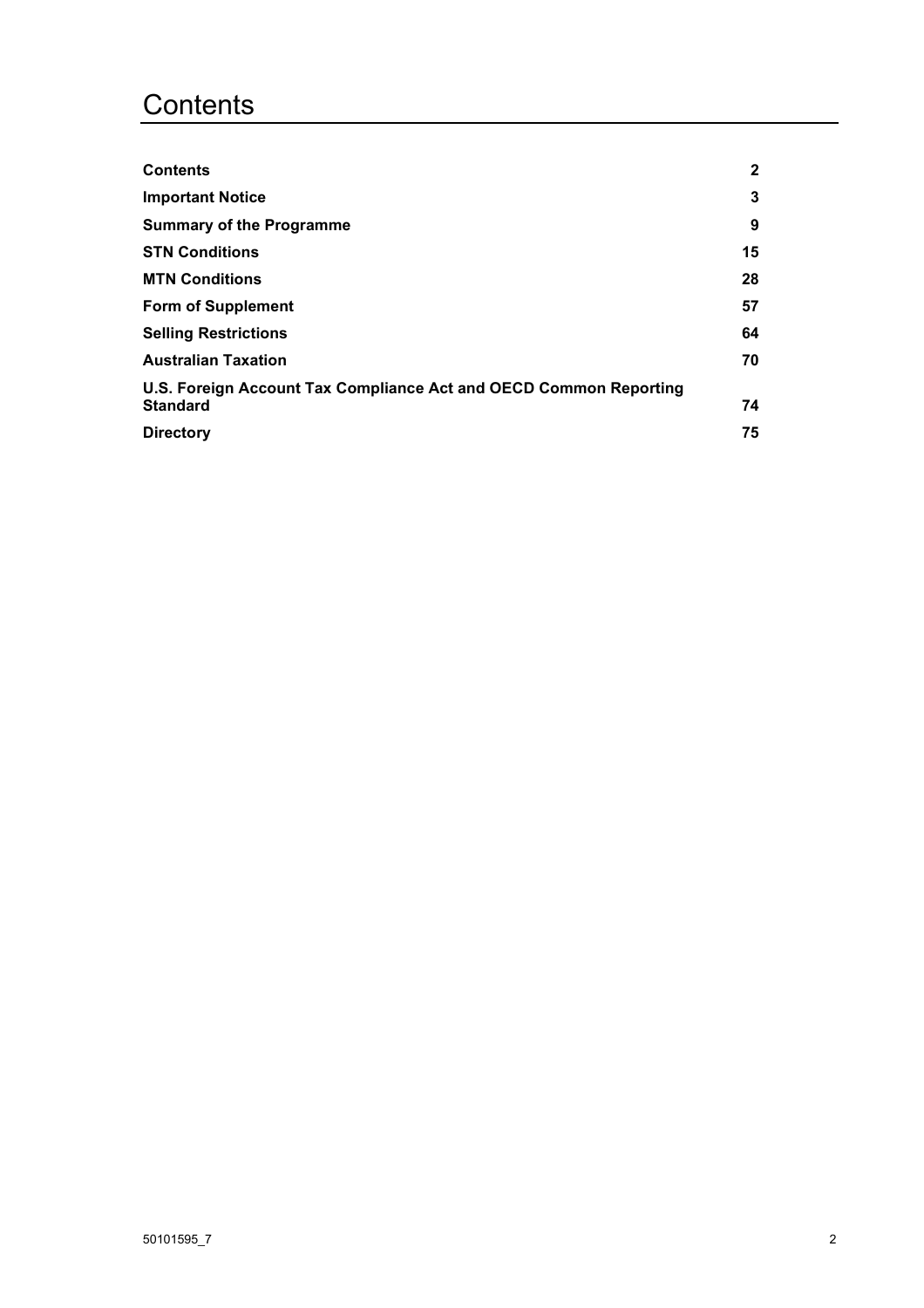# Contents

| | |
|---|---|
| **Contents** | **2** |
| **Important Notice** | **3** |
| **Summary of the Programme** | **9** |
| **STN Conditions** | **15** |
| **MTN Conditions** | **28** |
| **Form of Supplement** | **57** |
| **Selling Restrictions** | **64** |
| **Australian Taxation** | **70** |
| **U.S. Foreign Account Tax Compliance Act and OECD Common Reporting Standard** | **74** |
| **Directory** | **75** |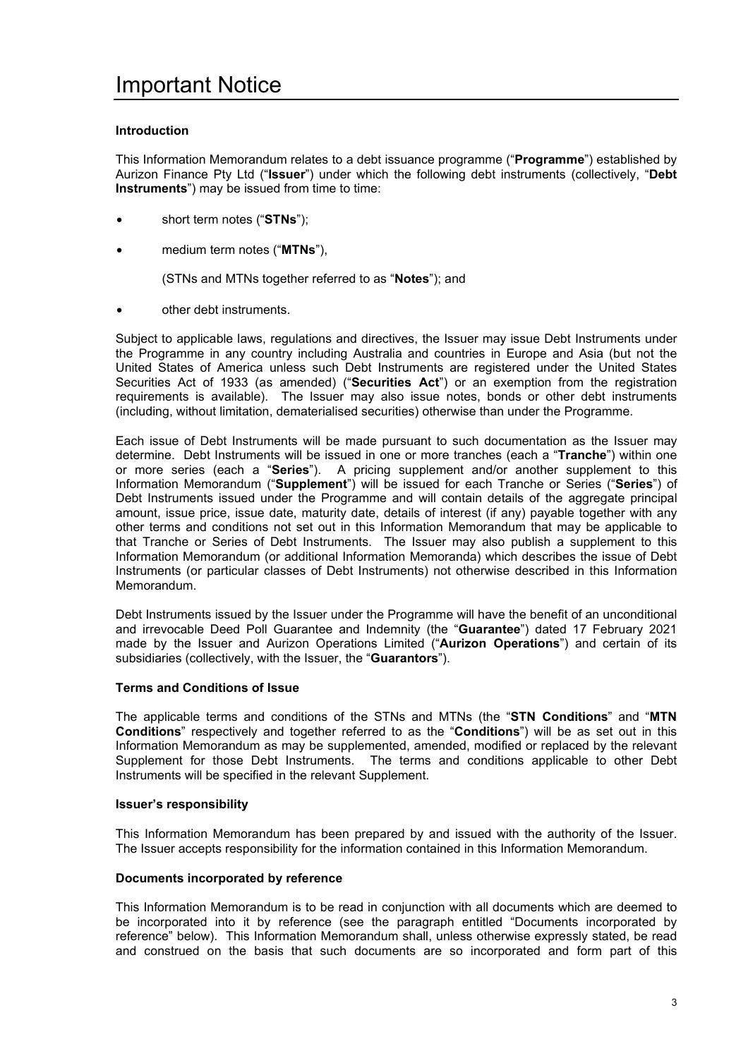# Important Notice

**Introduction**

This Information Memorandum relates to a debt issuance programme ("**Programme**") established by Aurizon Finance Pty Ltd ("**Issuer**") under which the following debt instruments (collectively, "**Debt Instruments**") may be issued from time to time:

- short term notes ("**STNs**");
- medium term notes ("**MTNs**"),

  (STNs and MTNs together referred to as "**Notes**"); and
- other debt instruments.

Subject to applicable laws, regulations and directives, the Issuer may issue Debt Instruments under the Programme in any country including Australia and countries in Europe and Asia (but not the United States of America unless such Debt Instruments are registered under the United States Securities Act of 1933 (as amended) ("**Securities Act**") or an exemption from the registration requirements is available). The Issuer may also issue notes, bonds or other debt instruments (including, without limitation, dematerialised securities) otherwise than under the Programme.

Each issue of Debt Instruments will be made pursuant to such documentation as the Issuer may determine. Debt Instruments will be issued in one or more tranches (each a "**Tranche**") within one or more series (each a "**Series**"). A pricing supplement and/or another supplement to this Information Memorandum ("**Supplement**") will be issued for each Tranche or Series ("**Series**") of Debt Instruments issued under the Programme and will contain details of the aggregate principal amount, issue price, issue date, maturity date, details of interest (if any) payable together with any other terms and conditions not set out in this Information Memorandum that may be applicable to that Tranche or Series of Debt Instruments. The Issuer may also publish a supplement to this Information Memorandum (or additional Information Memoranda) which describes the issue of Debt Instruments (or particular classes of Debt Instruments) not otherwise described in this Information Memorandum.

Debt Instruments issued by the Issuer under the Programme will have the benefit of an unconditional and irrevocable Deed Poll Guarantee and Indemnity (the "**Guarantee**") dated 17 February 2021 made by the Issuer and Aurizon Operations Limited ("**Aurizon Operations**") and certain of its subsidiaries (collectively, with the Issuer, the "**Guarantors**").

**Terms and Conditions of Issue**

The applicable terms and conditions of the STNs and MTNs (the "**STN Conditions**" and "**MTN Conditions**" respectively and together referred to as the "**Conditions**") will be as set out in this Information Memorandum as may be supplemented, amended, modified or replaced by the relevant Supplement for those Debt Instruments. The terms and conditions applicable to other Debt Instruments will be specified in the relevant Supplement.

**Issuer's responsibility**

This Information Memorandum has been prepared by and issued with the authority of the Issuer. The Issuer accepts responsibility for the information contained in this Information Memorandum.

**Documents incorporated by reference**

This Information Memorandum is to be read in conjunction with all documents which are deemed to be incorporated into it by reference (see the paragraph entitled "Documents incorporated by reference" below). This Information Memorandum shall, unless otherwise expressly stated, be read and construed on the basis that such documents are so incorporated and form part of this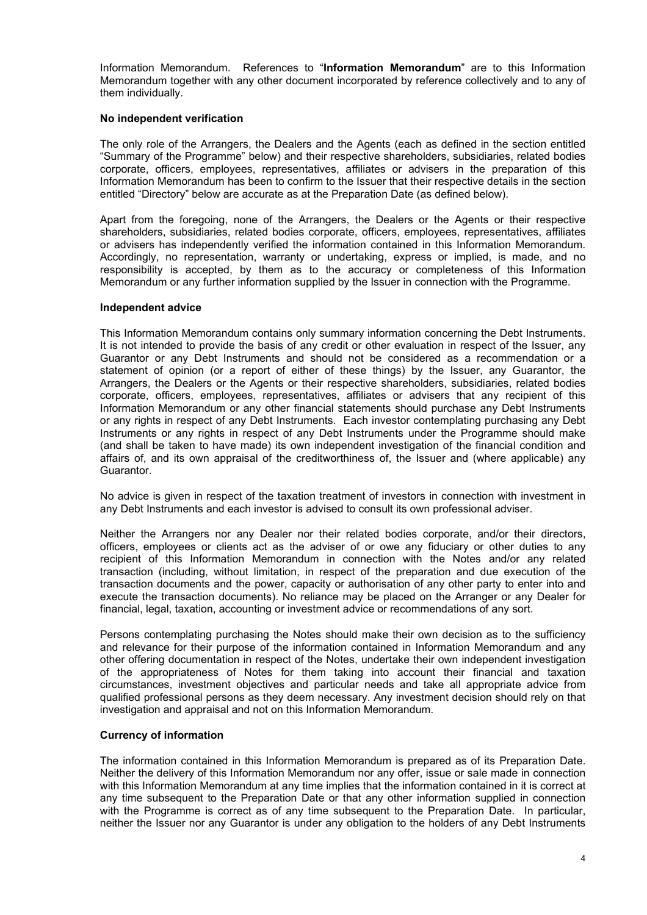Information Memorandum. References to "**Information Memorandum**" are to this Information Memorandum together with any other document incorporated by reference collectively and to any of them individually.

**No independent verification**

The only role of the Arrangers, the Dealers and the Agents (each as defined in the section entitled "Summary of the Programme" below) and their respective shareholders, subsidiaries, related bodies corporate, officers, employees, representatives, affiliates or advisers in the preparation of this Information Memorandum has been to confirm to the Issuer that their respective details in the section entitled "Directory" below are accurate as at the Preparation Date (as defined below).

Apart from the foregoing, none of the Arrangers, the Dealers or the Agents or their respective shareholders, subsidiaries, related bodies corporate, officers, employees, representatives, affiliates or advisers has independently verified the information contained in this Information Memorandum. Accordingly, no representation, warranty or undertaking, express or implied, is made, and no responsibility is accepted, by them as to the accuracy or completeness of this Information Memorandum or any further information supplied by the Issuer in connection with the Programme.

**Independent advice**

This Information Memorandum contains only summary information concerning the Debt Instruments. It is not intended to provide the basis of any credit or other evaluation in respect of the Issuer, any Guarantor or any Debt Instruments and should not be considered as a recommendation or a statement of opinion (or a report of either of these things) by the Issuer, any Guarantor, the Arrangers, the Dealers or the Agents or their respective shareholders, subsidiaries, related bodies corporate, officers, employees, representatives, affiliates or advisers that any recipient of this Information Memorandum or any other financial statements should purchase any Debt Instruments or any rights in respect of any Debt Instruments. Each investor contemplating purchasing any Debt Instruments or any rights in respect of any Debt Instruments under the Programme should make (and shall be taken to have made) its own independent investigation of the financial condition and affairs of, and its own appraisal of the creditworthiness of, the Issuer and (where applicable) any Guarantor.

No advice is given in respect of the taxation treatment of investors in connection with investment in any Debt Instruments and each investor is advised to consult its own professional adviser.

Neither the Arrangers nor any Dealer nor their related bodies corporate, and/or their directors, officers, employees or clients act as the adviser of or owe any fiduciary or other duties to any recipient of this Information Memorandum in connection with the Notes and/or any related transaction (including, without limitation, in respect of the preparation and due execution of the transaction documents and the power, capacity or authorisation of any other party to enter into and execute the transaction documents). No reliance may be placed on the Arranger or any Dealer for financial, legal, taxation, accounting or investment advice or recommendations of any sort.

Persons contemplating purchasing the Notes should make their own decision as to the sufficiency and relevance for their purpose of the information contained in Information Memorandum and any other offering documentation in respect of the Notes, undertake their own independent investigation of the appropriateness of Notes for them taking into account their financial and taxation circumstances, investment objectives and particular needs and take all appropriate advice from qualified professional persons as they deem necessary. Any investment decision should rely on that investigation and appraisal and not on this Information Memorandum.

**Currency of information**

The information contained in this Information Memorandum is prepared as of its Preparation Date. Neither the delivery of this Information Memorandum nor any offer, issue or sale made in connection with this Information Memorandum at any time implies that the information contained in it is correct at any time subsequent to the Preparation Date or that any other information supplied in connection with the Programme is correct as of any time subsequent to the Preparation Date. In particular, neither the Issuer nor any Guarantor is under any obligation to the holders of any Debt Instruments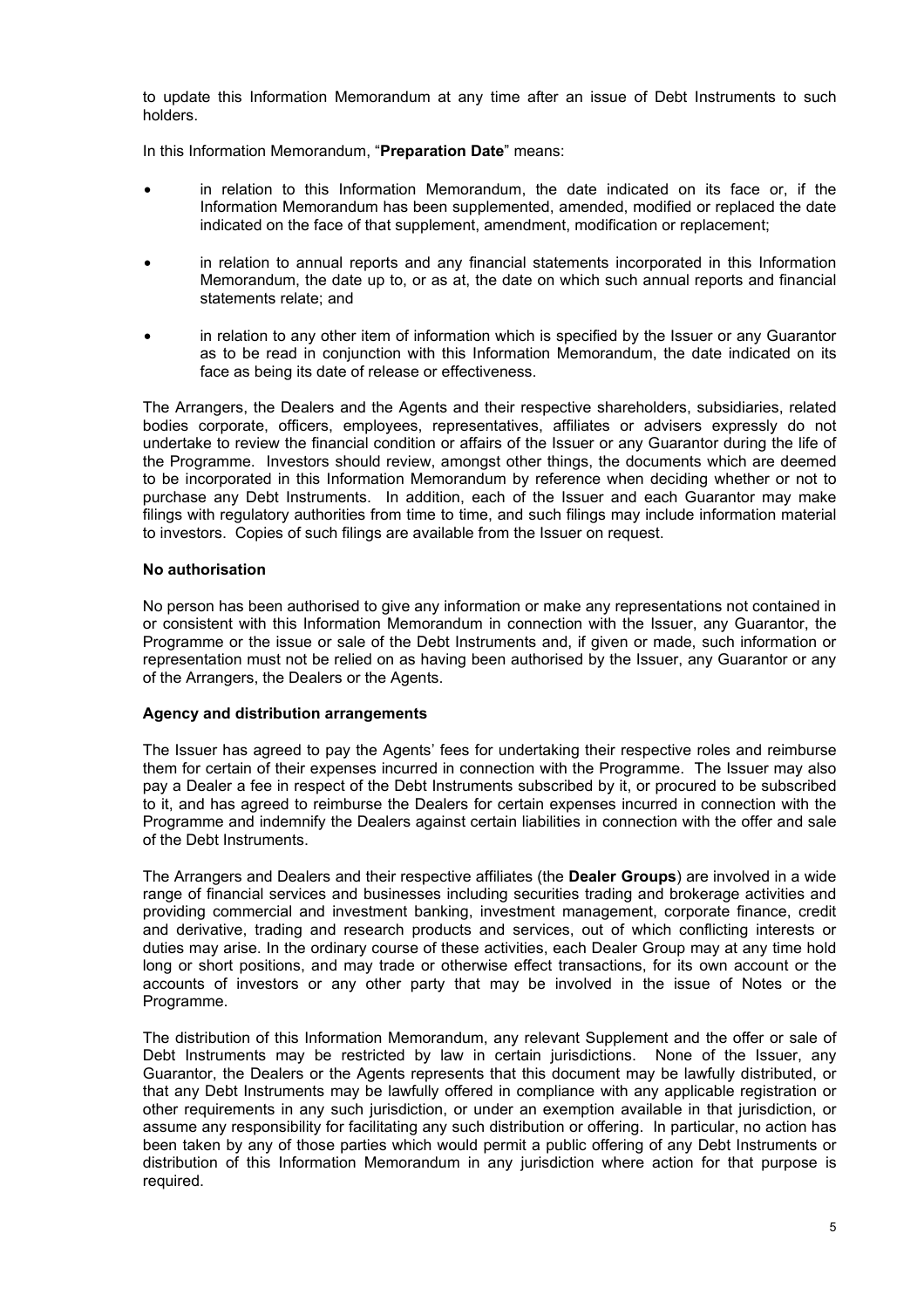to update this Information Memorandum at any time after an issue of Debt Instruments to such holders.

In this Information Memorandum, "**Preparation Date**" means:

- in relation to this Information Memorandum, the date indicated on its face or, if the Information Memorandum has been supplemented, amended, modified or replaced the date indicated on the face of that supplement, amendment, modification or replacement;
- in relation to annual reports and any financial statements incorporated in this Information Memorandum, the date up to, or as at, the date on which such annual reports and financial statements relate; and
- in relation to any other item of information which is specified by the Issuer or any Guarantor as to be read in conjunction with this Information Memorandum, the date indicated on its face as being its date of release or effectiveness.

The Arrangers, the Dealers and the Agents and their respective shareholders, subsidiaries, related bodies corporate, officers, employees, representatives, affiliates or advisers expressly do not undertake to review the financial condition or affairs of the Issuer or any Guarantor during the life of the Programme. Investors should review, amongst other things, the documents which are deemed to be incorporated in this Information Memorandum by reference when deciding whether or not to purchase any Debt Instruments. In addition, each of the Issuer and each Guarantor may make filings with regulatory authorities from time to time, and such filings may include information material to investors. Copies of such filings are available from the Issuer on request.

**No authorisation**

No person has been authorised to give any information or make any representations not contained in or consistent with this Information Memorandum in connection with the Issuer, any Guarantor, the Programme or the issue or sale of the Debt Instruments and, if given or made, such information or representation must not be relied on as having been authorised by the Issuer, any Guarantor or any of the Arrangers, the Dealers or the Agents.

**Agency and distribution arrangements**

The Issuer has agreed to pay the Agents' fees for undertaking their respective roles and reimburse them for certain of their expenses incurred in connection with the Programme. The Issuer may also pay a Dealer a fee in respect of the Debt Instruments subscribed by it, or procured to be subscribed to it, and has agreed to reimburse the Dealers for certain expenses incurred in connection with the Programme and indemnify the Dealers against certain liabilities in connection with the offer and sale of the Debt Instruments.

The Arrangers and Dealers and their respective affiliates (the **Dealer Groups**) are involved in a wide range of financial services and businesses including securities trading and brokerage activities and providing commercial and investment banking, investment management, corporate finance, credit and derivative, trading and research products and services, out of which conflicting interests or duties may arise. In the ordinary course of these activities, each Dealer Group may at any time hold long or short positions, and may trade or otherwise effect transactions, for its own account or the accounts of investors or any other party that may be involved in the issue of Notes or the Programme.

The distribution of this Information Memorandum, any relevant Supplement and the offer or sale of Debt Instruments may be restricted by law in certain jurisdictions. None of the Issuer, any Guarantor, the Dealers or the Agents represents that this document may be lawfully distributed, or that any Debt Instruments may be lawfully offered in compliance with any applicable registration or other requirements in any such jurisdiction, or under an exemption available in that jurisdiction, or assume any responsibility for facilitating any such distribution or offering. In particular, no action has been taken by any of those parties which would permit a public offering of any Debt Instruments or distribution of this Information Memorandum in any jurisdiction where action for that purpose is required.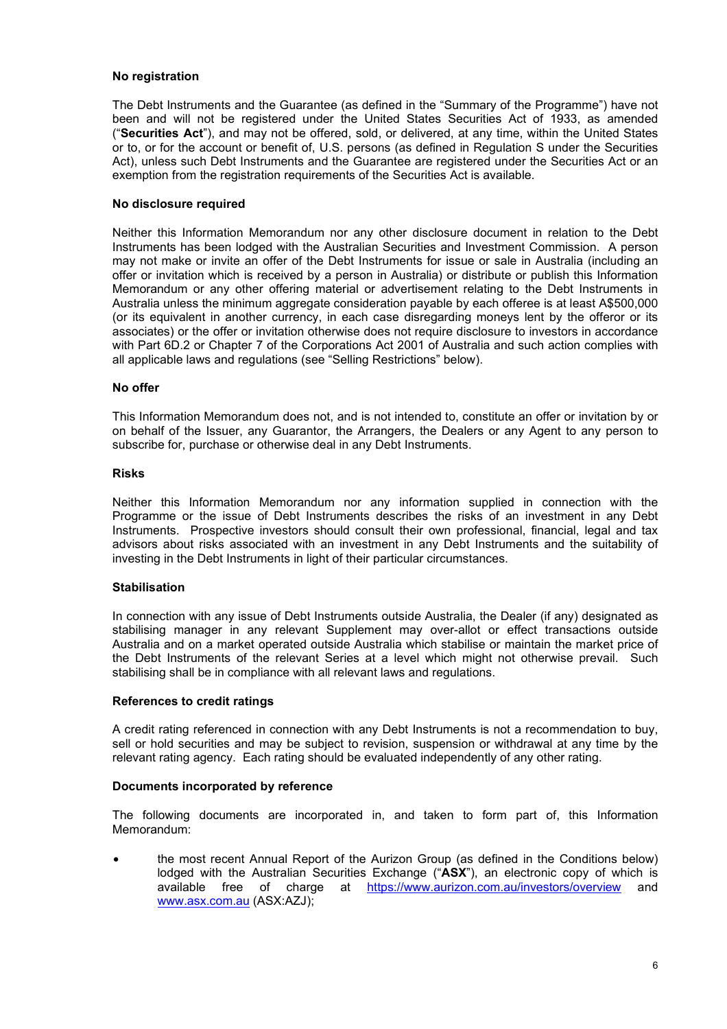**No registration**

The Debt Instruments and the Guarantee (as defined in the "Summary of the Programme") have not been and will not be registered under the United States Securities Act of 1933, as amended ("**Securities Act**"), and may not be offered, sold, or delivered, at any time, within the United States or to, or for the account or benefit of, U.S. persons (as defined in Regulation S under the Securities Act), unless such Debt Instruments and the Guarantee are registered under the Securities Act or an exemption from the registration requirements of the Securities Act is available.

**No disclosure required**

Neither this Information Memorandum nor any other disclosure document in relation to the Debt Instruments has been lodged with the Australian Securities and Investment Commission. A person may not make or invite an offer of the Debt Instruments for issue or sale in Australia (including an offer or invitation which is received by a person in Australia) or distribute or publish this Information Memorandum or any other offering material or advertisement relating to the Debt Instruments in Australia unless the minimum aggregate consideration payable by each offeree is at least A$500,000 (or its equivalent in another currency, in each case disregarding moneys lent by the offeror or its associates) or the offer or invitation otherwise does not require disclosure to investors in accordance with Part 6D.2 or Chapter 7 of the Corporations Act 2001 of Australia and such action complies with all applicable laws and regulations (see "Selling Restrictions" below).

**No offer**

This Information Memorandum does not, and is not intended to, constitute an offer or invitation by or on behalf of the Issuer, any Guarantor, the Arrangers, the Dealers or any Agent to any person to subscribe for, purchase or otherwise deal in any Debt Instruments.

**Risks**

Neither this Information Memorandum nor any information supplied in connection with the Programme or the issue of Debt Instruments describes the risks of an investment in any Debt Instruments. Prospective investors should consult their own professional, financial, legal and tax advisors about risks associated with an investment in any Debt Instruments and the suitability of investing in the Debt Instruments in light of their particular circumstances.

**Stabilisation**

In connection with any issue of Debt Instruments outside Australia, the Dealer (if any) designated as stabilising manager in any relevant Supplement may over-allot or effect transactions outside Australia and on a market operated outside Australia which stabilise or maintain the market price of the Debt Instruments of the relevant Series at a level which might not otherwise prevail. Such stabilising shall be in compliance with all relevant laws and regulations.

**References to credit ratings**

A credit rating referenced in connection with any Debt Instruments is not a recommendation to buy, sell or hold securities and may be subject to revision, suspension or withdrawal at any time by the relevant rating agency. Each rating should be evaluated independently of any other rating.

**Documents incorporated by reference**

The following documents are incorporated in, and taken to form part of, this Information Memorandum:

- the most recent Annual Report of the Aurizon Group (as defined in the Conditions below) lodged with the Australian Securities Exchange ("**ASX**"), an electronic copy of which is available free of charge at https://www.aurizon.com.au/investors/overview and www.asx.com.au (ASX:AZJ);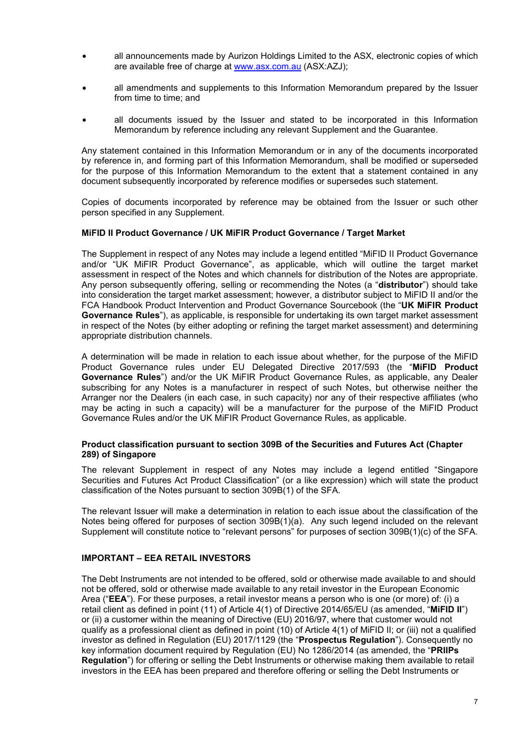- all announcements made by Aurizon Holdings Limited to the ASX, electronic copies of which are available free of charge at www.asx.com.au (ASX:AZJ);
- all amendments and supplements to this Information Memorandum prepared by the Issuer from time to time; and
- all documents issued by the Issuer and stated to be incorporated in this Information Memorandum by reference including any relevant Supplement and the Guarantee.

Any statement contained in this Information Memorandum or in any of the documents incorporated by reference in, and forming part of this Information Memorandum, shall be modified or superseded for the purpose of this Information Memorandum to the extent that a statement contained in any document subsequently incorporated by reference modifies or supersedes such statement.

Copies of documents incorporated by reference may be obtained from the Issuer or such other person specified in any Supplement.

**MiFID II Product Governance / UK MiFIR Product Governance / Target Market**

The Supplement in respect of any Notes may include a legend entitled "MiFID II Product Governance and/or "UK MiFIR Product Governance", as applicable, which will outline the target market assessment in respect of the Notes and which channels for distribution of the Notes are appropriate. Any person subsequently offering, selling or recommending the Notes (a "**distributor**") should take into consideration the target market assessment; however, a distributor subject to MiFID II and/or the FCA Handbook Product Intervention and Product Governance Sourcebook (the "**UK MiFIR Product Governance Rules**"), as applicable, is responsible for undertaking its own target market assessment in respect of the Notes (by either adopting or refining the target market assessment) and determining appropriate distribution channels.

A determination will be made in relation to each issue about whether, for the purpose of the MiFID Product Governance rules under EU Delegated Directive 2017/593 (the "**MiFID Product Governance Rules**") and/or the UK MiFIR Product Governance Rules, as applicable, any Dealer subscribing for any Notes is a manufacturer in respect of such Notes, but otherwise neither the Arranger nor the Dealers (in each case, in such capacity) nor any of their respective affiliates (who may be acting in such a capacity) will be a manufacturer for the purpose of the MiFID Product Governance Rules and/or the UK MiFIR Product Governance Rules, as applicable.

**Product classification pursuant to section 309B of the Securities and Futures Act (Chapter 289) of Singapore**

The relevant Supplement in respect of any Notes may include a legend entitled "Singapore Securities and Futures Act Product Classification" (or a like expression) which will state the product classification of the Notes pursuant to section 309B(1) of the SFA.

The relevant Issuer will make a determination in relation to each issue about the classification of the Notes being offered for purposes of section 309B(1)(a). Any such legend included on the relevant Supplement will constitute notice to "relevant persons" for purposes of section 309B(1)(c) of the SFA.

**IMPORTANT – EEA RETAIL INVESTORS**

The Debt Instruments are not intended to be offered, sold or otherwise made available to and should not be offered, sold or otherwise made available to any retail investor in the European Economic Area ("**EEA**"). For these purposes, a retail investor means a person who is one (or more) of: (i) a retail client as defined in point (11) of Article 4(1) of Directive 2014/65/EU (as amended, "**MiFID II**") or (ii) a customer within the meaning of Directive (EU) 2016/97, where that customer would not qualify as a professional client as defined in point (10) of Article 4(1) of MiFID II; or (iii) not a qualified investor as defined in Regulation (EU) 2017/1129 (the "**Prospectus Regulation**"). Consequently no key information document required by Regulation (EU) No 1286/2014 (as amended, the "**PRIIPs Regulation**") for offering or selling the Debt Instruments or otherwise making them available to retail investors in the EEA has been prepared and therefore offering or selling the Debt Instruments or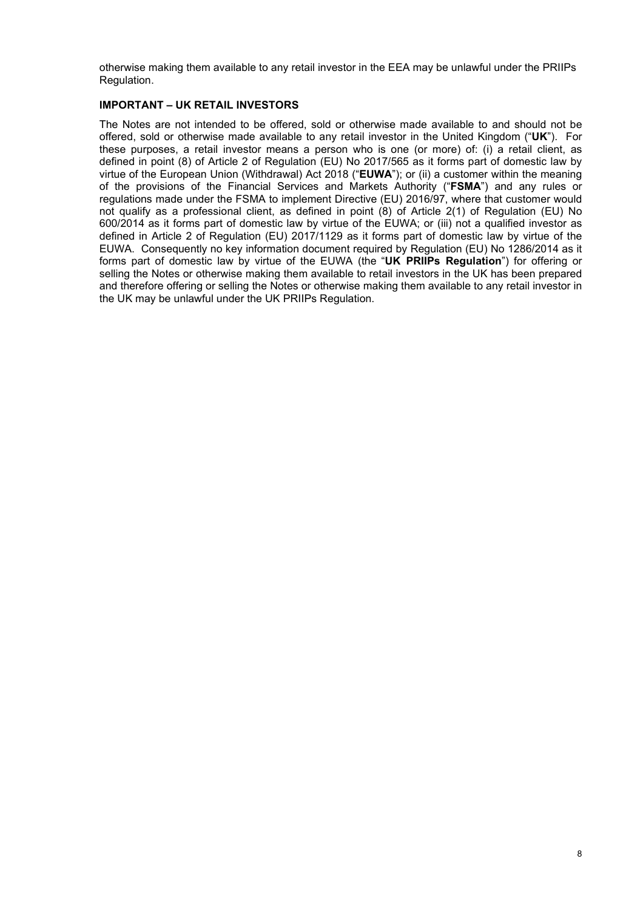otherwise making them available to any retail investor in the EEA may be unlawful under the PRIIPs Regulation.

**IMPORTANT – UK RETAIL INVESTORS**

The Notes are not intended to be offered, sold or otherwise made available to and should not be offered, sold or otherwise made available to any retail investor in the United Kingdom ("**UK**"). For these purposes, a retail investor means a person who is one (or more) of: (i) a retail client, as defined in point (8) of Article 2 of Regulation (EU) No 2017/565 as it forms part of domestic law by virtue of the European Union (Withdrawal) Act 2018 ("**EUWA**"); or (ii) a customer within the meaning of the provisions of the Financial Services and Markets Authority ("**FSMA**") and any rules or regulations made under the FSMA to implement Directive (EU) 2016/97, where that customer would not qualify as a professional client, as defined in point (8) of Article 2(1) of Regulation (EU) No 600/2014 as it forms part of domestic law by virtue of the EUWA; or (iii) not a qualified investor as defined in Article 2 of Regulation (EU) 2017/1129 as it forms part of domestic law by virtue of the EUWA. Consequently no key information document required by Regulation (EU) No 1286/2014 as it forms part of domestic law by virtue of the EUWA (the "**UK PRIIPs Regulation**") for offering or selling the Notes or otherwise making them available to retail investors in the UK has been prepared and therefore offering or selling the Notes or otherwise making them available to any retail investor in the UK may be unlawful under the UK PRIIPs Regulation.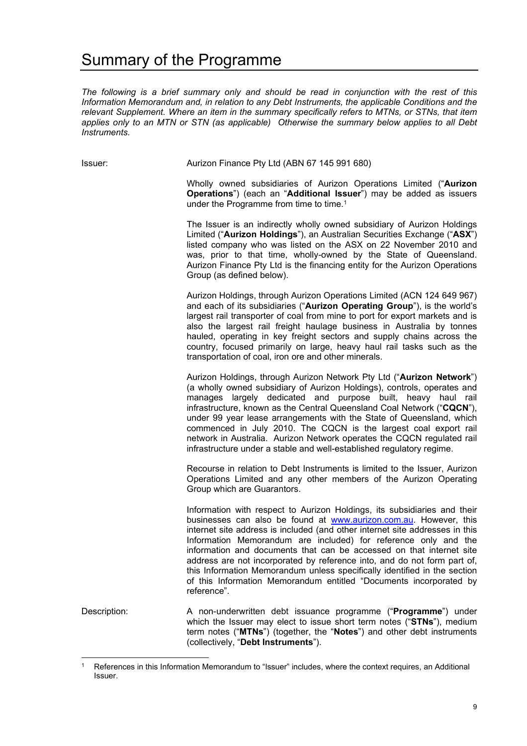# Summary of the Programme

*The following is a brief summary only and should be read in conjunction with the rest of this Information Memorandum and, in relation to any Debt Instruments, the applicable Conditions and the relevant Supplement. Where an item in the summary specifically refers to MTNs, or STNs, that item applies only to an MTN or STN (as applicable) Otherwise the summary below applies to all Debt Instruments.*

| | |
|---|---|
| Issuer: | Aurizon Finance Pty Ltd (ABN 67 145 991 680) |
| | Wholly owned subsidiaries of Aurizon Operations Limited ("**Aurizon Operations**") (each an "**Additional Issuer**") may be added as issuers under the Programme from time to time.[1] |
| | The Issuer is an indirectly wholly owned subsidiary of Aurizon Holdings Limited ("**Aurizon Holdings**"), an Australian Securities Exchange ("**ASX**") listed company who was listed on the ASX on 22 November 2010 and was, prior to that time, wholly-owned by the State of Queensland. Aurizon Finance Pty Ltd is the financing entity for the Aurizon Operations Group (as defined below). |
| | Aurizon Holdings, through Aurizon Operations Limited (ACN 124 649 967) and each of its subsidiaries ("**Aurizon Operating Group**"), is the world's largest rail transporter of coal from mine to port for export markets and is also the largest rail freight haulage business in Australia by tonnes hauled, operating in key freight sectors and supply chains across the country, focused primarily on large, heavy haul rail tasks such as the transportation of coal, iron ore and other minerals. |
| | Aurizon Holdings, through Aurizon Network Pty Ltd ("**Aurizon Network**") (a wholly owned subsidiary of Aurizon Holdings), controls, operates and manages largely dedicated and purpose built, heavy haul rail infrastructure, known as the Central Queensland Coal Network ("**CQCN**"), under 99 year lease arrangements with the State of Queensland, which commenced in July 2010. The CQCN is the largest coal export rail network in Australia. Aurizon Network operates the CQCN regulated rail infrastructure under a stable and well-established regulatory regime. |
| | Recourse in relation to Debt Instruments is limited to the Issuer, Aurizon Operations Limited and any other members of the Aurizon Operating Group which are Guarantors. |
| | Information with respect to Aurizon Holdings, its subsidiaries and their businesses can also be found at www.aurizon.com.au. However, this internet site address is included (and other internet site addresses in this Information Memorandum are included) for reference only and the information and documents that can be accessed on that internet site address are not incorporated by reference into, and do not form part of, this Information Memorandum unless specifically identified in the section of this Information Memorandum entitled "Documents incorporated by reference". |
| Description: | A non-underwritten debt issuance programme ("**Programme**") under which the Issuer may elect to issue short term notes ("**STNs**"), medium term notes ("**MTNs**") (together, the "**Notes**") and other debt instruments (collectively, "**Debt Instruments**"). |

[1] References in this Information Memorandum to "Issuer" includes, where the context requires, an Additional Issuer.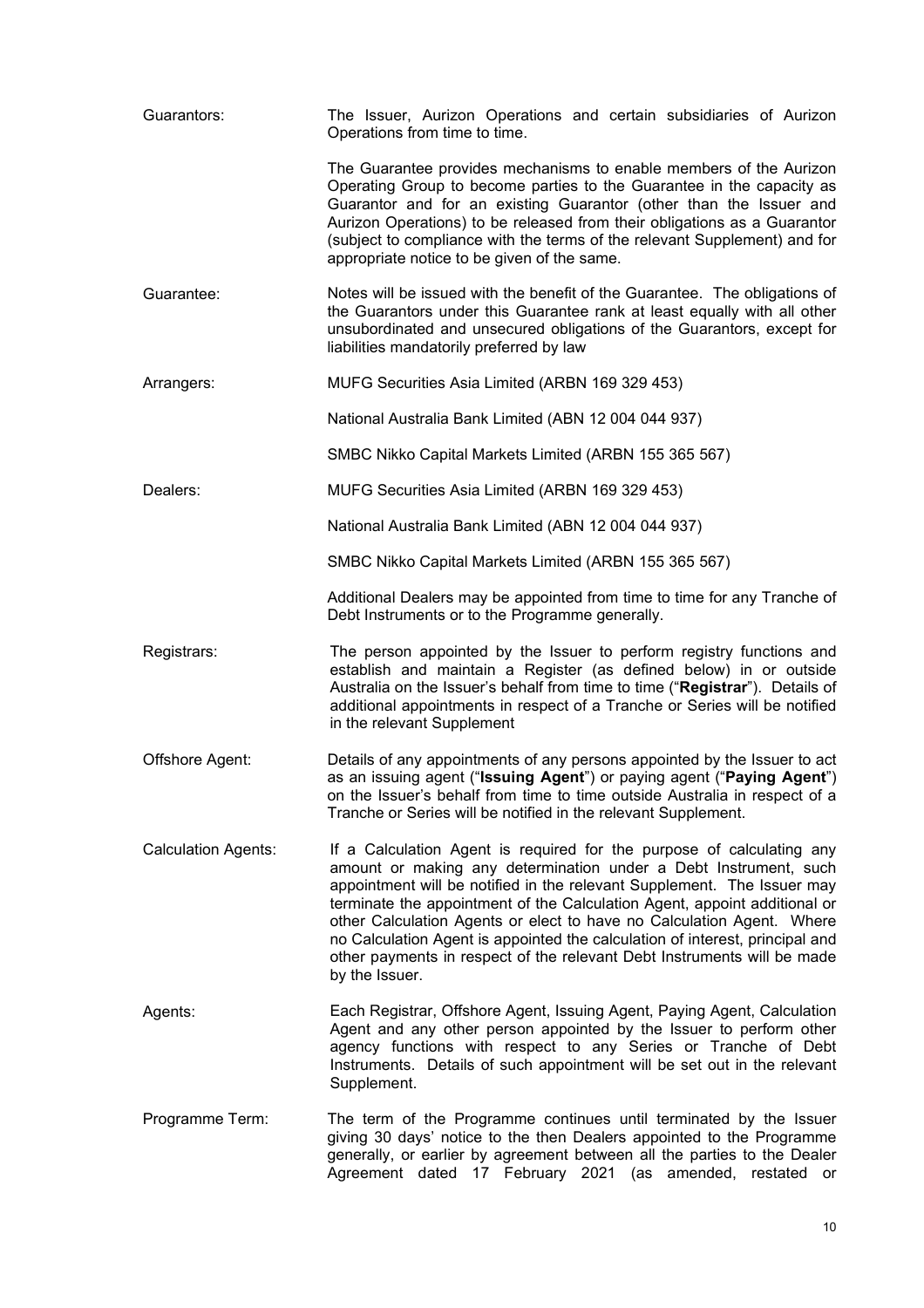| | |
|---|---|
| Guarantors: | The Issuer, Aurizon Operations and certain subsidiaries of Aurizon Operations from time to time.<br><br>The Guarantee provides mechanisms to enable members of the Aurizon Operating Group to become parties to the Guarantee in the capacity as Guarantor and for an existing Guarantor (other than the Issuer and Aurizon Operations) to be released from their obligations as a Guarantor (subject to compliance with the terms of the relevant Supplement) and for appropriate notice to be given of the same. |
| Guarantee: | Notes will be issued with the benefit of the Guarantee. The obligations of the Guarantors under this Guarantee rank at least equally with all other unsubordinated and unsecured obligations of the Guarantors, except for liabilities mandatorily preferred by law |
| Arrangers: | MUFG Securities Asia Limited (ARBN 169 329 453)<br><br>National Australia Bank Limited (ABN 12 004 044 937)<br><br>SMBC Nikko Capital Markets Limited (ARBN 155 365 567) |
| Dealers: | MUFG Securities Asia Limited (ARBN 169 329 453)<br><br>National Australia Bank Limited (ABN 12 004 044 937)<br><br>SMBC Nikko Capital Markets Limited (ARBN 155 365 567)<br><br>Additional Dealers may be appointed from time to time for any Tranche of Debt Instruments or to the Programme generally. |
| Registrars: | The person appointed by the Issuer to perform registry functions and establish and maintain a Register (as defined below) in or outside Australia on the Issuer's behalf from time to time ("**Registrar**"). Details of additional appointments in respect of a Tranche or Series will be notified in the relevant Supplement |
| Offshore Agent: | Details of any appointments of any persons appointed by the Issuer to act as an issuing agent ("**Issuing Agent**") or paying agent ("**Paying Agent**") on the Issuer's behalf from time to time outside Australia in respect of a Tranche or Series will be notified in the relevant Supplement. |
| Calculation Agents: | If a Calculation Agent is required for the purpose of calculating any amount or making any determination under a Debt Instrument, such appointment will be notified in the relevant Supplement. The Issuer may terminate the appointment of the Calculation Agent, appoint additional or other Calculation Agents or elect to have no Calculation Agent. Where no Calculation Agent is appointed the calculation of interest, principal and other payments in respect of the relevant Debt Instruments will be made by the Issuer. |
| Agents: | Each Registrar, Offshore Agent, Issuing Agent, Paying Agent, Calculation Agent and any other person appointed by the Issuer to perform other agency functions with respect to any Series or Tranche of Debt Instruments. Details of such appointment will be set out in the relevant Supplement. |
| Programme Term: | The term of the Programme continues until terminated by the Issuer giving 30 days' notice to the then Dealers appointed to the Programme generally, or earlier by agreement between all the parties to the Dealer Agreement dated 17 February 2021 (as amended, restated or |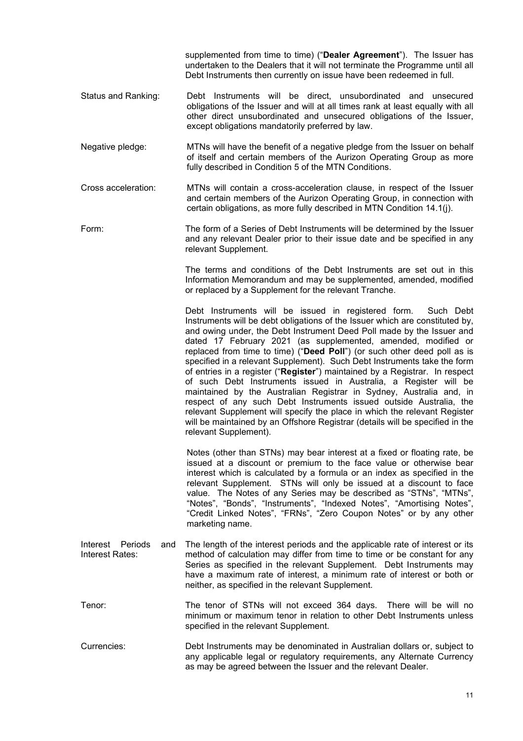supplemented from time to time) ("**Dealer Agreement**"). The Issuer has undertaken to the Dealers that it will not terminate the Programme until all Debt Instruments then currently on issue have been redeemed in full.

| | |
|---|---|
| Status and Ranking: | Debt Instruments will be direct, unsubordinated and unsecured obligations of the Issuer and will at all times rank at least equally with all other direct unsubordinated and unsecured obligations of the Issuer, except obligations mandatorily preferred by law. |
| Negative pledge: | MTNs will have the benefit of a negative pledge from the Issuer on behalf of itself and certain members of the Aurizon Operating Group as more fully described in Condition 5 of the MTN Conditions. |
| Cross acceleration: | MTNs will contain a cross-acceleration clause, in respect of the Issuer and certain members of the Aurizon Operating Group, in connection with certain obligations, as more fully described in MTN Condition 14.1(j). |
| Form: | The form of a Series of Debt Instruments will be determined by the Issuer and any relevant Dealer prior to their issue date and be specified in any relevant Supplement.<br><br>The terms and conditions of the Debt Instruments are set out in this Information Memorandum and may be supplemented, amended, modified or replaced by a Supplement for the relevant Tranche.<br><br>Debt Instruments will be issued in registered form. Such Debt Instruments will be debt obligations of the Issuer which are constituted by, and owing under, the Debt Instrument Deed Poll made by the Issuer and dated 17 February 2021 (as supplemented, amended, modified or replaced from time to time) ("**Deed Poll**") (or such other deed poll as is specified in a relevant Supplement). Such Debt Instruments take the form of entries in a register ("**Register**") maintained by a Registrar. In respect of such Debt Instruments issued in Australia, a Register will be maintained by the Australian Registrar in Sydney, Australia and, in respect of any such Debt Instruments issued outside Australia, the relevant Supplement will specify the place in which the relevant Register will be maintained by an Offshore Registrar (details will be specified in the relevant Supplement).<br><br>Notes (other than STNs) may bear interest at a fixed or floating rate, be issued at a discount or premium to the face value or otherwise bear interest which is calculated by a formula or an index as specified in the relevant Supplement. STNs will only be issued at a discount to face value. The Notes of any Series may be described as "STNs", "MTNs", "Notes", "Bonds", "Instruments", "Indexed Notes", "Amortising Notes", "Credit Linked Notes", "FRNs", "Zero Coupon Notes" or by any other marketing name. |
| Interest Periods and Interest Rates: | The length of the interest periods and the applicable rate of interest or its method of calculation may differ from time to time or be constant for any Series as specified in the relevant Supplement. Debt Instruments may have a maximum rate of interest, a minimum rate of interest or both or neither, as specified in the relevant Supplement. |
| Tenor: | The tenor of STNs will not exceed 364 days. There will be will no minimum or maximum tenor in relation to other Debt Instruments unless specified in the relevant Supplement. |
| Currencies: | Debt Instruments may be denominated in Australian dollars or, subject to any applicable legal or regulatory requirements, any Alternate Currency as may be agreed between the Issuer and the relevant Dealer. |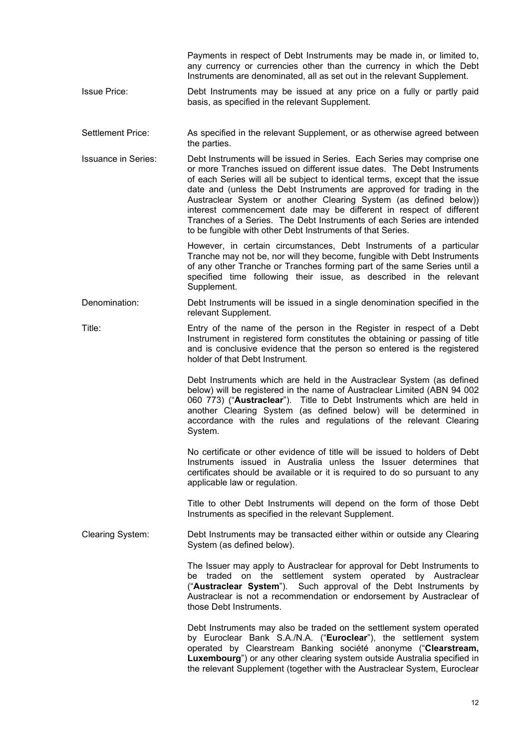Payments in respect of Debt Instruments may be made in, or limited to, any currency or currencies other than the currency in which the Debt Instruments are denominated, all as set out in the relevant Supplement.

Issue Price: Debt Instruments may be issued at any price on a fully or partly paid basis, as specified in the relevant Supplement.

Settlement Price: As specified in the relevant Supplement, or as otherwise agreed between the parties.

Issuance in Series: Debt Instruments will be issued in Series. Each Series may comprise one or more Tranches issued on different issue dates. The Debt Instruments of each Series will all be subject to identical terms, except that the issue date and (unless the Debt Instruments are approved for trading in the Austraclear System or another Clearing System (as defined below)) interest commencement date may be different in respect of different Tranches of a Series. The Debt Instruments of each Series are intended to be fungible with other Debt Instruments of that Series.

However, in certain circumstances, Debt Instruments of a particular Tranche may not be, nor will they become, fungible with Debt Instruments of any other Tranche or Tranches forming part of the same Series until a specified time following their issue, as described in the relevant Supplement.

Denomination: Debt Instruments will be issued in a single denomination specified in the relevant Supplement.

Title: Entry of the name of the person in the Register in respect of a Debt Instrument in registered form constitutes the obtaining or passing of title and is conclusive evidence that the person so entered is the registered holder of that Debt Instrument.

Debt Instruments which are held in the Austraclear System (as defined below) will be registered in the name of Austraclear Limited (ABN 94 002 060 773) ("**Austraclear**"). Title to Debt Instruments which are held in another Clearing System (as defined below) will be determined in accordance with the rules and regulations of the relevant Clearing System.

No certificate or other evidence of title will be issued to holders of Debt Instruments issued in Australia unless the Issuer determines that certificates should be available or it is required to do so pursuant to any applicable law or regulation.

Title to other Debt Instruments will depend on the form of those Debt Instruments as specified in the relevant Supplement.

Clearing System: Debt Instruments may be transacted either within or outside any Clearing System (as defined below).

The Issuer may apply to Austraclear for approval for Debt Instruments to be traded on the settlement system operated by Austraclear ("**Austraclear System**"). Such approval of the Debt Instruments by Austraclear is not a recommendation or endorsement by Austraclear of those Debt Instruments.

Debt Instruments may also be traded on the settlement system operated by Euroclear Bank S.A./N.A. ("**Euroclear**"), the settlement system operated by Clearstream Banking société anonyme ("**Clearstream, Luxembourg**") or any other clearing system outside Australia specified in the relevant Supplement (together with the Austraclear System, Euroclear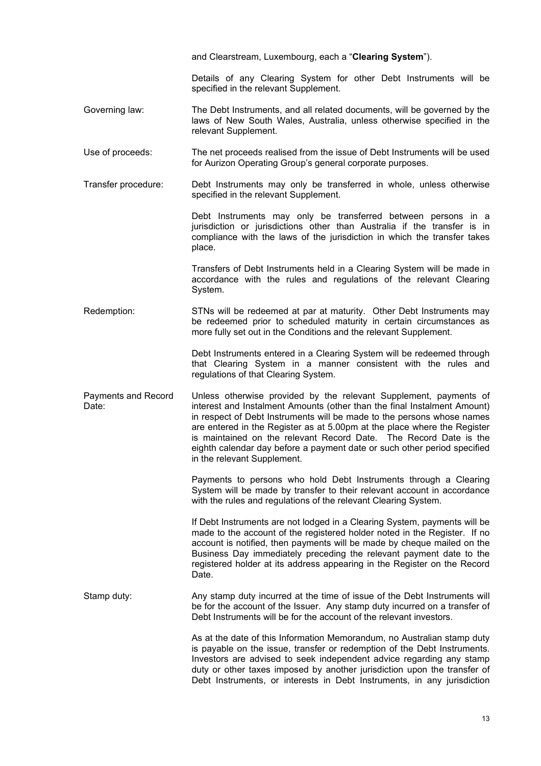| | |
|---|---|
| | and Clearstream, Luxembourg, each a "**Clearing System**"). |
| | Details of any Clearing System for other Debt Instruments will be specified in the relevant Supplement. |
| Governing law: | The Debt Instruments, and all related documents, will be governed by the laws of New South Wales, Australia, unless otherwise specified in the relevant Supplement. |
| Use of proceeds: | The net proceeds realised from the issue of Debt Instruments will be used for Aurizon Operating Group's general corporate purposes. |
| Transfer procedure: | Debt Instruments may only be transferred in whole, unless otherwise specified in the relevant Supplement. |
| | Debt Instruments may only be transferred between persons in a jurisdiction or jurisdictions other than Australia if the transfer is in compliance with the laws of the jurisdiction in which the transfer takes place. |
| | Transfers of Debt Instruments held in a Clearing System will be made in accordance with the rules and regulations of the relevant Clearing System. |
| Redemption: | STNs will be redeemed at par at maturity. Other Debt Instruments may be redeemed prior to scheduled maturity in certain circumstances as more fully set out in the Conditions and the relevant Supplement. |
| | Debt Instruments entered in a Clearing System will be redeemed through that Clearing System in a manner consistent with the rules and regulations of that Clearing System. |
| Payments and Record Date: | Unless otherwise provided by the relevant Supplement, payments of interest and Instalment Amounts (other than the final Instalment Amount) in respect of Debt Instruments will be made to the persons whose names are entered in the Register as at 5.00pm at the place where the Register is maintained on the relevant Record Date. The Record Date is the eighth calendar day before a payment date or such other period specified in the relevant Supplement. |
| | Payments to persons who hold Debt Instruments through a Clearing System will be made by transfer to their relevant account in accordance with the rules and regulations of the relevant Clearing System. |
| | If Debt Instruments are not lodged in a Clearing System, payments will be made to the account of the registered holder noted in the Register. If no account is notified, then payments will be made by cheque mailed on the Business Day immediately preceding the relevant payment date to the registered holder at its address appearing in the Register on the Record Date. |
| Stamp duty: | Any stamp duty incurred at the time of issue of the Debt Instruments will be for the account of the Issuer. Any stamp duty incurred on a transfer of Debt Instruments will be for the account of the relevant investors. |
| | As at the date of this Information Memorandum, no Australian stamp duty is payable on the issue, transfer or redemption of the Debt Instruments. Investors are advised to seek independent advice regarding any stamp duty or other taxes imposed by another jurisdiction upon the transfer of Debt Instruments, or interests in Debt Instruments, in any jurisdiction |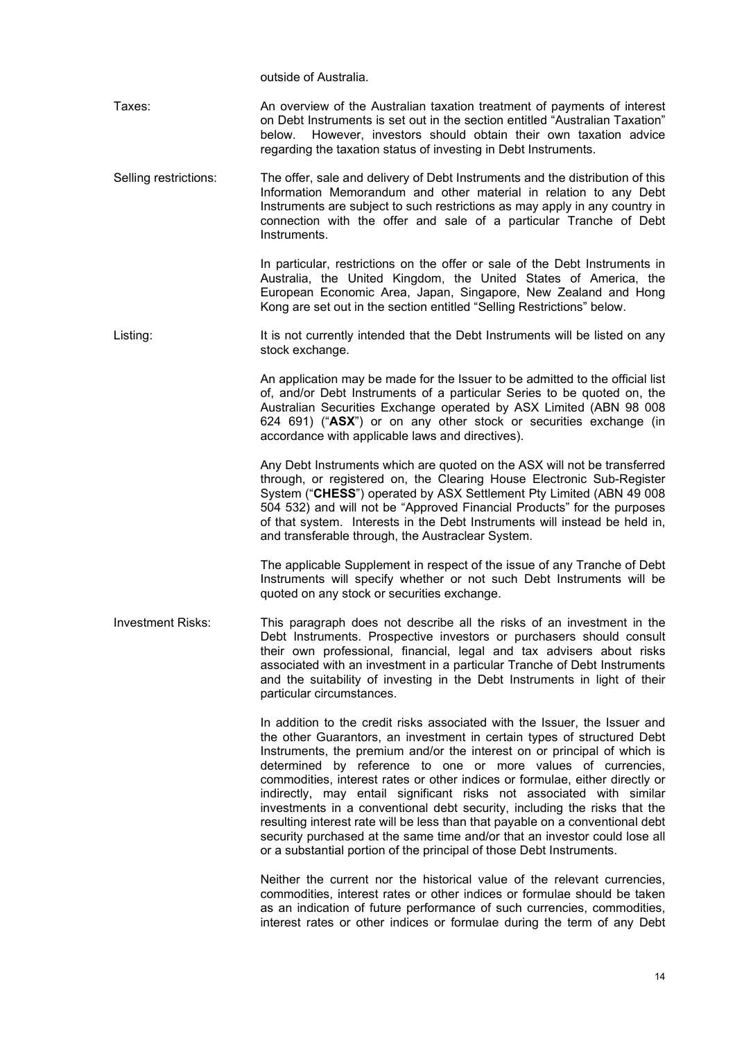outside of Australia.

Taxes: An overview of the Australian taxation treatment of payments of interest on Debt Instruments is set out in the section entitled "Australian Taxation" below. However, investors should obtain their own taxation advice regarding the taxation status of investing in Debt Instruments.

Selling restrictions: The offer, sale and delivery of Debt Instruments and the distribution of this Information Memorandum and other material in relation to any Debt Instruments are subject to such restrictions as may apply in any country in connection with the offer and sale of a particular Tranche of Debt Instruments.

In particular, restrictions on the offer or sale of the Debt Instruments in Australia, the United Kingdom, the United States of America, the European Economic Area, Japan, Singapore, New Zealand and Hong Kong are set out in the section entitled "Selling Restrictions" below.

Listing: It is not currently intended that the Debt Instruments will be listed on any stock exchange.

An application may be made for the Issuer to be admitted to the official list of, and/or Debt Instruments of a particular Series to be quoted on, the Australian Securities Exchange operated by ASX Limited (ABN 98 008 624 691) ("**ASX**") or on any other stock or securities exchange (in accordance with applicable laws and directives).

Any Debt Instruments which are quoted on the ASX will not be transferred through, or registered on, the Clearing House Electronic Sub-Register System ("**CHESS**") operated by ASX Settlement Pty Limited (ABN 49 008 504 532) and will not be "Approved Financial Products" for the purposes of that system. Interests in the Debt Instruments will instead be held in, and transferable through, the Austraclear System.

The applicable Supplement in respect of the issue of any Tranche of Debt Instruments will specify whether or not such Debt Instruments will be quoted on any stock or securities exchange.

Investment Risks: This paragraph does not describe all the risks of an investment in the Debt Instruments. Prospective investors or purchasers should consult their own professional, financial, legal and tax advisers about risks associated with an investment in a particular Tranche of Debt Instruments and the suitability of investing in the Debt Instruments in light of their particular circumstances.

In addition to the credit risks associated with the Issuer, the Issuer and the other Guarantors, an investment in certain types of structured Debt Instruments, the premium and/or the interest on or principal of which is determined by reference to one or more values of currencies, commodities, interest rates or other indices or formulae, either directly or indirectly, may entail significant risks not associated with similar investments in a conventional debt security, including the risks that the resulting interest rate will be less than that payable on a conventional debt security purchased at the same time and/or that an investor could lose all or a substantial portion of the principal of those Debt Instruments.

Neither the current nor the historical value of the relevant currencies, commodities, interest rates or other indices or formulae should be taken as an indication of future performance of such currencies, commodities, interest rates or other indices or formulae during the term of any Debt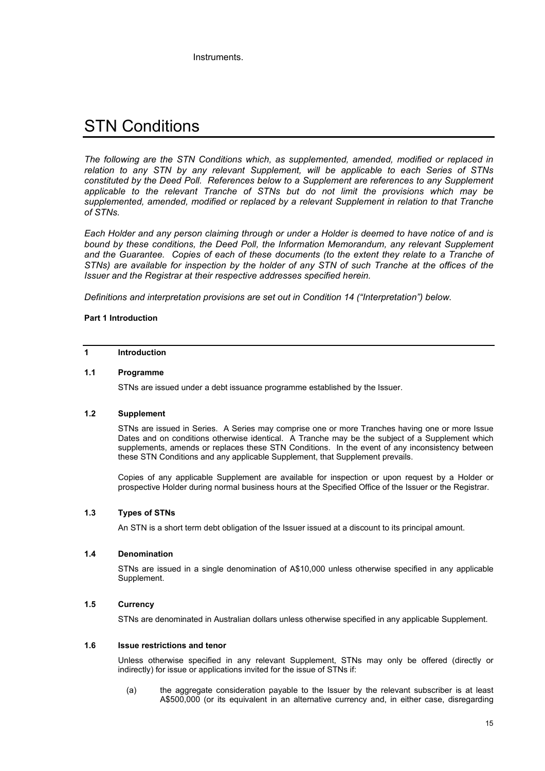Instruments.

# STN Conditions

*The following are the STN Conditions which, as supplemented, amended, modified or replaced in relation to any STN by any relevant Supplement, will be applicable to each Series of STNs constituted by the Deed Poll. References below to a Supplement are references to any Supplement applicable to the relevant Tranche of STNs but do not limit the provisions which may be supplemented, amended, modified or replaced by a relevant Supplement in relation to that Tranche of STNs.*

*Each Holder and any person claiming through or under a Holder is deemed to have notice of and is bound by these conditions, the Deed Poll, the Information Memorandum, any relevant Supplement and the Guarantee. Copies of each of these documents (to the extent they relate to a Tranche of STNs) are available for inspection by the holder of any STN of such Tranche at the offices of the Issuer and the Registrar at their respective addresses specified herein.*

*Definitions and interpretation provisions are set out in Condition 14 ("Interpretation") below.*

**Part 1 Introduction**

## 1 Introduction

### 1.1 Programme

STNs are issued under a debt issuance programme established by the Issuer.

### 1.2 Supplement

STNs are issued in Series. A Series may comprise one or more Tranches having one or more Issue Dates and on conditions otherwise identical. A Tranche may be the subject of a Supplement which supplements, amends or replaces these STN Conditions. In the event of any inconsistency between these STN Conditions and any applicable Supplement, that Supplement prevails.

Copies of any applicable Supplement are available for inspection or upon request by a Holder or prospective Holder during normal business hours at the Specified Office of the Issuer or the Registrar.

### 1.3 Types of STNs

An STN is a short term debt obligation of the Issuer issued at a discount to its principal amount.

### 1.4 Denomination

STNs are issued in a single denomination of A$10,000 unless otherwise specified in any applicable Supplement.

### 1.5 Currency

STNs are denominated in Australian dollars unless otherwise specified in any applicable Supplement.

### 1.6 Issue restrictions and tenor

Unless otherwise specified in any relevant Supplement, STNs may only be offered (directly or indirectly) for issue or applications invited for the issue of STNs if:

(a) the aggregate consideration payable to the Issuer by the relevant subscriber is at least A$500,000 (or its equivalent in an alternative currency and, in either case, disregarding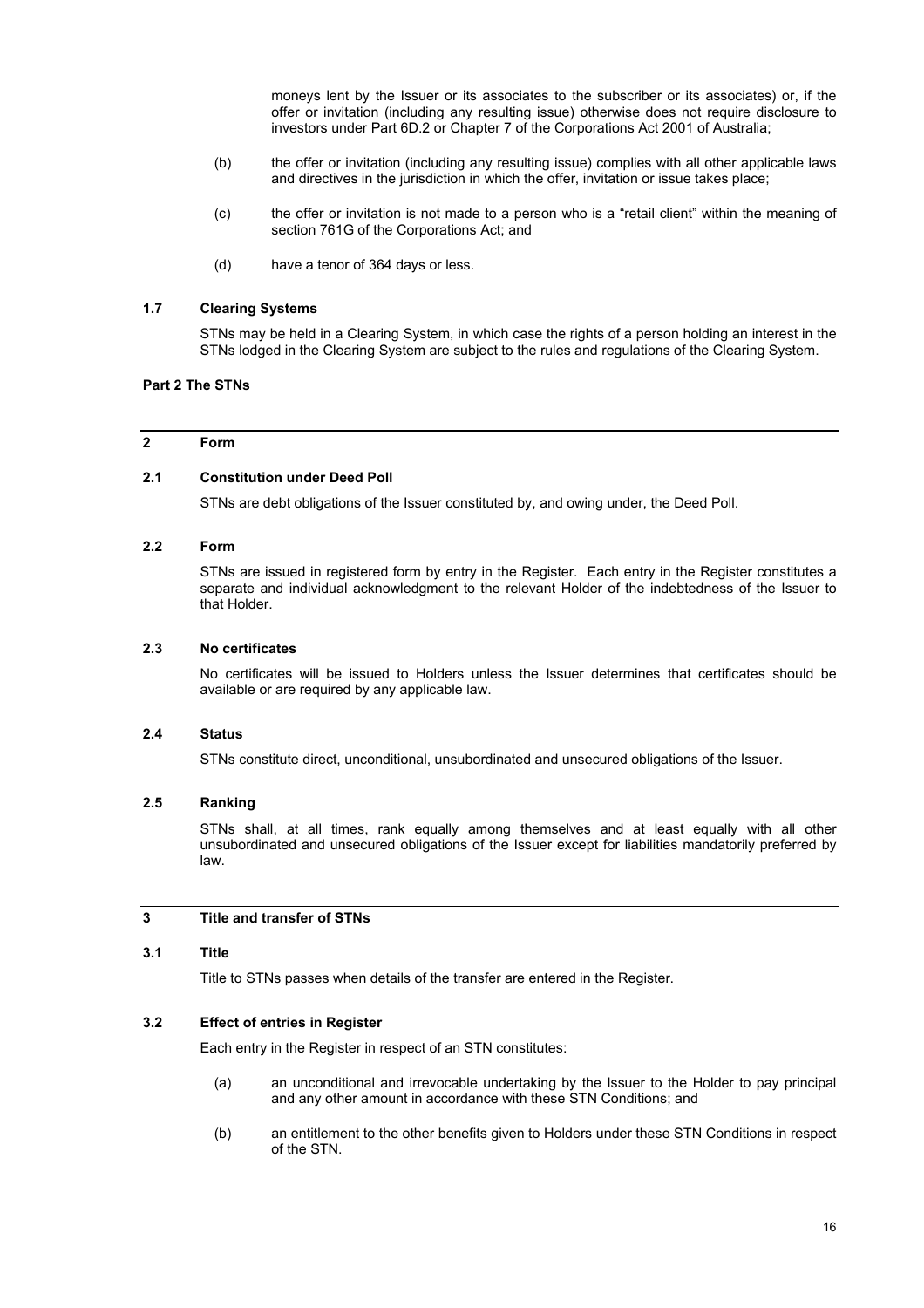moneys lent by the Issuer or its associates to the subscriber or its associates) or, if the offer or invitation (including any resulting issue) otherwise does not require disclosure to investors under Part 6D.2 or Chapter 7 of the Corporations Act 2001 of Australia;

(b) the offer or invitation (including any resulting issue) complies with all other applicable laws and directives in the jurisdiction in which the offer, invitation or issue takes place;

(c) the offer or invitation is not made to a person who is a "retail client" within the meaning of section 761G of the Corporations Act; and

(d) have a tenor of 364 days or less.

### 1.7 Clearing Systems

STNs may be held in a Clearing System, in which case the rights of a person holding an interest in the STNs lodged in the Clearing System are subject to the rules and regulations of the Clearing System.

## Part 2 The STNs

## 2 Form

### 2.1 Constitution under Deed Poll

STNs are debt obligations of the Issuer constituted by, and owing under, the Deed Poll.

### 2.2 Form

STNs are issued in registered form by entry in the Register. Each entry in the Register constitutes a separate and individual acknowledgment to the relevant Holder of the indebtedness of the Issuer to that Holder.

### 2.3 No certificates

No certificates will be issued to Holders unless the Issuer determines that certificates should be available or are required by any applicable law.

### 2.4 Status

STNs constitute direct, unconditional, unsubordinated and unsecured obligations of the Issuer.

### 2.5 Ranking

STNs shall, at all times, rank equally among themselves and at least equally with all other unsubordinated and unsecured obligations of the Issuer except for liabilities mandatorily preferred by law.

## 3 Title and transfer of STNs

### 3.1 Title

Title to STNs passes when details of the transfer are entered in the Register.

### 3.2 Effect of entries in Register

Each entry in the Register in respect of an STN constitutes:

(a) an unconditional and irrevocable undertaking by the Issuer to the Holder to pay principal and any other amount in accordance with these STN Conditions; and

(b) an entitlement to the other benefits given to Holders under these STN Conditions in respect of the STN.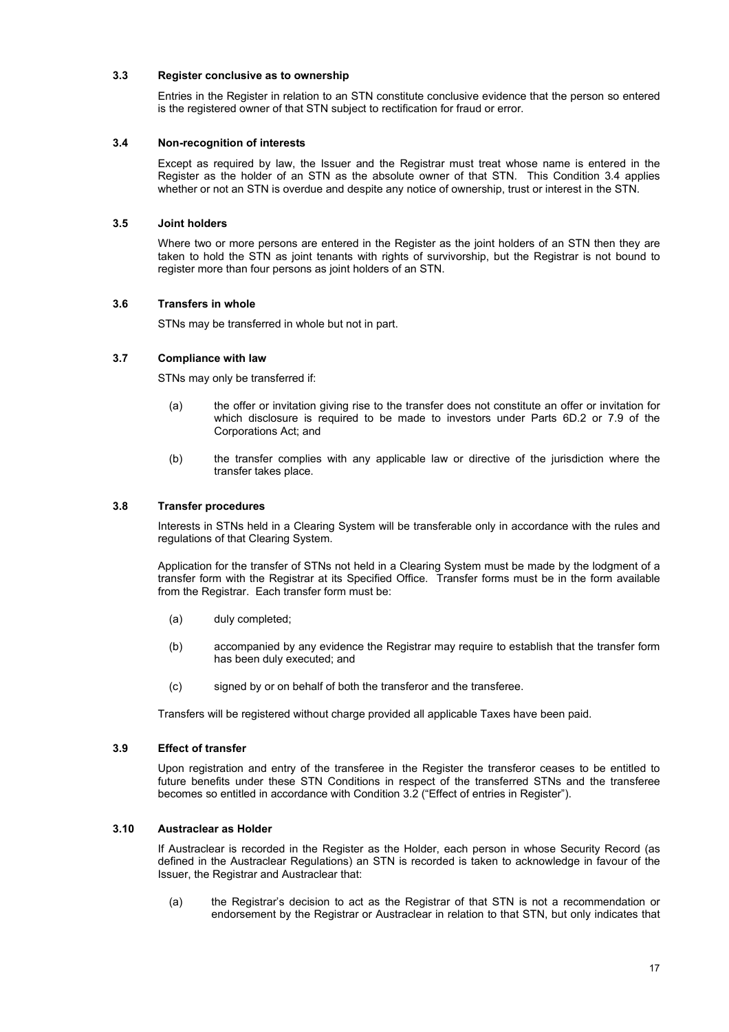### 3.3 Register conclusive as to ownership

Entries in the Register in relation to an STN constitute conclusive evidence that the person so entered is the registered owner of that STN subject to rectification for fraud or error.

### 3.4 Non-recognition of interests

Except as required by law, the Issuer and the Registrar must treat whose name is entered in the Register as the holder of an STN as the absolute owner of that STN. This Condition 3.4 applies whether or not an STN is overdue and despite any notice of ownership, trust or interest in the STN.

### 3.5 Joint holders

Where two or more persons are entered in the Register as the joint holders of an STN then they are taken to hold the STN as joint tenants with rights of survivorship, but the Registrar is not bound to register more than four persons as joint holders of an STN.

### 3.6 Transfers in whole

STNs may be transferred in whole but not in part.

### 3.7 Compliance with law

STNs may only be transferred if:

(a) the offer or invitation giving rise to the transfer does not constitute an offer or invitation for which disclosure is required to be made to investors under Parts 6D.2 or 7.9 of the Corporations Act; and

(b) the transfer complies with any applicable law or directive of the jurisdiction where the transfer takes place.

### 3.8 Transfer procedures

Interests in STNs held in a Clearing System will be transferable only in accordance with the rules and regulations of that Clearing System.

Application for the transfer of STNs not held in a Clearing System must be made by the lodgment of a transfer form with the Registrar at its Specified Office. Transfer forms must be in the form available from the Registrar. Each transfer form must be:

(a) duly completed;

(b) accompanied by any evidence the Registrar may require to establish that the transfer form has been duly executed; and

(c) signed by or on behalf of both the transferor and the transferee.

Transfers will be registered without charge provided all applicable Taxes have been paid.

### 3.9 Effect of transfer

Upon registration and entry of the transferee in the Register the transferor ceases to be entitled to future benefits under these STN Conditions in respect of the transferred STNs and the transferee becomes so entitled in accordance with Condition 3.2 ("Effect of entries in Register").

### 3.10 Austraclear as Holder

If Austraclear is recorded in the Register as the Holder, each person in whose Security Record (as defined in the Austraclear Regulations) an STN is recorded is taken to acknowledge in favour of the Issuer, the Registrar and Austraclear that:

(a) the Registrar's decision to act as the Registrar of that STN is not a recommendation or endorsement by the Registrar or Austraclear in relation to that STN, but only indicates that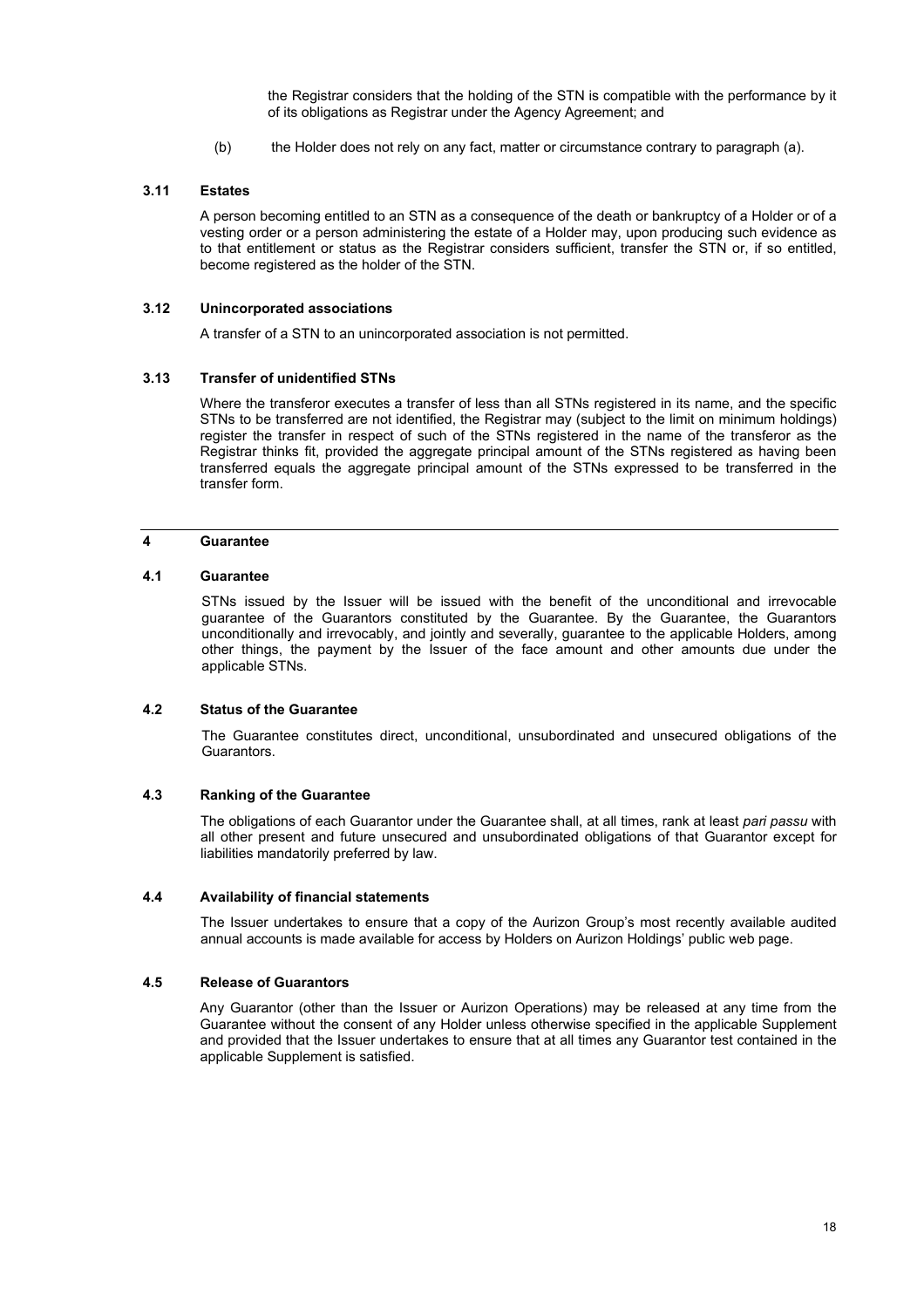the Registrar considers that the holding of the STN is compatible with the performance by it of its obligations as Registrar under the Agency Agreement; and

(b) the Holder does not rely on any fact, matter or circumstance contrary to paragraph (a).

### 3.11 Estates

A person becoming entitled to an STN as a consequence of the death or bankruptcy of a Holder or of a vesting order or a person administering the estate of a Holder may, upon producing such evidence as to that entitlement or status as the Registrar considers sufficient, transfer the STN or, if so entitled, become registered as the holder of the STN.

### 3.12 Unincorporated associations

A transfer of a STN to an unincorporated association is not permitted.

### 3.13 Transfer of unidentified STNs

Where the transferor executes a transfer of less than all STNs registered in its name, and the specific STNs to be transferred are not identified, the Registrar may (subject to the limit on minimum holdings) register the transfer in respect of such of the STNs registered in the name of the transferor as the Registrar thinks fit, provided the aggregate principal amount of the STNs registered as having been transferred equals the aggregate principal amount of the STNs expressed to be transferred in the transfer form.

## 4 Guarantee

### 4.1 Guarantee

STNs issued by the Issuer will be issued with the benefit of the unconditional and irrevocable guarantee of the Guarantors constituted by the Guarantee. By the Guarantee, the Guarantors unconditionally and irrevocably, and jointly and severally, guarantee to the applicable Holders, among other things, the payment by the Issuer of the face amount and other amounts due under the applicable STNs.

### 4.2 Status of the Guarantee

The Guarantee constitutes direct, unconditional, unsubordinated and unsecured obligations of the Guarantors.

### 4.3 Ranking of the Guarantee

The obligations of each Guarantor under the Guarantee shall, at all times, rank at least *pari passu* with all other present and future unsecured and unsubordinated obligations of that Guarantor except for liabilities mandatorily preferred by law.

### 4.4 Availability of financial statements

The Issuer undertakes to ensure that a copy of the Aurizon Group's most recently available audited annual accounts is made available for access by Holders on Aurizon Holdings' public web page.

### 4.5 Release of Guarantors

Any Guarantor (other than the Issuer or Aurizon Operations) may be released at any time from the Guarantee without the consent of any Holder unless otherwise specified in the applicable Supplement and provided that the Issuer undertakes to ensure that at all times any Guarantor test contained in the applicable Supplement is satisfied.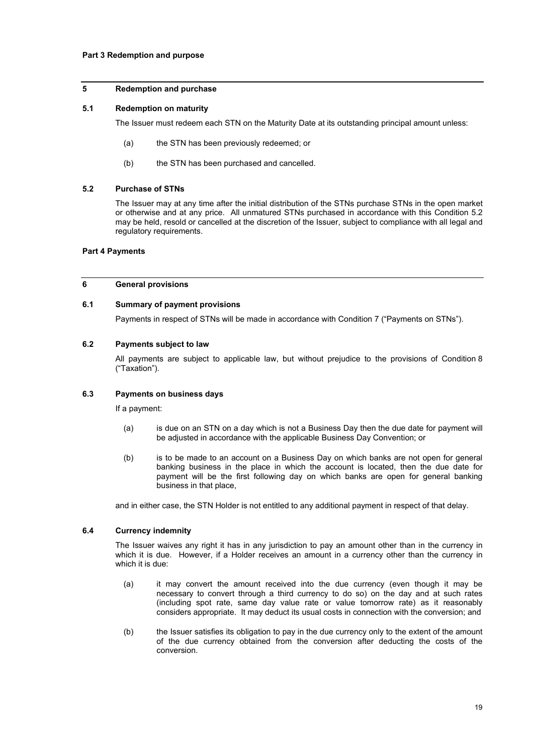**Part 3 Redemption and purpose**

## 5 Redemption and purchase

### 5.1 Redemption on maturity

The Issuer must redeem each STN on the Maturity Date at its outstanding principal amount unless:

(a) the STN has been previously redeemed; or

(b) the STN has been purchased and cancelled.

### 5.2 Purchase of STNs

The Issuer may at any time after the initial distribution of the STNs purchase STNs in the open market or otherwise and at any price. All unmatured STNs purchased in accordance with this Condition 5.2 may be held, resold or cancelled at the discretion of the Issuer, subject to compliance with all legal and regulatory requirements.

**Part 4 Payments**

## 6 General provisions

### 6.1 Summary of payment provisions

Payments in respect of STNs will be made in accordance with Condition 7 ("Payments on STNs").

### 6.2 Payments subject to law

All payments are subject to applicable law, but without prejudice to the provisions of Condition 8 ("Taxation").

### 6.3 Payments on business days

If a payment:

(a) is due on an STN on a day which is not a Business Day then the due date for payment will be adjusted in accordance with the applicable Business Day Convention; or

(b) is to be made to an account on a Business Day on which banks are not open for general banking business in the place in which the account is located, then the due date for payment will be the first following day on which banks are open for general banking business in that place,

and in either case, the STN Holder is not entitled to any additional payment in respect of that delay.

### 6.4 Currency indemnity

The Issuer waives any right it has in any jurisdiction to pay an amount other than in the currency in which it is due. However, if a Holder receives an amount in a currency other than the currency in which it is due:

(a) it may convert the amount received into the due currency (even though it may be necessary to convert through a third currency to do so) on the day and at such rates (including spot rate, same day value rate or value tomorrow rate) as it reasonably considers appropriate. It may deduct its usual costs in connection with the conversion; and

(b) the Issuer satisfies its obligation to pay in the due currency only to the extent of the amount of the due currency obtained from the conversion after deducting the costs of the conversion.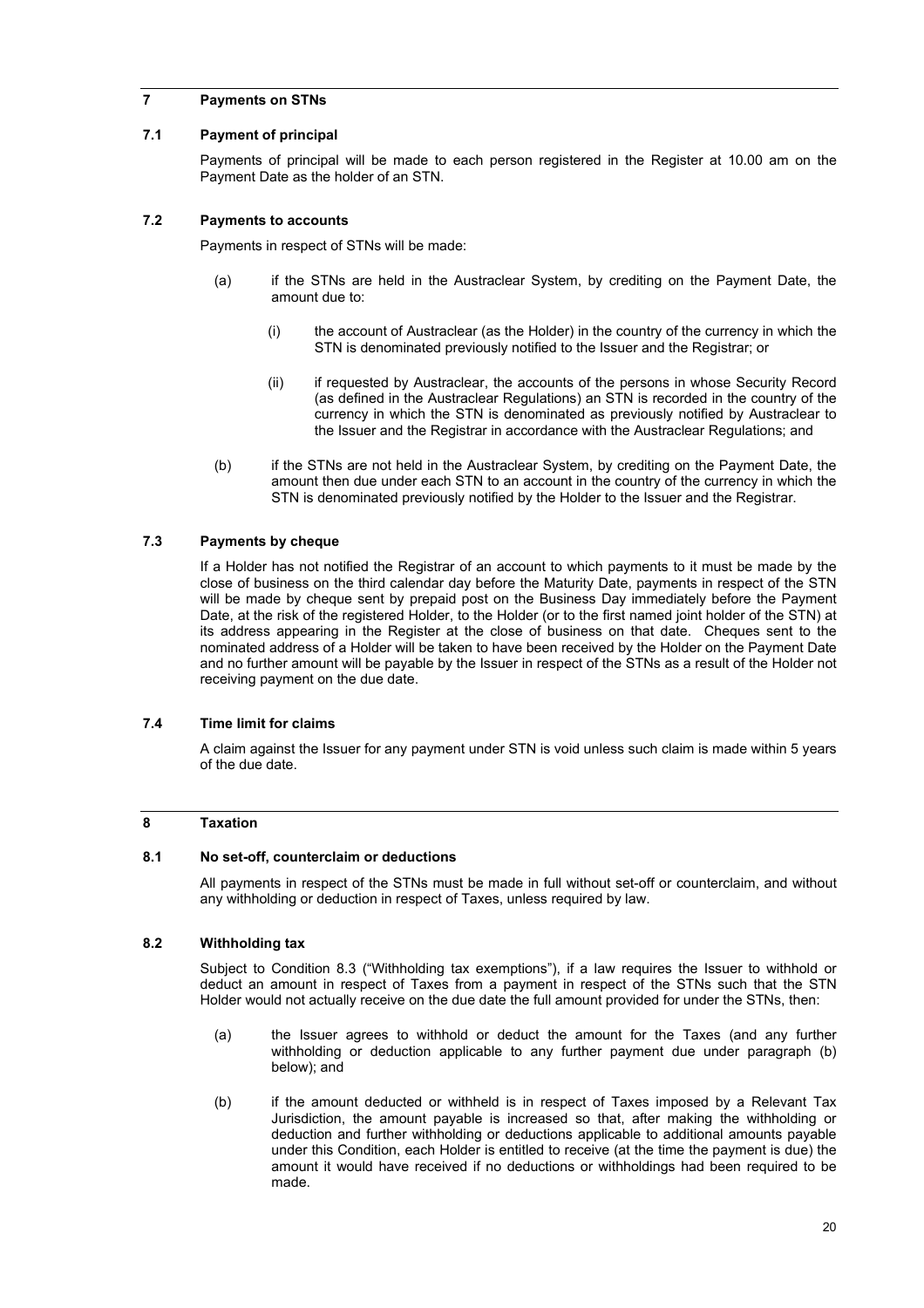## 7 Payments on STNs

### 7.1 Payment of principal

Payments of principal will be made to each person registered in the Register at 10.00 am on the Payment Date as the holder of an STN.

### 7.2 Payments to accounts

Payments in respect of STNs will be made:

(a) if the STNs are held in the Austraclear System, by crediting on the Payment Date, the amount due to:

(i) the account of Austraclear (as the Holder) in the country of the currency in which the STN is denominated previously notified to the Issuer and the Registrar; or

(ii) if requested by Austraclear, the accounts of the persons in whose Security Record (as defined in the Austraclear Regulations) an STN is recorded in the country of the currency in which the STN is denominated as previously notified by Austraclear to the Issuer and the Registrar in accordance with the Austraclear Regulations; and

(b) if the STNs are not held in the Austraclear System, by crediting on the Payment Date, the amount then due under each STN to an account in the country of the currency in which the STN is denominated previously notified by the Holder to the Issuer and the Registrar.

### 7.3 Payments by cheque

If a Holder has not notified the Registrar of an account to which payments to it must be made by the close of business on the third calendar day before the Maturity Date, payments in respect of the STN will be made by cheque sent by prepaid post on the Business Day immediately before the Payment Date, at the risk of the registered Holder, to the Holder (or to the first named joint holder of the STN) at its address appearing in the Register at the close of business on that date. Cheques sent to the nominated address of a Holder will be taken to have been received by the Holder on the Payment Date and no further amount will be payable by the Issuer in respect of the STNs as a result of the Holder not receiving payment on the due date.

### 7.4 Time limit for claims

A claim against the Issuer for any payment under STN is void unless such claim is made within 5 years of the due date.

## 8 Taxation

### 8.1 No set-off, counterclaim or deductions

All payments in respect of the STNs must be made in full without set-off or counterclaim, and without any withholding or deduction in respect of Taxes, unless required by law.

### 8.2 Withholding tax

Subject to Condition 8.3 ("Withholding tax exemptions"), if a law requires the Issuer to withhold or deduct an amount in respect of Taxes from a payment in respect of the STNs such that the STN Holder would not actually receive on the due date the full amount provided for under the STNs, then:

(a) the Issuer agrees to withhold or deduct the amount for the Taxes (and any further withholding or deduction applicable to any further payment due under paragraph (b) below); and

(b) if the amount deducted or withheld is in respect of Taxes imposed by a Relevant Tax Jurisdiction, the amount payable is increased so that, after making the withholding or deduction and further withholding or deductions applicable to additional amounts payable under this Condition, each Holder is entitled to receive (at the time the payment is due) the amount it would have received if no deductions or withholdings had been required to be made.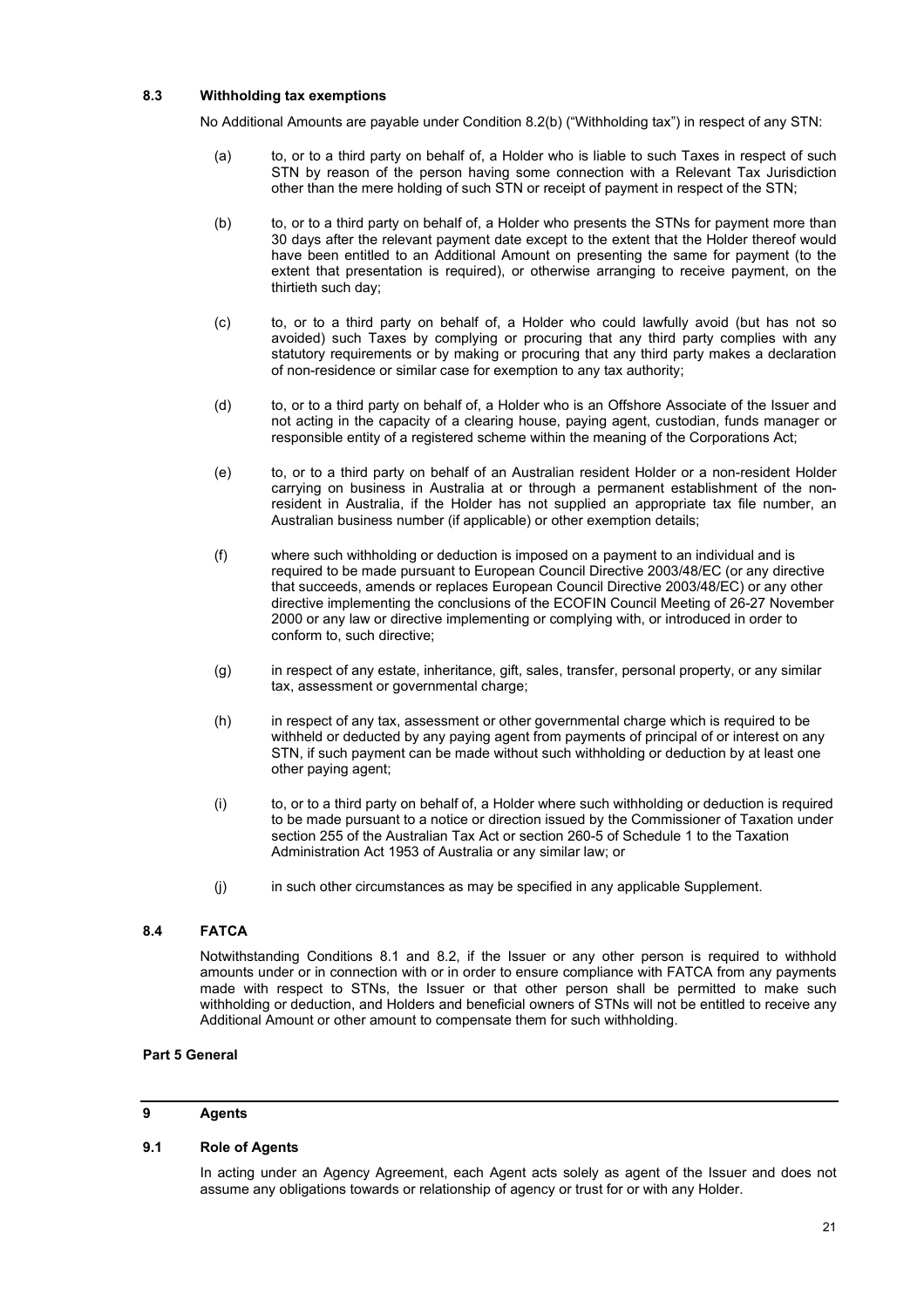### 8.3 Withholding tax exemptions

No Additional Amounts are payable under Condition 8.2(b) ("Withholding tax") in respect of any STN:

(a) to, or to a third party on behalf of, a Holder who is liable to such Taxes in respect of such STN by reason of the person having some connection with a Relevant Tax Jurisdiction other than the mere holding of such STN or receipt of payment in respect of the STN;

(b) to, or to a third party on behalf of, a Holder who presents the STNs for payment more than 30 days after the relevant payment date except to the extent that the Holder thereof would have been entitled to an Additional Amount on presenting the same for payment (to the extent that presentation is required), or otherwise arranging to receive payment, on the thirtieth such day;

(c) to, or to a third party on behalf of, a Holder who could lawfully avoid (but has not so avoided) such Taxes by complying or procuring that any third party complies with any statutory requirements or by making or procuring that any third party makes a declaration of non-residence or similar case for exemption to any tax authority;

(d) to, or to a third party on behalf of, a Holder who is an Offshore Associate of the Issuer and not acting in the capacity of a clearing house, paying agent, custodian, funds manager or responsible entity of a registered scheme within the meaning of the Corporations Act;

(e) to, or to a third party on behalf of an Australian resident Holder or a non-resident Holder carrying on business in Australia at or through a permanent establishment of the non-resident in Australia, if the Holder has not supplied an appropriate tax file number, an Australian business number (if applicable) or other exemption details;

(f) where such withholding or deduction is imposed on a payment to an individual and is required to be made pursuant to European Council Directive 2003/48/EC (or any directive that succeeds, amends or replaces European Council Directive 2003/48/EC) or any other directive implementing the conclusions of the ECOFIN Council Meeting of 26-27 November 2000 or any law or directive implementing or complying with, or introduced in order to conform to, such directive;

(g) in respect of any estate, inheritance, gift, sales, transfer, personal property, or any similar tax, assessment or governmental charge;

(h) in respect of any tax, assessment or other governmental charge which is required to be withheld or deducted by any paying agent from payments of principal of or interest on any STN, if such payment can be made without such withholding or deduction by at least one other paying agent;

(i) to, or to a third party on behalf of, a Holder where such withholding or deduction is required to be made pursuant to a notice or direction issued by the Commissioner of Taxation under section 255 of the Australian Tax Act or section 260-5 of Schedule 1 to the Taxation Administration Act 1953 of Australia or any similar law; or

(j) in such other circumstances as may be specified in any applicable Supplement.

### 8.4 FATCA

Notwithstanding Conditions 8.1 and 8.2, if the Issuer or any other person is required to withhold amounts under or in connection with or in order to ensure compliance with FATCA from any payments made with respect to STNs, the Issuer or that other person shall be permitted to make such withholding or deduction, and Holders and beneficial owners of STNs will not be entitled to receive any Additional Amount or other amount to compensate them for such withholding.

**Part 5 General**

## 9 Agents

### 9.1 Role of Agents

In acting under an Agency Agreement, each Agent acts solely as agent of the Issuer and does not assume any obligations towards or relationship of agency or trust for or with any Holder.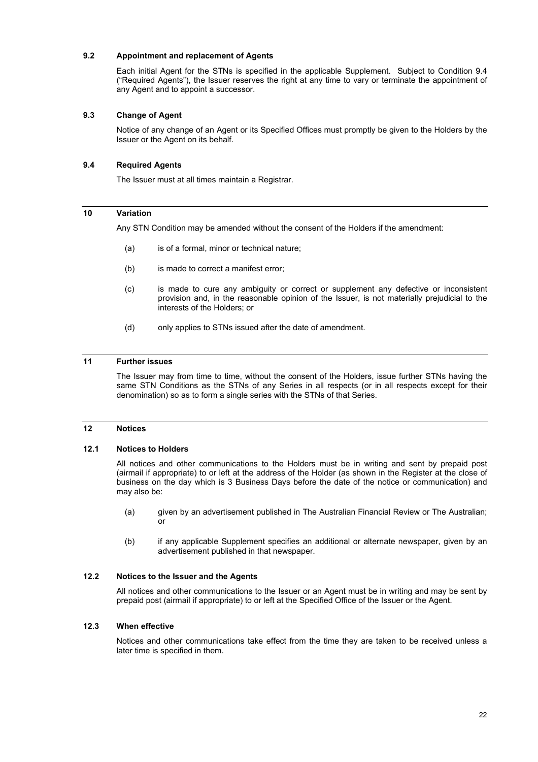### 9.2 Appointment and replacement of Agents

Each initial Agent for the STNs is specified in the applicable Supplement. Subject to Condition 9.4 ("Required Agents"), the Issuer reserves the right at any time to vary or terminate the appointment of any Agent and to appoint a successor.

### 9.3 Change of Agent

Notice of any change of an Agent or its Specified Offices must promptly be given to the Holders by the Issuer or the Agent on its behalf.

### 9.4 Required Agents

The Issuer must at all times maintain a Registrar.

## 10 Variation

Any STN Condition may be amended without the consent of the Holders if the amendment:

(a) is of a formal, minor or technical nature;

(b) is made to correct a manifest error;

(c) is made to cure any ambiguity or correct or supplement any defective or inconsistent provision and, in the reasonable opinion of the Issuer, is not materially prejudicial to the interests of the Holders; or

(d) only applies to STNs issued after the date of amendment.

## 11 Further issues

The Issuer may from time to time, without the consent of the Holders, issue further STNs having the same STN Conditions as the STNs of any Series in all respects (or in all respects except for their denomination) so as to form a single series with the STNs of that Series.

## 12 Notices

### 12.1 Notices to Holders

All notices and other communications to the Holders must be in writing and sent by prepaid post (airmail if appropriate) to or left at the address of the Holder (as shown in the Register at the close of business on the day which is 3 Business Days before the date of the notice or communication) and may also be:

(a) given by an advertisement published in The Australian Financial Review or The Australian; or

(b) if any applicable Supplement specifies an additional or alternate newspaper, given by an advertisement published in that newspaper.

### 12.2 Notices to the Issuer and the Agents

All notices and other communications to the Issuer or an Agent must be in writing and may be sent by prepaid post (airmail if appropriate) to or left at the Specified Office of the Issuer or the Agent.

### 12.3 When effective

Notices and other communications take effect from the time they are taken to be received unless a later time is specified in them.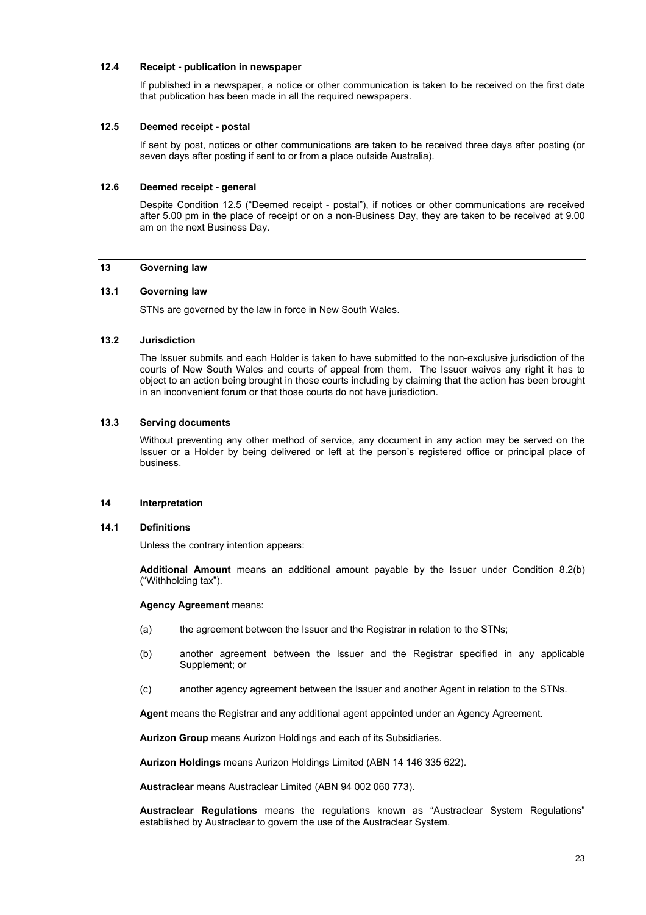### 12.4 Receipt - publication in newspaper

If published in a newspaper, a notice or other communication is taken to be received on the first date that publication has been made in all the required newspapers.

### 12.5 Deemed receipt - postal

If sent by post, notices or other communications are taken to be received three days after posting (or seven days after posting if sent to or from a place outside Australia).

### 12.6 Deemed receipt - general

Despite Condition 12.5 ("Deemed receipt - postal"), if notices or other communications are received after 5.00 pm in the place of receipt or on a non-Business Day, they are taken to be received at 9.00 am on the next Business Day.

## 13 Governing law

### 13.1 Governing law

STNs are governed by the law in force in New South Wales.

### 13.2 Jurisdiction

The Issuer submits and each Holder is taken to have submitted to the non-exclusive jurisdiction of the courts of New South Wales and courts of appeal from them. The Issuer waives any right it has to object to an action being brought in those courts including by claiming that the action has been brought in an inconvenient forum or that those courts do not have jurisdiction.

### 13.3 Serving documents

Without preventing any other method of service, any document in any action may be served on the Issuer or a Holder by being delivered or left at the person's registered office or principal place of business.

## 14 Interpretation

### 14.1 Definitions

Unless the contrary intention appears:

**Additional Amount** means an additional amount payable by the Issuer under Condition 8.2(b) ("Withholding tax").

**Agency Agreement** means:

(a) the agreement between the Issuer and the Registrar in relation to the STNs;

(b) another agreement between the Issuer and the Registrar specified in any applicable Supplement; or

(c) another agency agreement between the Issuer and another Agent in relation to the STNs.

**Agent** means the Registrar and any additional agent appointed under an Agency Agreement.

**Aurizon Group** means Aurizon Holdings and each of its Subsidiaries.

**Aurizon Holdings** means Aurizon Holdings Limited (ABN 14 146 335 622).

**Austraclear** means Austraclear Limited (ABN 94 002 060 773).

**Austraclear Regulations** means the regulations known as "Austraclear System Regulations" established by Austraclear to govern the use of the Austraclear System.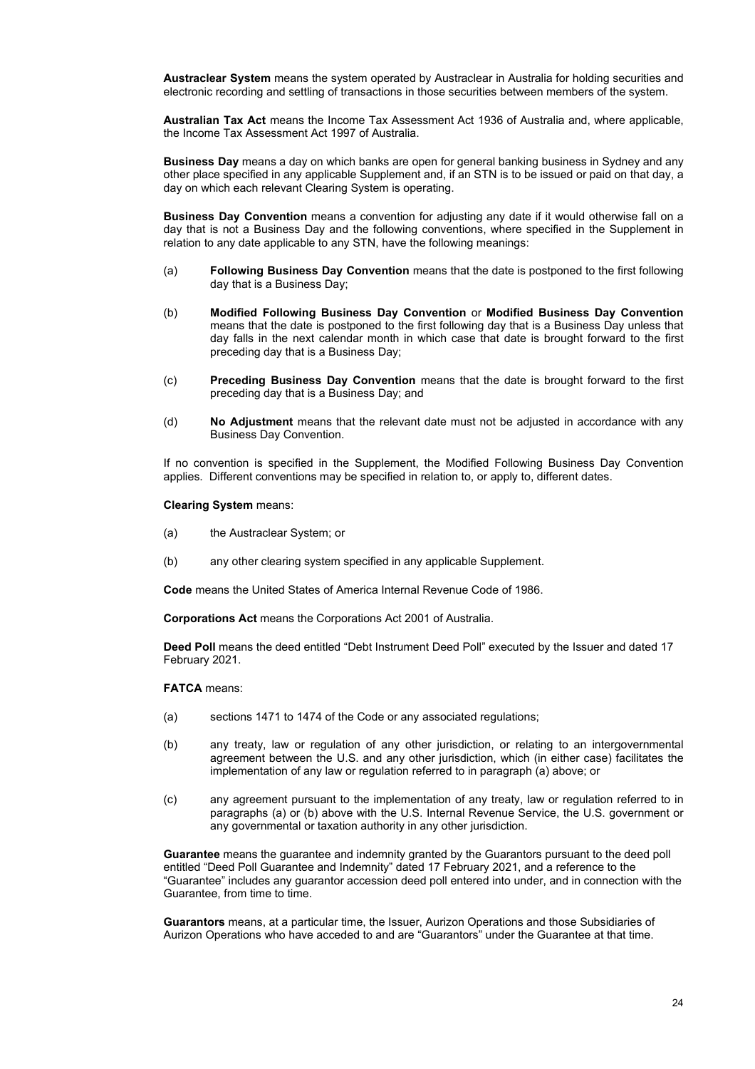**Austraclear System** means the system operated by Austraclear in Australia for holding securities and electronic recording and settling of transactions in those securities between members of the system.

**Australian Tax Act** means the Income Tax Assessment Act 1936 of Australia and, where applicable, the Income Tax Assessment Act 1997 of Australia.

**Business Day** means a day on which banks are open for general banking business in Sydney and any other place specified in any applicable Supplement and, if an STN is to be issued or paid on that day, a day on which each relevant Clearing System is operating.

**Business Day Convention** means a convention for adjusting any date if it would otherwise fall on a day that is not a Business Day and the following conventions, where specified in the Supplement in relation to any date applicable to any STN, have the following meanings:

(a) **Following Business Day Convention** means that the date is postponed to the first following day that is a Business Day;

(b) **Modified Following Business Day Convention** or **Modified Business Day Convention** means that the date is postponed to the first following day that is a Business Day unless that day falls in the next calendar month in which case that date is brought forward to the first preceding day that is a Business Day;

(c) **Preceding Business Day Convention** means that the date is brought forward to the first preceding day that is a Business Day; and

(d) **No Adjustment** means that the relevant date must not be adjusted in accordance with any Business Day Convention.

If no convention is specified in the Supplement, the Modified Following Business Day Convention applies. Different conventions may be specified in relation to, or apply to, different dates.

**Clearing System** means:

(a) the Austraclear System; or

(b) any other clearing system specified in any applicable Supplement.

**Code** means the United States of America Internal Revenue Code of 1986.

**Corporations Act** means the Corporations Act 2001 of Australia.

**Deed Poll** means the deed entitled "Debt Instrument Deed Poll" executed by the Issuer and dated 17 February 2021.

**FATCA** means:

(a) sections 1471 to 1474 of the Code or any associated regulations;

(b) any treaty, law or regulation of any other jurisdiction, or relating to an intergovernmental agreement between the U.S. and any other jurisdiction, which (in either case) facilitates the implementation of any law or regulation referred to in paragraph (a) above; or

(c) any agreement pursuant to the implementation of any treaty, law or regulation referred to in paragraphs (a) or (b) above with the U.S. Internal Revenue Service, the U.S. government or any governmental or taxation authority in any other jurisdiction.

**Guarantee** means the guarantee and indemnity granted by the Guarantors pursuant to the deed poll entitled "Deed Poll Guarantee and Indemnity" dated 17 February 2021, and a reference to the "Guarantee" includes any guarantor accession deed poll entered into under, and in connection with the Guarantee, from time to time.

**Guarantors** means, at a particular time, the Issuer, Aurizon Operations and those Subsidiaries of Aurizon Operations who have acceded to and are "Guarantors" under the Guarantee at that time.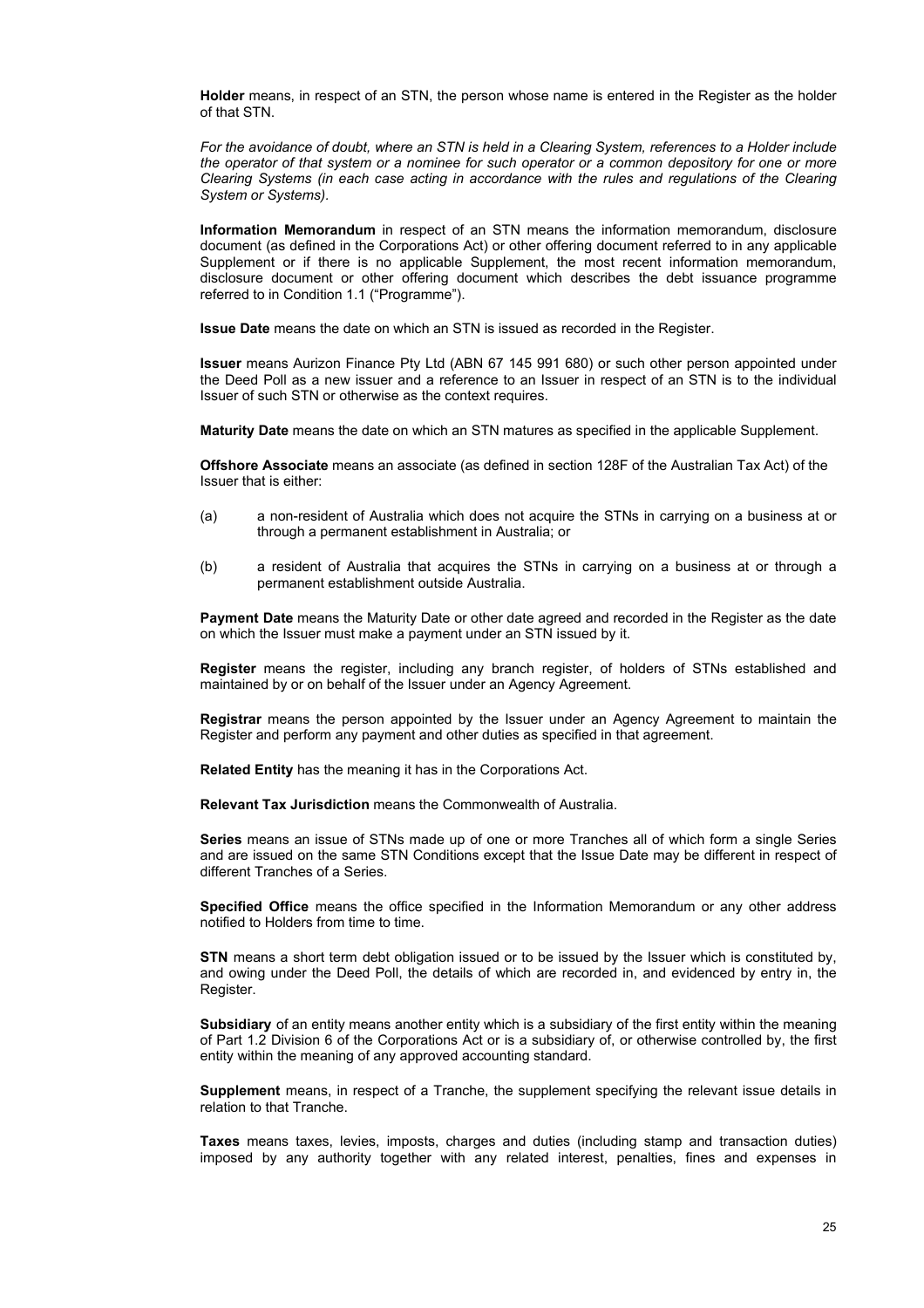**Holder** means, in respect of an STN, the person whose name is entered in the Register as the holder of that STN.

*For the avoidance of doubt, where an STN is held in a Clearing System, references to a Holder include the operator of that system or a nominee for such operator or a common depository for one or more Clearing Systems (in each case acting in accordance with the rules and regulations of the Clearing System or Systems).*

**Information Memorandum** in respect of an STN means the information memorandum, disclosure document (as defined in the Corporations Act) or other offering document referred to in any applicable Supplement or if there is no applicable Supplement, the most recent information memorandum, disclosure document or other offering document which describes the debt issuance programme referred to in Condition 1.1 ("Programme").

**Issue Date** means the date on which an STN is issued as recorded in the Register.

**Issuer** means Aurizon Finance Pty Ltd (ABN 67 145 991 680) or such other person appointed under the Deed Poll as a new issuer and a reference to an Issuer in respect of an STN is to the individual Issuer of such STN or otherwise as the context requires.

**Maturity Date** means the date on which an STN matures as specified in the applicable Supplement.

**Offshore Associate** means an associate (as defined in section 128F of the Australian Tax Act) of the Issuer that is either:

(a) a non-resident of Australia which does not acquire the STNs in carrying on a business at or through a permanent establishment in Australia; or

(b) a resident of Australia that acquires the STNs in carrying on a business at or through a permanent establishment outside Australia.

**Payment Date** means the Maturity Date or other date agreed and recorded in the Register as the date on which the Issuer must make a payment under an STN issued by it.

**Register** means the register, including any branch register, of holders of STNs established and maintained by or on behalf of the Issuer under an Agency Agreement.

**Registrar** means the person appointed by the Issuer under an Agency Agreement to maintain the Register and perform any payment and other duties as specified in that agreement.

**Related Entity** has the meaning it has in the Corporations Act.

**Relevant Tax Jurisdiction** means the Commonwealth of Australia.

**Series** means an issue of STNs made up of one or more Tranches all of which form a single Series and are issued on the same STN Conditions except that the Issue Date may be different in respect of different Tranches of a Series.

**Specified Office** means the office specified in the Information Memorandum or any other address notified to Holders from time to time.

**STN** means a short term debt obligation issued or to be issued by the Issuer which is constituted by, and owing under the Deed Poll, the details of which are recorded in, and evidenced by entry in, the Register.

**Subsidiary** of an entity means another entity which is a subsidiary of the first entity within the meaning of Part 1.2 Division 6 of the Corporations Act or is a subsidiary of, or otherwise controlled by, the first entity within the meaning of any approved accounting standard.

**Supplement** means, in respect of a Tranche, the supplement specifying the relevant issue details in relation to that Tranche.

**Taxes** means taxes, levies, imposts, charges and duties (including stamp and transaction duties) imposed by any authority together with any related interest, penalties, fines and expenses in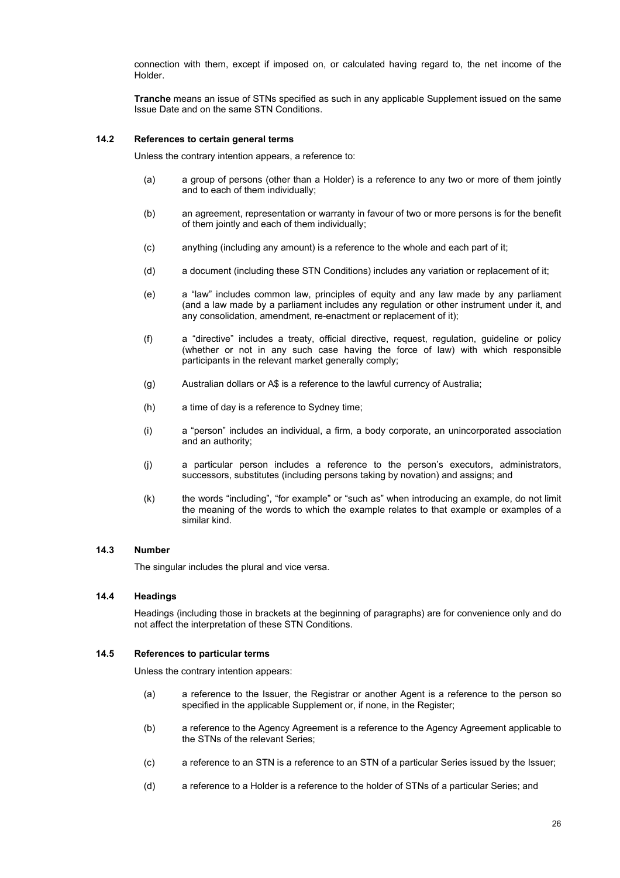connection with them, except if imposed on, or calculated having regard to, the net income of the Holder.

**Tranche** means an issue of STNs specified as such in any applicable Supplement issued on the same Issue Date and on the same STN Conditions.

### 14.2 References to certain general terms

Unless the contrary intention appears, a reference to:

(a) a group of persons (other than a Holder) is a reference to any two or more of them jointly and to each of them individually;

(b) an agreement, representation or warranty in favour of two or more persons is for the benefit of them jointly and each of them individually;

(c) anything (including any amount) is a reference to the whole and each part of it;

(d) a document (including these STN Conditions) includes any variation or replacement of it;

(e) a "law" includes common law, principles of equity and any law made by any parliament (and a law made by a parliament includes any regulation or other instrument under it, and any consolidation, amendment, re-enactment or replacement of it);

(f) a "directive" includes a treaty, official directive, request, regulation, guideline or policy (whether or not in any such case having the force of law) with which responsible participants in the relevant market generally comply;

(g) Australian dollars or A$ is a reference to the lawful currency of Australia;

(h) a time of day is a reference to Sydney time;

(i) a "person" includes an individual, a firm, a body corporate, an unincorporated association and an authority;

(j) a particular person includes a reference to the person's executors, administrators, successors, substitutes (including persons taking by novation) and assigns; and

(k) the words "including", "for example" or "such as" when introducing an example, do not limit the meaning of the words to which the example relates to that example or examples of a similar kind.

### 14.3 Number

The singular includes the plural and vice versa.

### 14.4 Headings

Headings (including those in brackets at the beginning of paragraphs) are for convenience only and do not affect the interpretation of these STN Conditions.

### 14.5 References to particular terms

Unless the contrary intention appears:

(a) a reference to the Issuer, the Registrar or another Agent is a reference to the person so specified in the applicable Supplement or, if none, in the Register;

(b) a reference to the Agency Agreement is a reference to the Agency Agreement applicable to the STNs of the relevant Series;

(c) a reference to an STN is a reference to an STN of a particular Series issued by the Issuer;

(d) a reference to a Holder is a reference to the holder of STNs of a particular Series; and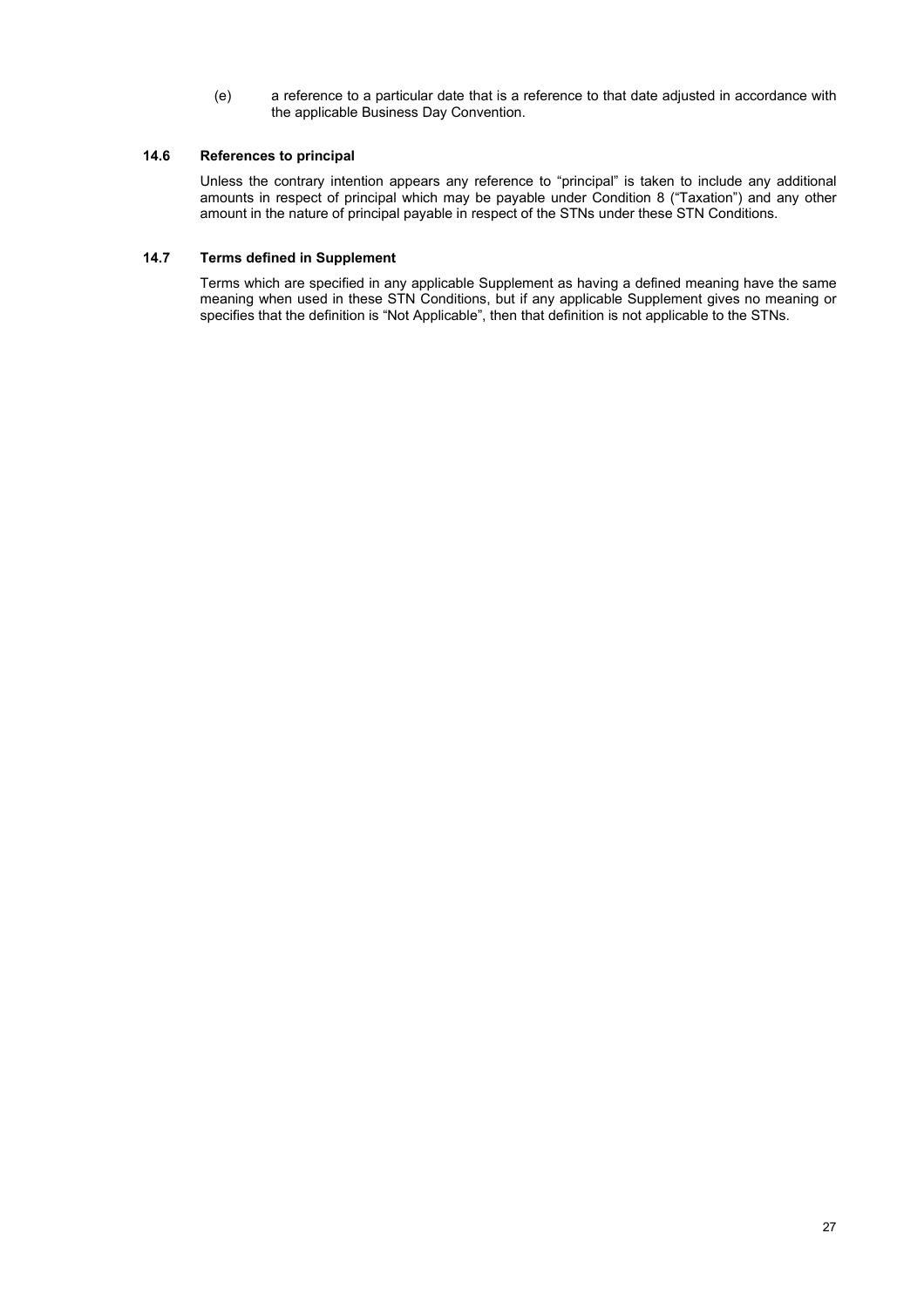(e) a reference to a particular date that is a reference to that date adjusted in accordance with the applicable Business Day Convention.

### 14.6 References to principal

Unless the contrary intention appears any reference to "principal" is taken to include any additional amounts in respect of principal which may be payable under Condition 8 ("Taxation") and any other amount in the nature of principal payable in respect of the STNs under these STN Conditions.

### 14.7 Terms defined in Supplement

Terms which are specified in any applicable Supplement as having a defined meaning have the same meaning when used in these STN Conditions, but if any applicable Supplement gives no meaning or specifies that the definition is "Not Applicable", then that definition is not applicable to the STNs.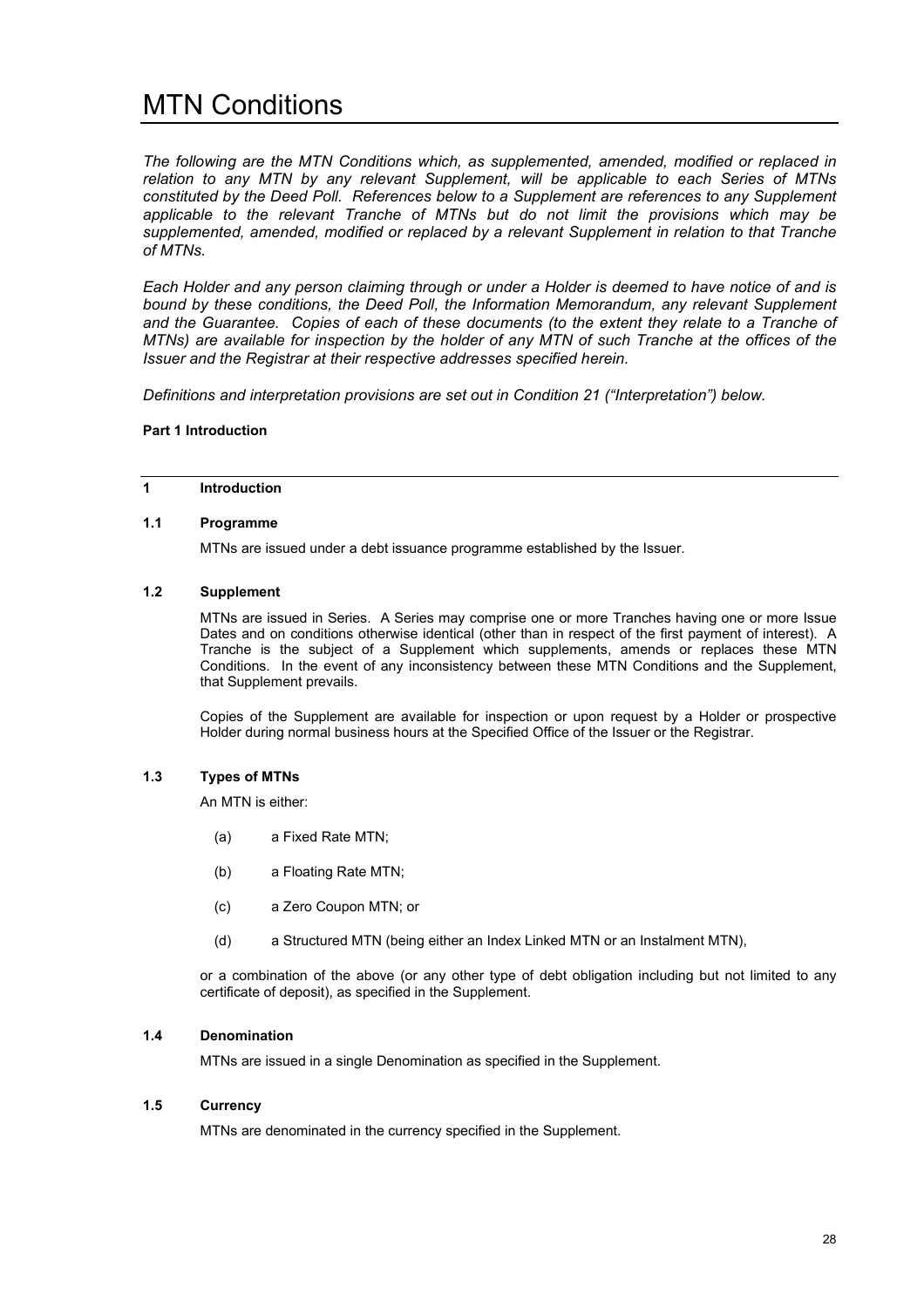# MTN Conditions

*The following are the MTN Conditions which, as supplemented, amended, modified or replaced in relation to any MTN by any relevant Supplement, will be applicable to each Series of MTNs constituted by the Deed Poll. References below to a Supplement are references to any Supplement applicable to the relevant Tranche of MTNs but do not limit the provisions which may be supplemented, amended, modified or replaced by a relevant Supplement in relation to that Tranche of MTNs.*

*Each Holder and any person claiming through or under a Holder is deemed to have notice of and is bound by these conditions, the Deed Poll, the Information Memorandum, any relevant Supplement and the Guarantee. Copies of each of these documents (to the extent they relate to a Tranche of MTNs) are available for inspection by the holder of any MTN of such Tranche at the offices of the Issuer and the Registrar at their respective addresses specified herein.*

*Definitions and interpretation provisions are set out in Condition 21 ("Interpretation") below.*

**Part 1 Introduction**

## 1 Introduction

### 1.1 Programme

MTNs are issued under a debt issuance programme established by the Issuer.

### 1.2 Supplement

MTNs are issued in Series. A Series may comprise one or more Tranches having one or more Issue Dates and on conditions otherwise identical (other than in respect of the first payment of interest). A Tranche is the subject of a Supplement which supplements, amends or replaces these MTN Conditions. In the event of any inconsistency between these MTN Conditions and the Supplement, that Supplement prevails.

Copies of the Supplement are available for inspection or upon request by a Holder or prospective Holder during normal business hours at the Specified Office of the Issuer or the Registrar.

### 1.3 Types of MTNs

An MTN is either:

(a) a Fixed Rate MTN;

(b) a Floating Rate MTN;

(c) a Zero Coupon MTN; or

(d) a Structured MTN (being either an Index Linked MTN or an Instalment MTN),

or a combination of the above (or any other type of debt obligation including but not limited to any certificate of deposit), as specified in the Supplement.

### 1.4 Denomination

MTNs are issued in a single Denomination as specified in the Supplement.

### 1.5 Currency

MTNs are denominated in the currency specified in the Supplement.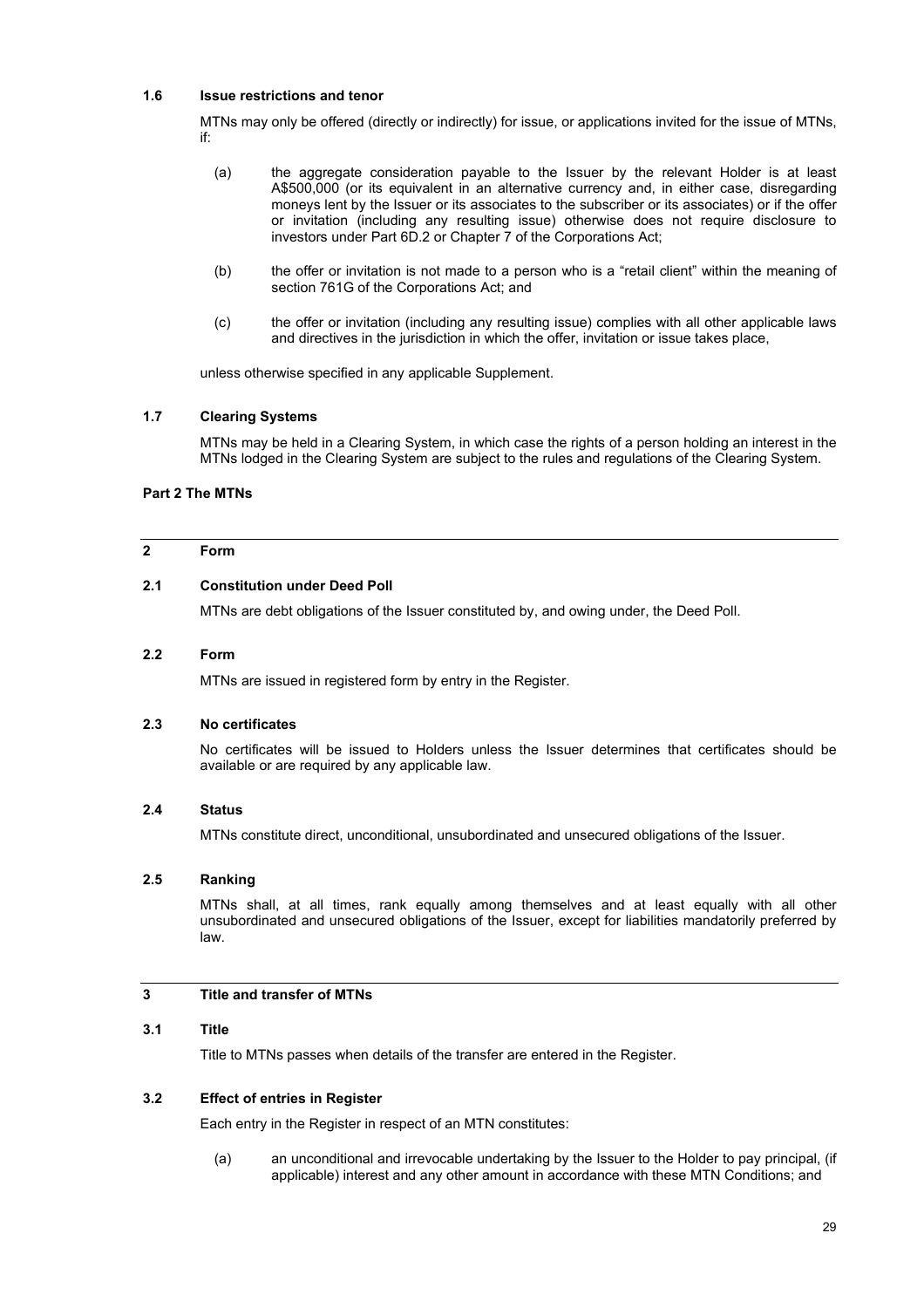### 1.6 Issue restrictions and tenor

MTNs may only be offered (directly or indirectly) for issue, or applications invited for the issue of MTNs, if:

(a) the aggregate consideration payable to the Issuer by the relevant Holder is at least A$500,000 (or its equivalent in an alternative currency and, in either case, disregarding moneys lent by the Issuer or its associates to the subscriber or its associates) or if the offer or invitation (including any resulting issue) otherwise does not require disclosure to investors under Part 6D.2 or Chapter 7 of the Corporations Act;

(b) the offer or invitation is not made to a person who is a "retail client" within the meaning of section 761G of the Corporations Act; and

(c) the offer or invitation (including any resulting issue) complies with all other applicable laws and directives in the jurisdiction in which the offer, invitation or issue takes place,

unless otherwise specified in any applicable Supplement.

### 1.7 Clearing Systems

MTNs may be held in a Clearing System, in which case the rights of a person holding an interest in the MTNs lodged in the Clearing System are subject to the rules and regulations of the Clearing System.

## Part 2 The MTNs

## 2 Form

### 2.1 Constitution under Deed Poll

MTNs are debt obligations of the Issuer constituted by, and owing under, the Deed Poll.

### 2.2 Form

MTNs are issued in registered form by entry in the Register.

### 2.3 No certificates

No certificates will be issued to Holders unless the Issuer determines that certificates should be available or are required by any applicable law.

### 2.4 Status

MTNs constitute direct, unconditional, unsubordinated and unsecured obligations of the Issuer.

### 2.5 Ranking

MTNs shall, at all times, rank equally among themselves and at least equally with all other unsubordinated and unsecured obligations of the Issuer, except for liabilities mandatorily preferred by law.

## 3 Title and transfer of MTNs

### 3.1 Title

Title to MTNs passes when details of the transfer are entered in the Register.

### 3.2 Effect of entries in Register

Each entry in the Register in respect of an MTN constitutes:

(a) an unconditional and irrevocable undertaking by the Issuer to the Holder to pay principal, (if applicable) interest and any other amount in accordance with these MTN Conditions; and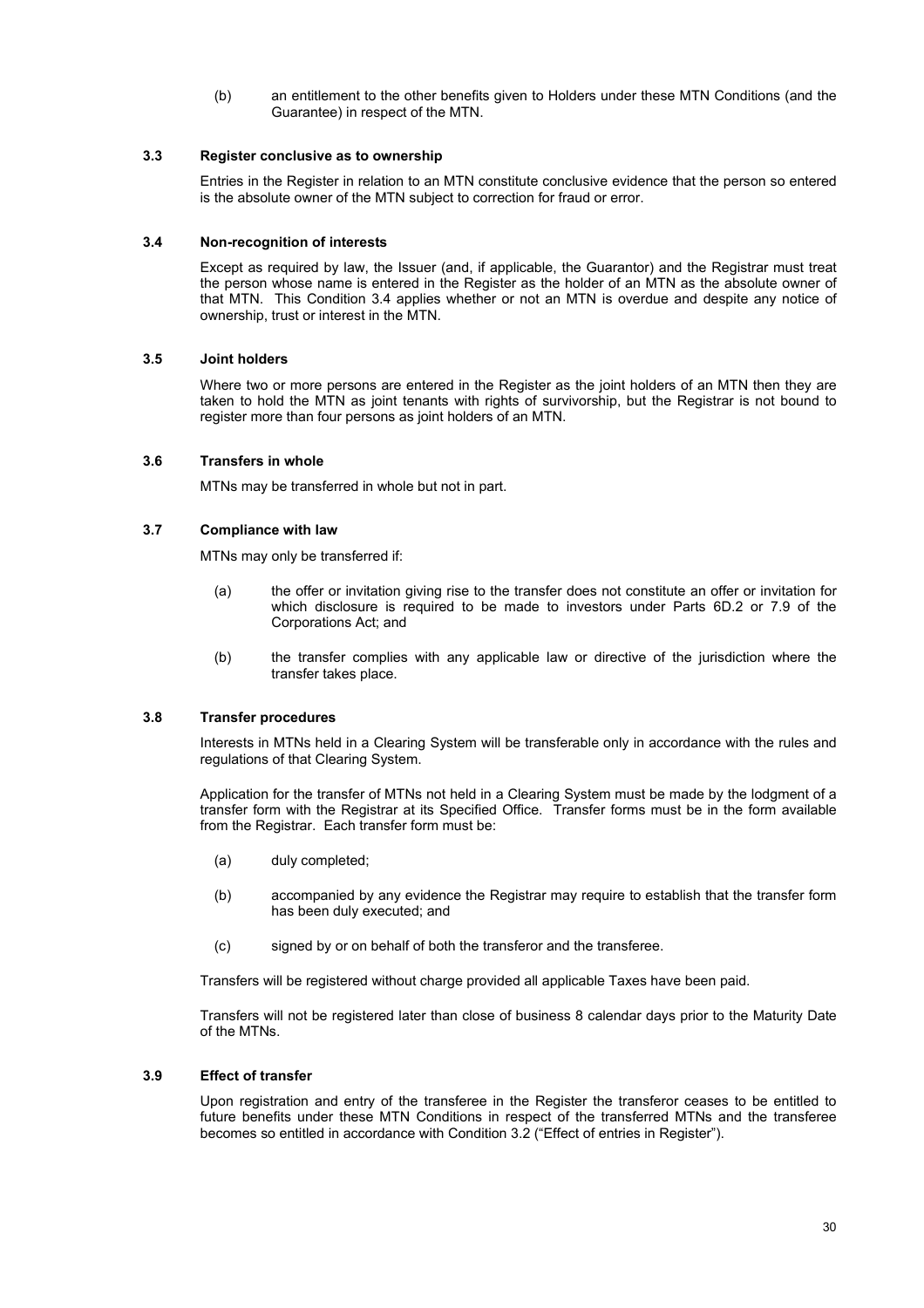(b) an entitlement to the other benefits given to Holders under these MTN Conditions (and the Guarantee) in respect of the MTN.

### 3.3 Register conclusive as to ownership

Entries in the Register in relation to an MTN constitute conclusive evidence that the person so entered is the absolute owner of the MTN subject to correction for fraud or error.

### 3.4 Non-recognition of interests

Except as required by law, the Issuer (and, if applicable, the Guarantor) and the Registrar must treat the person whose name is entered in the Register as the holder of an MTN as the absolute owner of that MTN. This Condition 3.4 applies whether or not an MTN is overdue and despite any notice of ownership, trust or interest in the MTN.

### 3.5 Joint holders

Where two or more persons are entered in the Register as the joint holders of an MTN then they are taken to hold the MTN as joint tenants with rights of survivorship, but the Registrar is not bound to register more than four persons as joint holders of an MTN.

### 3.6 Transfers in whole

MTNs may be transferred in whole but not in part.

### 3.7 Compliance with law

MTNs may only be transferred if:

(a) the offer or invitation giving rise to the transfer does not constitute an offer or invitation for which disclosure is required to be made to investors under Parts 6D.2 or 7.9 of the Corporations Act; and

(b) the transfer complies with any applicable law or directive of the jurisdiction where the transfer takes place.

### 3.8 Transfer procedures

Interests in MTNs held in a Clearing System will be transferable only in accordance with the rules and regulations of that Clearing System.

Application for the transfer of MTNs not held in a Clearing System must be made by the lodgment of a transfer form with the Registrar at its Specified Office. Transfer forms must be in the form available from the Registrar. Each transfer form must be:

(a) duly completed;

(b) accompanied by any evidence the Registrar may require to establish that the transfer form has been duly executed; and

(c) signed by or on behalf of both the transferor and the transferee.

Transfers will be registered without charge provided all applicable Taxes have been paid.

Transfers will not be registered later than close of business 8 calendar days prior to the Maturity Date of the MTNs.

### 3.9 Effect of transfer

Upon registration and entry of the transferee in the Register the transferor ceases to be entitled to future benefits under these MTN Conditions in respect of the transferred MTNs and the transferee becomes so entitled in accordance with Condition 3.2 ("Effect of entries in Register").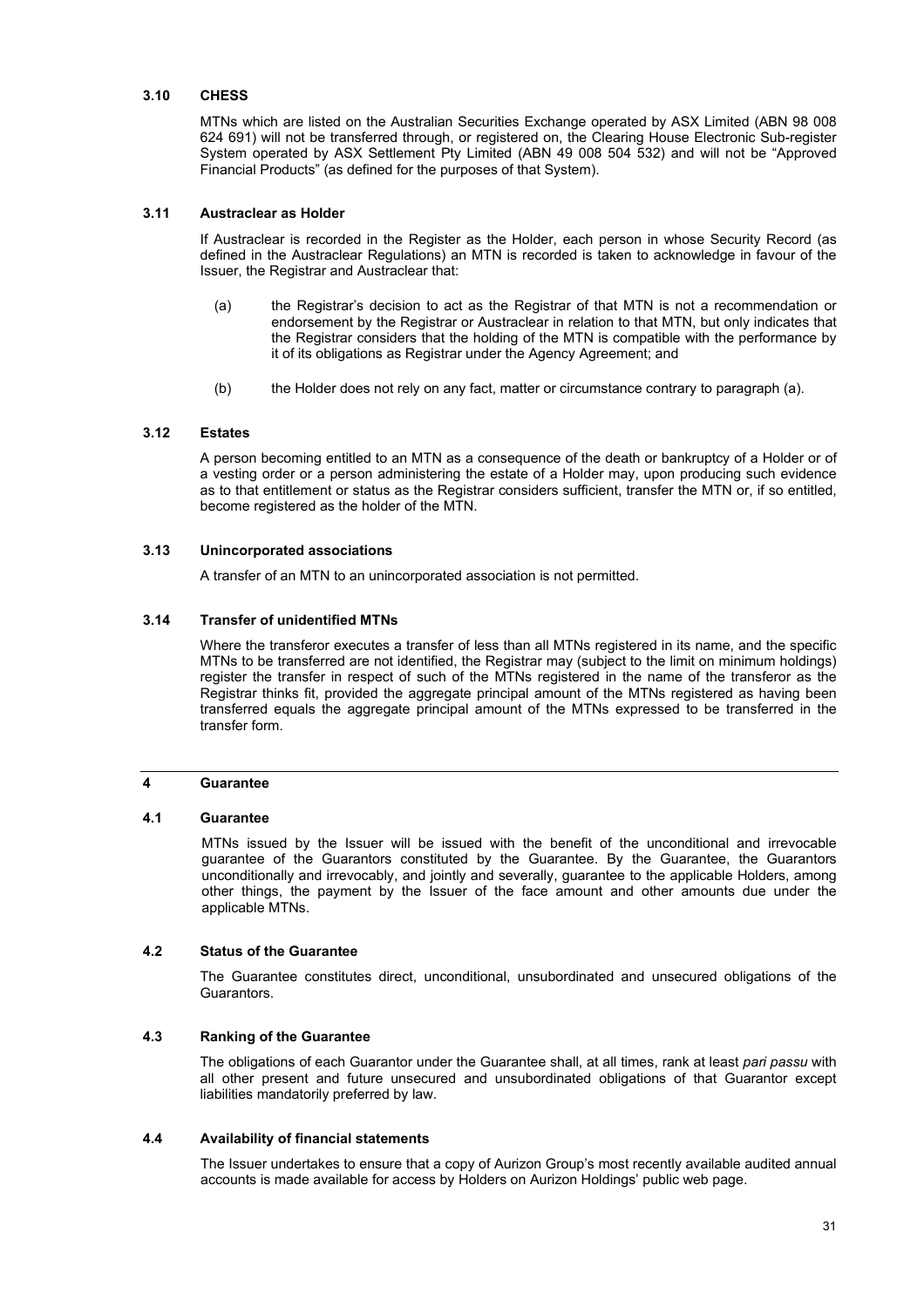### 3.10 CHESS

MTNs which are listed on the Australian Securities Exchange operated by ASX Limited (ABN 98 008 624 691) will not be transferred through, or registered on, the Clearing House Electronic Sub-register System operated by ASX Settlement Pty Limited (ABN 49 008 504 532) and will not be "Approved Financial Products" (as defined for the purposes of that System).

### 3.11 Austraclear as Holder

If Austraclear is recorded in the Register as the Holder, each person in whose Security Record (as defined in the Austraclear Regulations) an MTN is recorded is taken to acknowledge in favour of the Issuer, the Registrar and Austraclear that:

(a) the Registrar's decision to act as the Registrar of that MTN is not a recommendation or endorsement by the Registrar or Austraclear in relation to that MTN, but only indicates that the Registrar considers that the holding of the MTN is compatible with the performance by it of its obligations as Registrar under the Agency Agreement; and

(b) the Holder does not rely on any fact, matter or circumstance contrary to paragraph (a).

### 3.12 Estates

A person becoming entitled to an MTN as a consequence of the death or bankruptcy of a Holder or of a vesting order or a person administering the estate of a Holder may, upon producing such evidence as to that entitlement or status as the Registrar considers sufficient, transfer the MTN or, if so entitled, become registered as the holder of the MTN.

### 3.13 Unincorporated associations

A transfer of an MTN to an unincorporated association is not permitted.

### 3.14 Transfer of unidentified MTNs

Where the transferor executes a transfer of less than all MTNs registered in its name, and the specific MTNs to be transferred are not identified, the Registrar may (subject to the limit on minimum holdings) register the transfer in respect of such of the MTNs registered in the name of the transferor as the Registrar thinks fit, provided the aggregate principal amount of the MTNs registered as having been transferred equals the aggregate principal amount of the MTNs expressed to be transferred in the transfer form.

## 4 Guarantee

### 4.1 Guarantee

MTNs issued by the Issuer will be issued with the benefit of the unconditional and irrevocable guarantee of the Guarantors constituted by the Guarantee. By the Guarantee, the Guarantors unconditionally and irrevocably, and jointly and severally, guarantee to the applicable Holders, among other things, the payment by the Issuer of the face amount and other amounts due under the applicable MTNs.

### 4.2 Status of the Guarantee

The Guarantee constitutes direct, unconditional, unsubordinated and unsecured obligations of the Guarantors.

### 4.3 Ranking of the Guarantee

The obligations of each Guarantor under the Guarantee shall, at all times, rank at least *pari passu* with all other present and future unsecured and unsubordinated obligations of that Guarantor except liabilities mandatorily preferred by law.

### 4.4 Availability of financial statements

The Issuer undertakes to ensure that a copy of Aurizon Group's most recently available audited annual accounts is made available for access by Holders on Aurizon Holdings' public web page.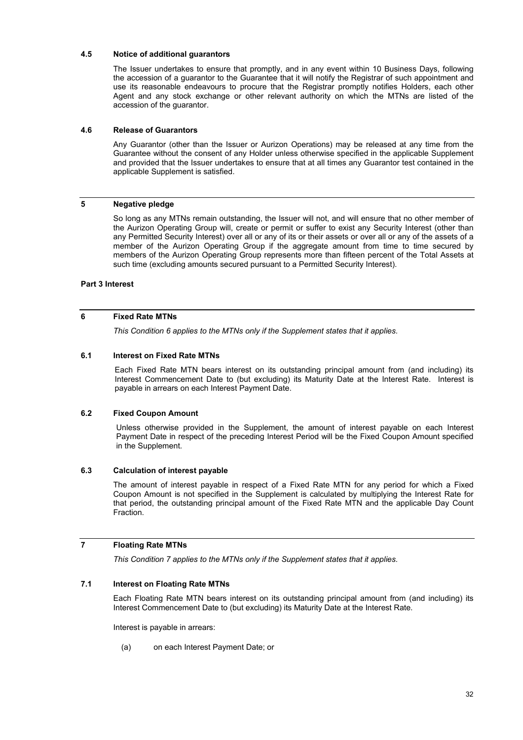### 4.5 Notice of additional guarantors

The Issuer undertakes to ensure that promptly, and in any event within 10 Business Days, following the accession of a guarantor to the Guarantee that it will notify the Registrar of such appointment and use its reasonable endeavours to procure that the Registrar promptly notifies Holders, each other Agent and any stock exchange or other relevant authority on which the MTNs are listed of the accession of the guarantor.

### 4.6 Release of Guarantors

Any Guarantor (other than the Issuer or Aurizon Operations) may be released at any time from the Guarantee without the consent of any Holder unless otherwise specified in the applicable Supplement and provided that the Issuer undertakes to ensure that at all times any Guarantor test contained in the applicable Supplement is satisfied.

## 5 Negative pledge

So long as any MTNs remain outstanding, the Issuer will not, and will ensure that no other member of the Aurizon Operating Group will, create or permit or suffer to exist any Security Interest (other than any Permitted Security Interest) over all or any of its or their assets or over all or any of the assets of a member of the Aurizon Operating Group if the aggregate amount from time to time secured by members of the Aurizon Operating Group represents more than fifteen percent of the Total Assets at such time (excluding amounts secured pursuant to a Permitted Security Interest).

**Part 3 Interest**

## 6 Fixed Rate MTNs

*This Condition 6 applies to the MTNs only if the Supplement states that it applies.*

### 6.1 Interest on Fixed Rate MTNs

Each Fixed Rate MTN bears interest on its outstanding principal amount from (and including) its Interest Commencement Date to (but excluding) its Maturity Date at the Interest Rate. Interest is payable in arrears on each Interest Payment Date.

### 6.2 Fixed Coupon Amount

Unless otherwise provided in the Supplement, the amount of interest payable on each Interest Payment Date in respect of the preceding Interest Period will be the Fixed Coupon Amount specified in the Supplement.

### 6.3 Calculation of interest payable

The amount of interest payable in respect of a Fixed Rate MTN for any period for which a Fixed Coupon Amount is not specified in the Supplement is calculated by multiplying the Interest Rate for that period, the outstanding principal amount of the Fixed Rate MTN and the applicable Day Count Fraction.

## 7 Floating Rate MTNs

*This Condition 7 applies to the MTNs only if the Supplement states that it applies.*

### 7.1 Interest on Floating Rate MTNs

Each Floating Rate MTN bears interest on its outstanding principal amount from (and including) its Interest Commencement Date to (but excluding) its Maturity Date at the Interest Rate.

Interest is payable in arrears:

(a) on each Interest Payment Date; or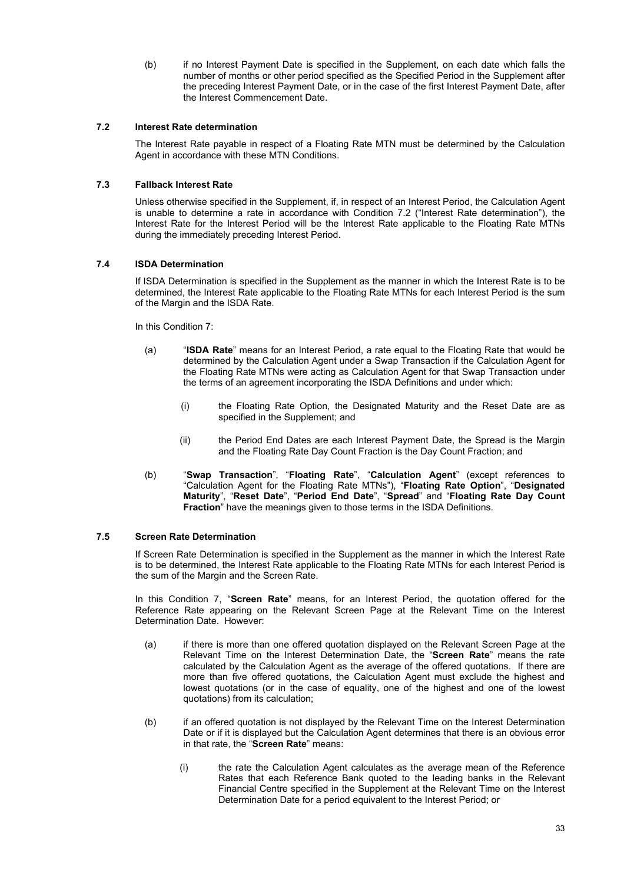(b) if no Interest Payment Date is specified in the Supplement, on each date which falls the number of months or other period specified as the Specified Period in the Supplement after the preceding Interest Payment Date, or in the case of the first Interest Payment Date, after the Interest Commencement Date.

### 7.2 Interest Rate determination

The Interest Rate payable in respect of a Floating Rate MTN must be determined by the Calculation Agent in accordance with these MTN Conditions.

### 7.3 Fallback Interest Rate

Unless otherwise specified in the Supplement, if, in respect of an Interest Period, the Calculation Agent is unable to determine a rate in accordance with Condition 7.2 ("Interest Rate determination"), the Interest Rate for the Interest Period will be the Interest Rate applicable to the Floating Rate MTNs during the immediately preceding Interest Period.

### 7.4 ISDA Determination

If ISDA Determination is specified in the Supplement as the manner in which the Interest Rate is to be determined, the Interest Rate applicable to the Floating Rate MTNs for each Interest Period is the sum of the Margin and the ISDA Rate.

In this Condition 7:

(a) "**ISDA Rate**" means for an Interest Period, a rate equal to the Floating Rate that would be determined by the Calculation Agent under a Swap Transaction if the Calculation Agent for the Floating Rate MTNs were acting as Calculation Agent for that Swap Transaction under the terms of an agreement incorporating the ISDA Definitions and under which:

   (i) the Floating Rate Option, the Designated Maturity and the Reset Date are as specified in the Supplement; and

   (ii) the Period End Dates are each Interest Payment Date, the Spread is the Margin and the Floating Rate Day Count Fraction is the Day Count Fraction; and

(b) "**Swap Transaction**", "**Floating Rate**", "**Calculation Agent**" (except references to "Calculation Agent for the Floating Rate MTNs"), "**Floating Rate Option**", "**Designated Maturity**", "**Reset Date**", "**Period End Date**", "**Spread**" and "**Floating Rate Day Count Fraction**" have the meanings given to those terms in the ISDA Definitions.

### 7.5 Screen Rate Determination

If Screen Rate Determination is specified in the Supplement as the manner in which the Interest Rate is to be determined, the Interest Rate applicable to the Floating Rate MTNs for each Interest Period is the sum of the Margin and the Screen Rate.

In this Condition 7, "**Screen Rate**" means, for an Interest Period, the quotation offered for the Reference Rate appearing on the Relevant Screen Page at the Relevant Time on the Interest Determination Date. However:

(a) if there is more than one offered quotation displayed on the Relevant Screen Page at the Relevant Time on the Interest Determination Date, the "**Screen Rate**" means the rate calculated by the Calculation Agent as the average of the offered quotations. If there are more than five offered quotations, the Calculation Agent must exclude the highest and lowest quotations (or in the case of equality, one of the highest and one of the lowest quotations) from its calculation;

(b) if an offered quotation is not displayed by the Relevant Time on the Interest Determination Date or if it is displayed but the Calculation Agent determines that there is an obvious error in that rate, the "**Screen Rate**" means:

   (i) the rate the Calculation Agent calculates as the average mean of the Reference Rates that each Reference Bank quoted to the leading banks in the Relevant Financial Centre specified in the Supplement at the Relevant Time on the Interest Determination Date for a period equivalent to the Interest Period; or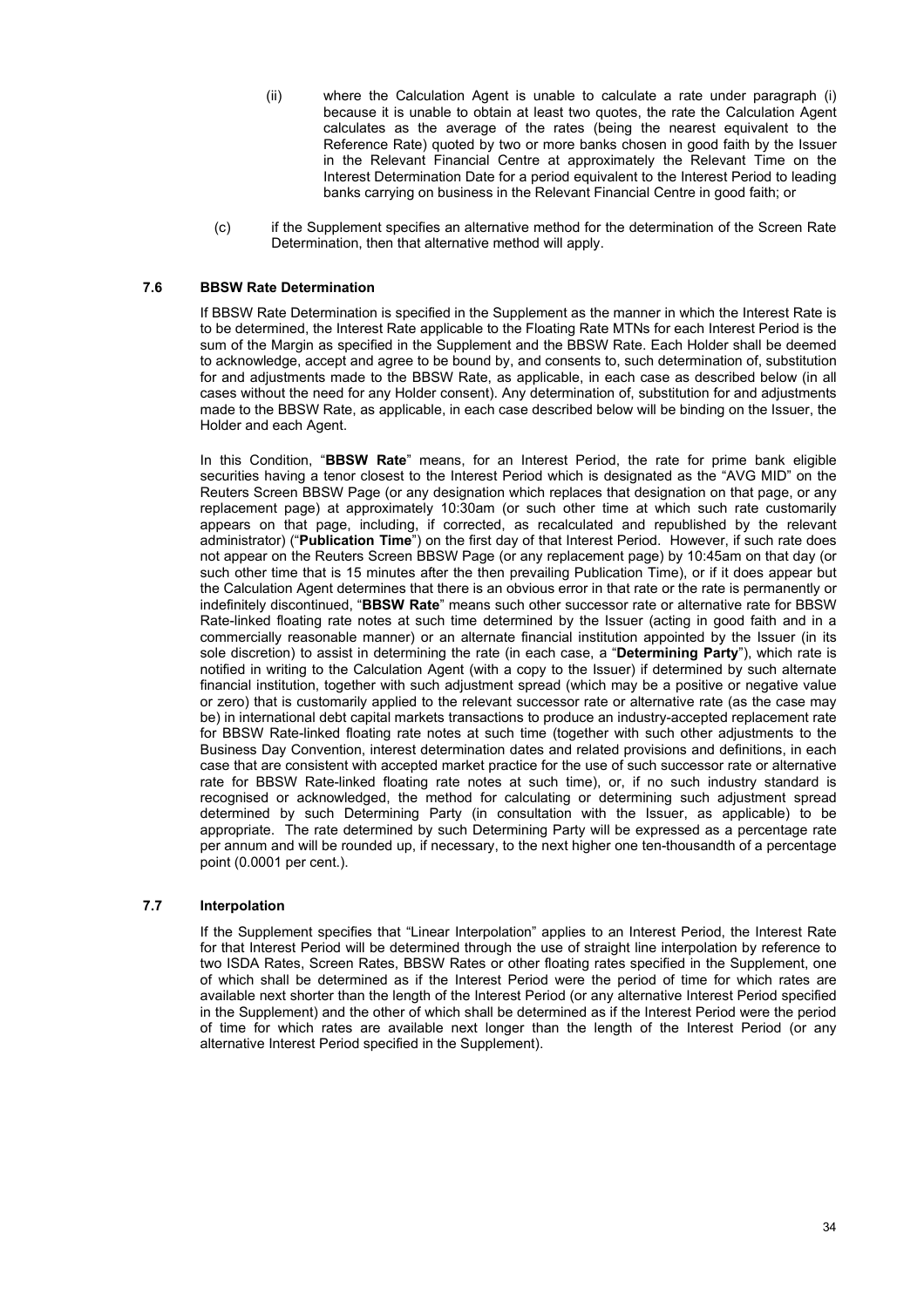(ii) where the Calculation Agent is unable to calculate a rate under paragraph (i) because it is unable to obtain at least two quotes, the rate the Calculation Agent calculates as the average of the rates (being the nearest equivalent to the Reference Rate) quoted by two or more banks chosen in good faith by the Issuer in the Relevant Financial Centre at approximately the Relevant Time on the Interest Determination Date for a period equivalent to the Interest Period to leading banks carrying on business in the Relevant Financial Centre in good faith; or

(c) if the Supplement specifies an alternative method for the determination of the Screen Rate Determination, then that alternative method will apply.

### 7.6 BBSW Rate Determination

If BBSW Rate Determination is specified in the Supplement as the manner in which the Interest Rate is to be determined, the Interest Rate applicable to the Floating Rate MTNs for each Interest Period is the sum of the Margin as specified in the Supplement and the BBSW Rate. Each Holder shall be deemed to acknowledge, accept and agree to be bound by, and consents to, such determination of, substitution for and adjustments made to the BBSW Rate, as applicable, in each case as described below (in all cases without the need for any Holder consent). Any determination of, substitution for and adjustments made to the BBSW Rate, as applicable, in each case described below will be binding on the Issuer, the Holder and each Agent.

In this Condition, "**BBSW Rate**" means, for an Interest Period, the rate for prime bank eligible securities having a tenor closest to the Interest Period which is designated as the "AVG MID" on the Reuters Screen BBSW Page (or any designation which replaces that designation on that page, or any replacement page) at approximately 10:30am (or such other time at which such rate customarily appears on that page, including, if corrected, as recalculated and republished by the relevant administrator) ("**Publication Time**") on the first day of that Interest Period. However, if such rate does not appear on the Reuters Screen BBSW Page (or any replacement page) by 10:45am on that day (or such other time that is 15 minutes after the then prevailing Publication Time), or if it does appear but the Calculation Agent determines that there is an obvious error in that rate or the rate is permanently or indefinitely discontinued, "**BBSW Rate**" means such other successor rate or alternative rate for BBSW Rate-linked floating rate notes at such time determined by the Issuer (acting in good faith and in a commercially reasonable manner) or an alternate financial institution appointed by the Issuer (in its sole discretion) to assist in determining the rate (in each case, a "**Determining Party**"), which rate is notified in writing to the Calculation Agent (with a copy to the Issuer) if determined by such alternate financial institution, together with such adjustment spread (which may be a positive or negative value or zero) that is customarily applied to the relevant successor rate or alternative rate (as the case may be) in international debt capital markets transactions to produce an industry-accepted replacement rate for BBSW Rate-linked floating rate notes at such time (together with such other adjustments to the Business Day Convention, interest determination dates and related provisions and definitions, in each case that are consistent with accepted market practice for the use of such successor rate or alternative rate for BBSW Rate-linked floating rate notes at such time), or, if no such industry standard is recognised or acknowledged, the method for calculating or determining such adjustment spread determined by such Determining Party (in consultation with the Issuer, as applicable) to be appropriate. The rate determined by such Determining Party will be expressed as a percentage rate per annum and will be rounded up, if necessary, to the next higher one ten-thousandth of a percentage point (0.0001 per cent.).

### 7.7 Interpolation

If the Supplement specifies that "Linear Interpolation" applies to an Interest Period, the Interest Rate for that Interest Period will be determined through the use of straight line interpolation by reference to two ISDA Rates, Screen Rates, BBSW Rates or other floating rates specified in the Supplement, one of which shall be determined as if the Interest Period were the period of time for which rates are available next shorter than the length of the Interest Period (or any alternative Interest Period specified in the Supplement) and the other of which shall be determined as if the Interest Period were the period of time for which rates are available next longer than the length of the Interest Period (or any alternative Interest Period specified in the Supplement).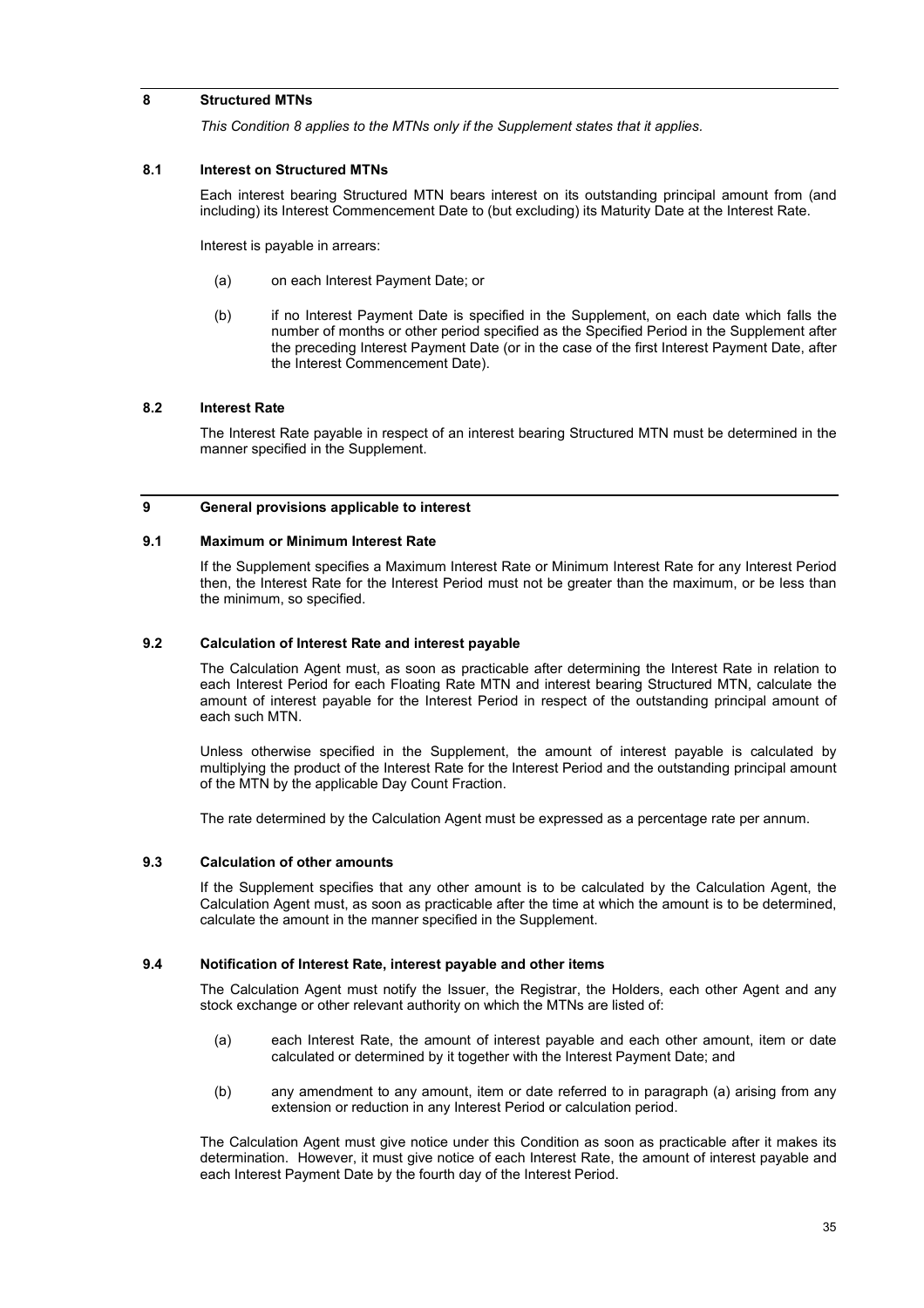## 8 Structured MTNs

*This Condition 8 applies to the MTNs only if the Supplement states that it applies.*

### 8.1 Interest on Structured MTNs

Each interest bearing Structured MTN bears interest on its outstanding principal amount from (and including) its Interest Commencement Date to (but excluding) its Maturity Date at the Interest Rate.

Interest is payable in arrears:

(a) on each Interest Payment Date; or

(b) if no Interest Payment Date is specified in the Supplement, on each date which falls the number of months or other period specified as the Specified Period in the Supplement after the preceding Interest Payment Date (or in the case of the first Interest Payment Date, after the Interest Commencement Date).

### 8.2 Interest Rate

The Interest Rate payable in respect of an interest bearing Structured MTN must be determined in the manner specified in the Supplement.

## 9 General provisions applicable to interest

### 9.1 Maximum or Minimum Interest Rate

If the Supplement specifies a Maximum Interest Rate or Minimum Interest Rate for any Interest Period then, the Interest Rate for the Interest Period must not be greater than the maximum, or be less than the minimum, so specified.

### 9.2 Calculation of Interest Rate and interest payable

The Calculation Agent must, as soon as practicable after determining the Interest Rate in relation to each Interest Period for each Floating Rate MTN and interest bearing Structured MTN, calculate the amount of interest payable for the Interest Period in respect of the outstanding principal amount of each such MTN.

Unless otherwise specified in the Supplement, the amount of interest payable is calculated by multiplying the product of the Interest Rate for the Interest Period and the outstanding principal amount of the MTN by the applicable Day Count Fraction.

The rate determined by the Calculation Agent must be expressed as a percentage rate per annum.

### 9.3 Calculation of other amounts

If the Supplement specifies that any other amount is to be calculated by the Calculation Agent, the Calculation Agent must, as soon as practicable after the time at which the amount is to be determined, calculate the amount in the manner specified in the Supplement.

### 9.4 Notification of Interest Rate, interest payable and other items

The Calculation Agent must notify the Issuer, the Registrar, the Holders, each other Agent and any stock exchange or other relevant authority on which the MTNs are listed of:

(a) each Interest Rate, the amount of interest payable and each other amount, item or date calculated or determined by it together with the Interest Payment Date; and

(b) any amendment to any amount, item or date referred to in paragraph (a) arising from any extension or reduction in any Interest Period or calculation period.

The Calculation Agent must give notice under this Condition as soon as practicable after it makes its determination. However, it must give notice of each Interest Rate, the amount of interest payable and each Interest Payment Date by the fourth day of the Interest Period.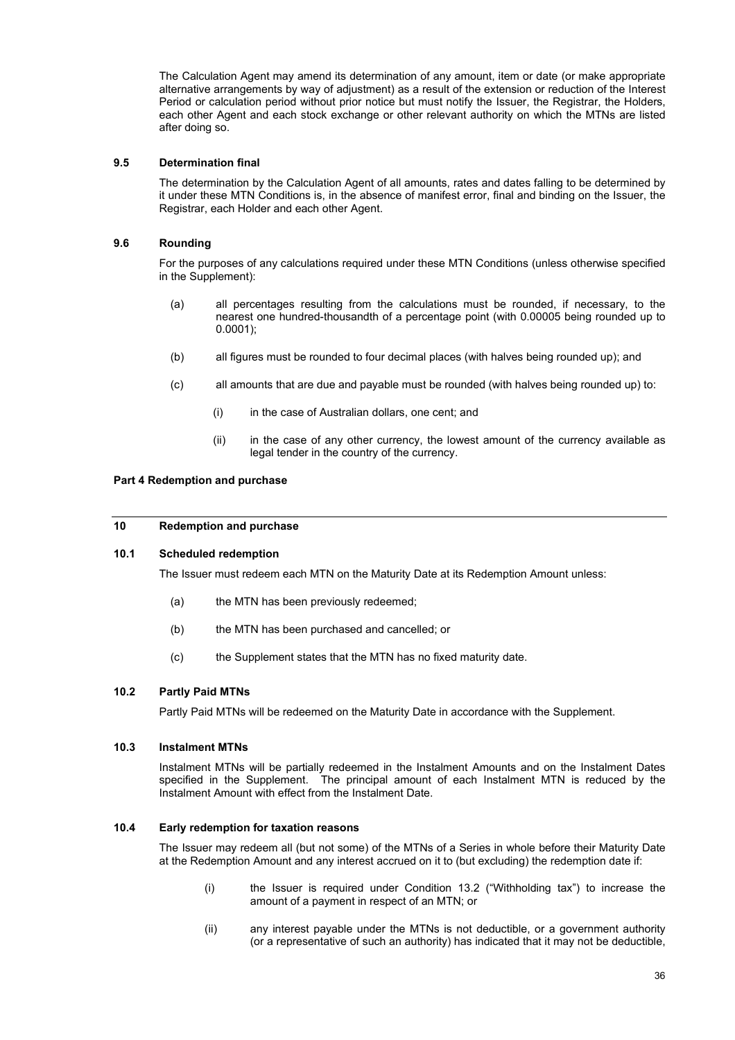The Calculation Agent may amend its determination of any amount, item or date (or make appropriate alternative arrangements by way of adjustment) as a result of the extension or reduction of the Interest Period or calculation period without prior notice but must notify the Issuer, the Registrar, the Holders, each other Agent and each stock exchange or other relevant authority on which the MTNs are listed after doing so.

### 9.5 Determination final

The determination by the Calculation Agent of all amounts, rates and dates falling to be determined by it under these MTN Conditions is, in the absence of manifest error, final and binding on the Issuer, the Registrar, each Holder and each other Agent.

### 9.6 Rounding

For the purposes of any calculations required under these MTN Conditions (unless otherwise specified in the Supplement):

(a) all percentages resulting from the calculations must be rounded, if necessary, to the nearest one hundred-thousandth of a percentage point (with 0.00005 being rounded up to 0.0001);

(b) all figures must be rounded to four decimal places (with halves being rounded up); and

(c) all amounts that are due and payable must be rounded (with halves being rounded up) to:

(i) in the case of Australian dollars, one cent; and

(ii) in the case of any other currency, the lowest amount of the currency available as legal tender in the country of the currency.

**Part 4 Redemption and purchase**

## 10 Redemption and purchase

### 10.1 Scheduled redemption

The Issuer must redeem each MTN on the Maturity Date at its Redemption Amount unless:

(a) the MTN has been previously redeemed;

(b) the MTN has been purchased and cancelled; or

(c) the Supplement states that the MTN has no fixed maturity date.

### 10.2 Partly Paid MTNs

Partly Paid MTNs will be redeemed on the Maturity Date in accordance with the Supplement.

### 10.3 Instalment MTNs

Instalment MTNs will be partially redeemed in the Instalment Amounts and on the Instalment Dates specified in the Supplement. The principal amount of each Instalment MTN is reduced by the Instalment Amount with effect from the Instalment Date.

### 10.4 Early redemption for taxation reasons

The Issuer may redeem all (but not some) of the MTNs of a Series in whole before their Maturity Date at the Redemption Amount and any interest accrued on it to (but excluding) the redemption date if:

(i) the Issuer is required under Condition 13.2 ("Withholding tax") to increase the amount of a payment in respect of an MTN; or

(ii) any interest payable under the MTNs is not deductible, or a government authority (or a representative of such an authority) has indicated that it may not be deductible,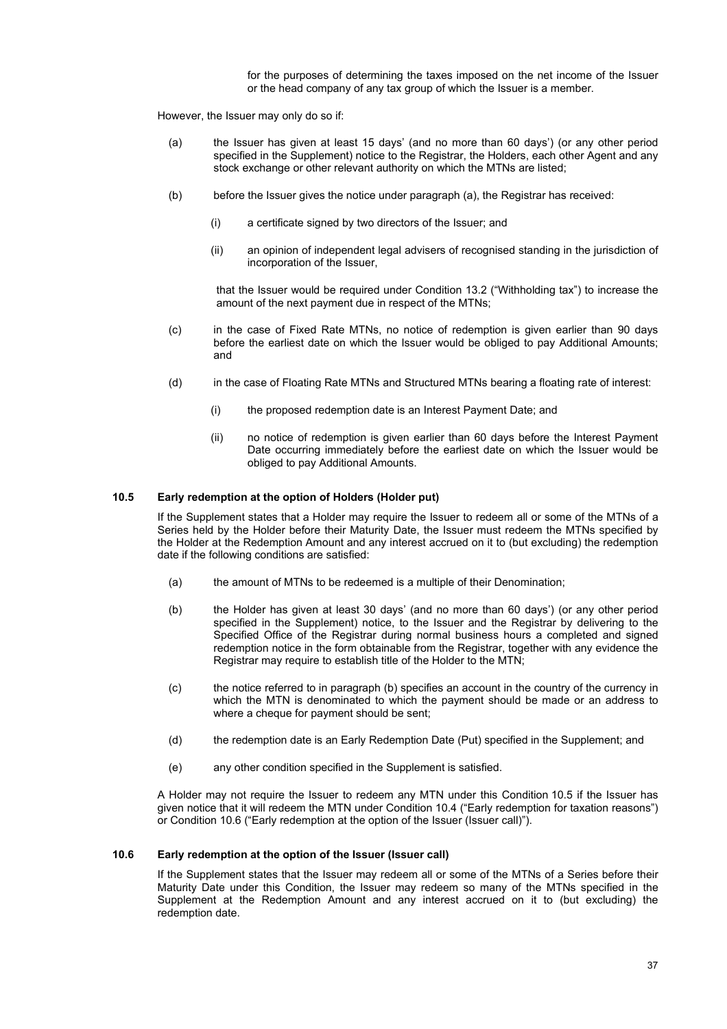for the purposes of determining the taxes imposed on the net income of the Issuer or the head company of any tax group of which the Issuer is a member.

However, the Issuer may only do so if:

(a) the Issuer has given at least 15 days' (and no more than 60 days') (or any other period specified in the Supplement) notice to the Registrar, the Holders, each other Agent and any stock exchange or other relevant authority on which the MTNs are listed;

(b) before the Issuer gives the notice under paragraph (a), the Registrar has received:

  (i) a certificate signed by two directors of the Issuer; and

  (ii) an opinion of independent legal advisers of recognised standing in the jurisdiction of incorporation of the Issuer,

  that the Issuer would be required under Condition 13.2 ("Withholding tax") to increase the amount of the next payment due in respect of the MTNs;

(c) in the case of Fixed Rate MTNs, no notice of redemption is given earlier than 90 days before the earliest date on which the Issuer would be obliged to pay Additional Amounts; and

(d) in the case of Floating Rate MTNs and Structured MTNs bearing a floating rate of interest:

  (i) the proposed redemption date is an Interest Payment Date; and

  (ii) no notice of redemption is given earlier than 60 days before the Interest Payment Date occurring immediately before the earliest date on which the Issuer would be obliged to pay Additional Amounts.

### 10.5 Early redemption at the option of Holders (Holder put)

If the Supplement states that a Holder may require the Issuer to redeem all or some of the MTNs of a Series held by the Holder before their Maturity Date, the Issuer must redeem the MTNs specified by the Holder at the Redemption Amount and any interest accrued on it to (but excluding) the redemption date if the following conditions are satisfied:

(a) the amount of MTNs to be redeemed is a multiple of their Denomination;

(b) the Holder has given at least 30 days' (and no more than 60 days') (or any other period specified in the Supplement) notice, to the Issuer and the Registrar by delivering to the Specified Office of the Registrar during normal business hours a completed and signed redemption notice in the form obtainable from the Registrar, together with any evidence the Registrar may require to establish title of the Holder to the MTN;

(c) the notice referred to in paragraph (b) specifies an account in the country of the currency in which the MTN is denominated to which the payment should be made or an address to where a cheque for payment should be sent;

(d) the redemption date is an Early Redemption Date (Put) specified in the Supplement; and

(e) any other condition specified in the Supplement is satisfied.

A Holder may not require the Issuer to redeem any MTN under this Condition 10.5 if the Issuer has given notice that it will redeem the MTN under Condition 10.4 ("Early redemption for taxation reasons") or Condition 10.6 ("Early redemption at the option of the Issuer (Issuer call)").

### 10.6 Early redemption at the option of the Issuer (Issuer call)

If the Supplement states that the Issuer may redeem all or some of the MTNs of a Series before their Maturity Date under this Condition, the Issuer may redeem so many of the MTNs specified in the Supplement at the Redemption Amount and any interest accrued on it to (but excluding) the redemption date.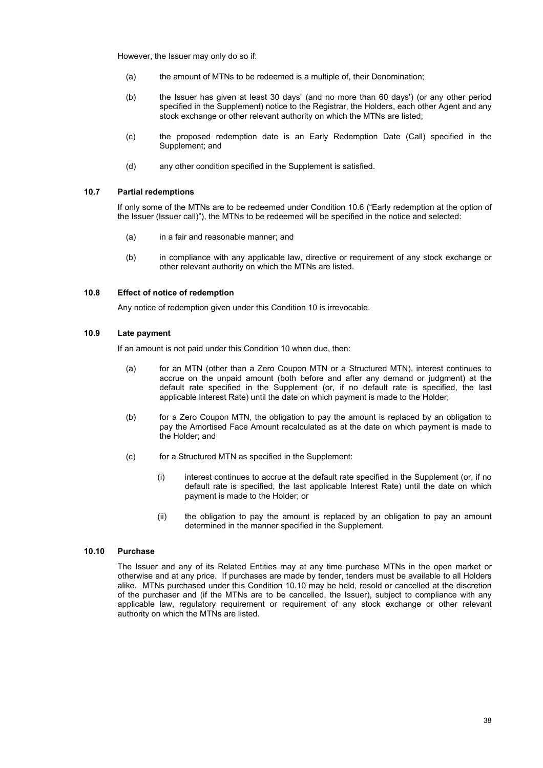However, the Issuer may only do so if:

(a) the amount of MTNs to be redeemed is a multiple of, their Denomination;

(b) the Issuer has given at least 30 days' (and no more than 60 days') (or any other period specified in the Supplement) notice to the Registrar, the Holders, each other Agent and any stock exchange or other relevant authority on which the MTNs are listed;

(c) the proposed redemption date is an Early Redemption Date (Call) specified in the Supplement; and

(d) any other condition specified in the Supplement is satisfied.

### 10.7 Partial redemptions

If only some of the MTNs are to be redeemed under Condition 10.6 ("Early redemption at the option of the Issuer (Issuer call)"), the MTNs to be redeemed will be specified in the notice and selected:

(a) in a fair and reasonable manner; and

(b) in compliance with any applicable law, directive or requirement of any stock exchange or other relevant authority on which the MTNs are listed.

### 10.8 Effect of notice of redemption

Any notice of redemption given under this Condition 10 is irrevocable.

### 10.9 Late payment

If an amount is not paid under this Condition 10 when due, then:

(a) for an MTN (other than a Zero Coupon MTN or a Structured MTN), interest continues to accrue on the unpaid amount (both before and after any demand or judgment) at the default rate specified in the Supplement (or, if no default rate is specified, the last applicable Interest Rate) until the date on which payment is made to the Holder;

(b) for a Zero Coupon MTN, the obligation to pay the amount is replaced by an obligation to pay the Amortised Face Amount recalculated as at the date on which payment is made to the Holder; and

(c) for a Structured MTN as specified in the Supplement:

  (i) interest continues to accrue at the default rate specified in the Supplement (or, if no default rate is specified, the last applicable Interest Rate) until the date on which payment is made to the Holder; or

  (ii) the obligation to pay the amount is replaced by an obligation to pay an amount determined in the manner specified in the Supplement.

### 10.10 Purchase

The Issuer and any of its Related Entities may at any time purchase MTNs in the open market or otherwise and at any price. If purchases are made by tender, tenders must be available to all Holders alike. MTNs purchased under this Condition 10.10 may be held, resold or cancelled at the discretion of the purchaser and (if the MTNs are to be cancelled, the Issuer), subject to compliance with any applicable law, regulatory requirement or requirement of any stock exchange or other relevant authority on which the MTNs are listed.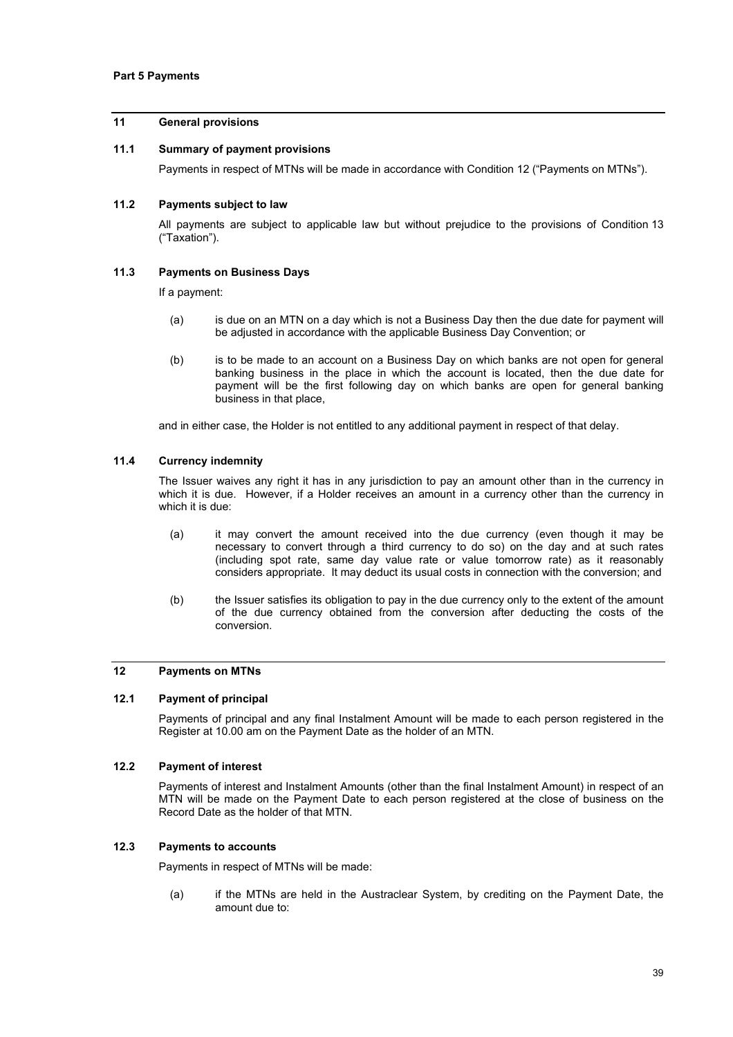**Part 5 Payments**

## 11 General provisions

### 11.1 Summary of payment provisions

Payments in respect of MTNs will be made in accordance with Condition 12 ("Payments on MTNs").

### 11.2 Payments subject to law

All payments are subject to applicable law but without prejudice to the provisions of Condition 13 ("Taxation").

### 11.3 Payments on Business Days

If a payment:

(a) is due on an MTN on a day which is not a Business Day then the due date for payment will be adjusted in accordance with the applicable Business Day Convention; or

(b) is to be made to an account on a Business Day on which banks are not open for general banking business in the place in which the account is located, then the due date for payment will be the first following day on which banks are open for general banking business in that place,

and in either case, the Holder is not entitled to any additional payment in respect of that delay.

### 11.4 Currency indemnity

The Issuer waives any right it has in any jurisdiction to pay an amount other than in the currency in which it is due. However, if a Holder receives an amount in a currency other than the currency in which it is due:

(a) it may convert the amount received into the due currency (even though it may be necessary to convert through a third currency to do so) on the day and at such rates (including spot rate, same day value rate or value tomorrow rate) as it reasonably considers appropriate. It may deduct its usual costs in connection with the conversion; and

(b) the Issuer satisfies its obligation to pay in the due currency only to the extent of the amount of the due currency obtained from the conversion after deducting the costs of the conversion.

## 12 Payments on MTNs

### 12.1 Payment of principal

Payments of principal and any final Instalment Amount will be made to each person registered in the Register at 10.00 am on the Payment Date as the holder of an MTN.

### 12.2 Payment of interest

Payments of interest and Instalment Amounts (other than the final Instalment Amount) in respect of an MTN will be made on the Payment Date to each person registered at the close of business on the Record Date as the holder of that MTN.

### 12.3 Payments to accounts

Payments in respect of MTNs will be made:

(a) if the MTNs are held in the Austraclear System, by crediting on the Payment Date, the amount due to: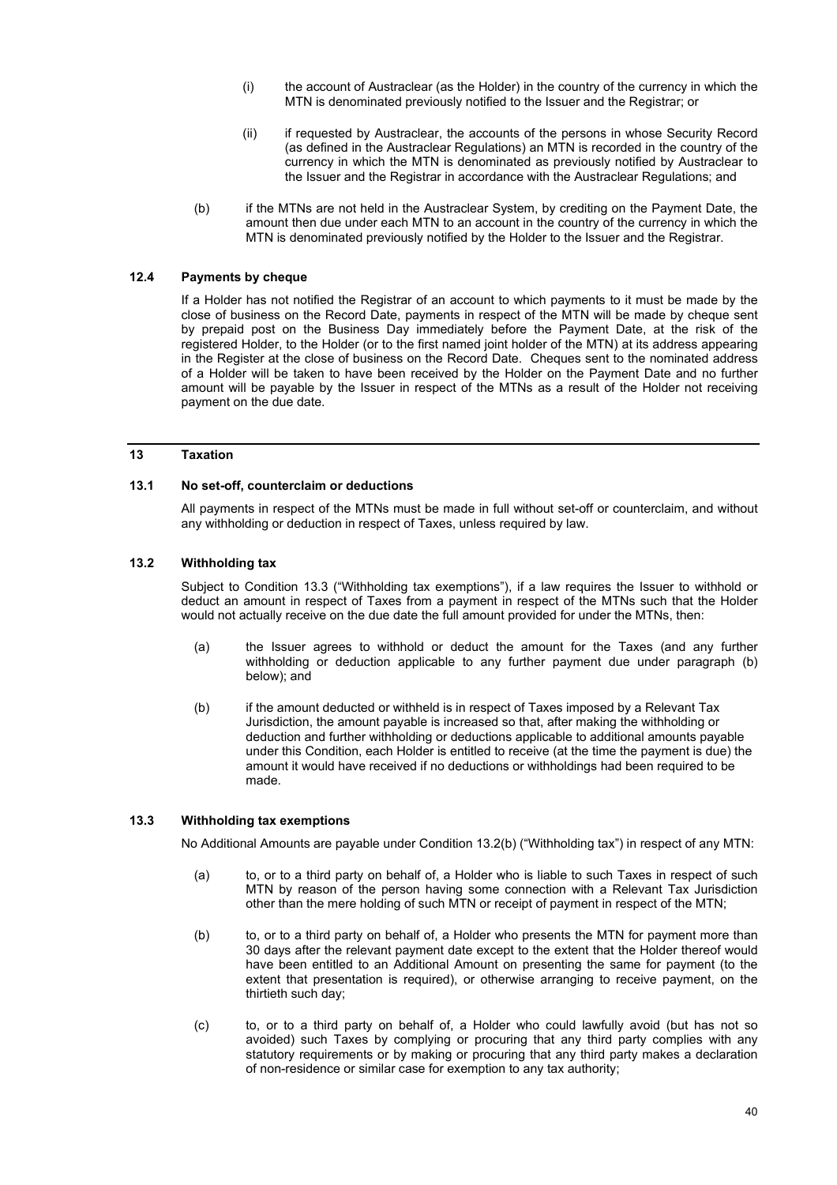(i) the account of Austraclear (as the Holder) in the country of the currency in which the MTN is denominated previously notified to the Issuer and the Registrar; or

(ii) if requested by Austraclear, the accounts of the persons in whose Security Record (as defined in the Austraclear Regulations) an MTN is recorded in the country of the currency in which the MTN is denominated as previously notified by Austraclear to the Issuer and the Registrar in accordance with the Austraclear Regulations; and

(b) if the MTNs are not held in the Austraclear System, by crediting on the Payment Date, the amount then due under each MTN to an account in the country of the currency in which the MTN is denominated previously notified by the Holder to the Issuer and the Registrar.

### 12.4 Payments by cheque

If a Holder has not notified the Registrar of an account to which payments to it must be made by the close of business on the Record Date, payments in respect of the MTN will be made by cheque sent by prepaid post on the Business Day immediately before the Payment Date, at the risk of the registered Holder, to the Holder (or to the first named joint holder of the MTN) at its address appearing in the Register at the close of business on the Record Date. Cheques sent to the nominated address of a Holder will be taken to have been received by the Holder on the Payment Date and no further amount will be payable by the Issuer in respect of the MTNs as a result of the Holder not receiving payment on the due date.

## 13 Taxation

### 13.1 No set-off, counterclaim or deductions

All payments in respect of the MTNs must be made in full without set-off or counterclaim, and without any withholding or deduction in respect of Taxes, unless required by law.

### 13.2 Withholding tax

Subject to Condition 13.3 ("Withholding tax exemptions"), if a law requires the Issuer to withhold or deduct an amount in respect of Taxes from a payment in respect of the MTNs such that the Holder would not actually receive on the due date the full amount provided for under the MTNs, then:

(a) the Issuer agrees to withhold or deduct the amount for the Taxes (and any further withholding or deduction applicable to any further payment due under paragraph (b) below); and

(b) if the amount deducted or withheld is in respect of Taxes imposed by a Relevant Tax Jurisdiction, the amount payable is increased so that, after making the withholding or deduction and further withholding or deductions applicable to additional amounts payable under this Condition, each Holder is entitled to receive (at the time the payment is due) the amount it would have received if no deductions or withholdings had been required to be made.

### 13.3 Withholding tax exemptions

No Additional Amounts are payable under Condition 13.2(b) ("Withholding tax") in respect of any MTN:

(a) to, or to a third party on behalf of, a Holder who is liable to such Taxes in respect of such MTN by reason of the person having some connection with a Relevant Tax Jurisdiction other than the mere holding of such MTN or receipt of payment in respect of the MTN;

(b) to, or to a third party on behalf of, a Holder who presents the MTN for payment more than 30 days after the relevant payment date except to the extent that the Holder thereof would have been entitled to an Additional Amount on presenting the same for payment (to the extent that presentation is required), or otherwise arranging to receive payment, on the thirtieth such day;

(c) to, or to a third party on behalf of, a Holder who could lawfully avoid (but has not so avoided) such Taxes by complying or procuring that any third party complies with any statutory requirements or by making or procuring that any third party makes a declaration of non-residence or similar case for exemption to any tax authority;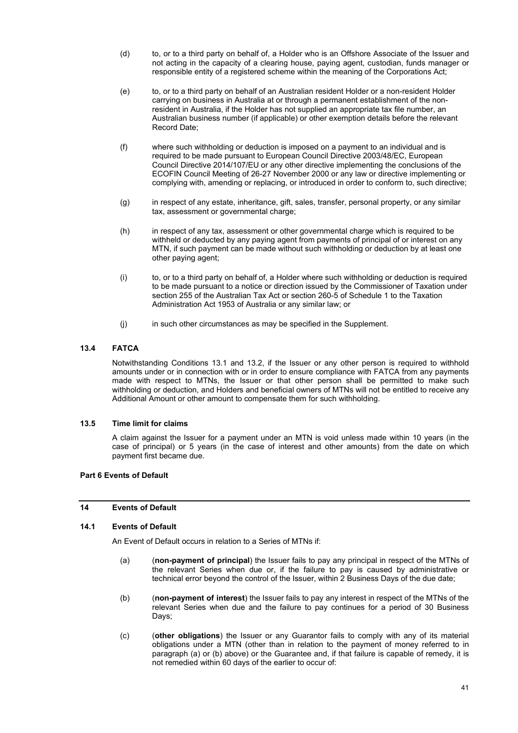(d) to, or to a third party on behalf of, a Holder who is an Offshore Associate of the Issuer and not acting in the capacity of a clearing house, paying agent, custodian, funds manager or responsible entity of a registered scheme within the meaning of the Corporations Act;

(e) to, or to a third party on behalf of an Australian resident Holder or a non-resident Holder carrying on business in Australia at or through a permanent establishment of the non-resident in Australia, if the Holder has not supplied an appropriate tax file number, an Australian business number (if applicable) or other exemption details before the relevant Record Date;

(f) where such withholding or deduction is imposed on a payment to an individual and is required to be made pursuant to European Council Directive 2003/48/EC, European Council Directive 2014/107/EU or any other directive implementing the conclusions of the ECOFIN Council Meeting of 26-27 November 2000 or any law or directive implementing or complying with, amending or replacing, or introduced in order to conform to, such directive;

(g) in respect of any estate, inheritance, gift, sales, transfer, personal property, or any similar tax, assessment or governmental charge;

(h) in respect of any tax, assessment or other governmental charge which is required to be withheld or deducted by any paying agent from payments of principal of or interest on any MTN, if such payment can be made without such withholding or deduction by at least one other paying agent;

(i) to, or to a third party on behalf of, a Holder where such withholding or deduction is required to be made pursuant to a notice or direction issued by the Commissioner of Taxation under section 255 of the Australian Tax Act or section 260-5 of Schedule 1 to the Taxation Administration Act 1953 of Australia or any similar law; or

(j) in such other circumstances as may be specified in the Supplement.

### 13.4 FATCA

Notwithstanding Conditions 13.1 and 13.2, if the Issuer or any other person is required to withhold amounts under or in connection with or in order to ensure compliance with FATCA from any payments made with respect to MTNs, the Issuer or that other person shall be permitted to make such withholding or deduction, and Holders and beneficial owners of MTNs will not be entitled to receive any Additional Amount or other amount to compensate them for such withholding.

### 13.5 Time limit for claims

A claim against the Issuer for a payment under an MTN is void unless made within 10 years (in the case of principal) or 5 years (in the case of interest and other amounts) from the date on which payment first became due.

## Part 6 Events of Default

## 14 Events of Default

### 14.1 Events of Default

An Event of Default occurs in relation to a Series of MTNs if:

(a) (**non-payment of principal**) the Issuer fails to pay any principal in respect of the MTNs of the relevant Series when due or, if the failure to pay is caused by administrative or technical error beyond the control of the Issuer, within 2 Business Days of the due date;

(b) (**non-payment of interest**) the Issuer fails to pay any interest in respect of the MTNs of the relevant Series when due and the failure to pay continues for a period of 30 Business Days;

(c) (**other obligations**) the Issuer or any Guarantor fails to comply with any of its material obligations under a MTN (other than in relation to the payment of money referred to in paragraph (a) or (b) above) or the Guarantee and, if that failure is capable of remedy, it is not remedied within 60 days of the earlier to occur of: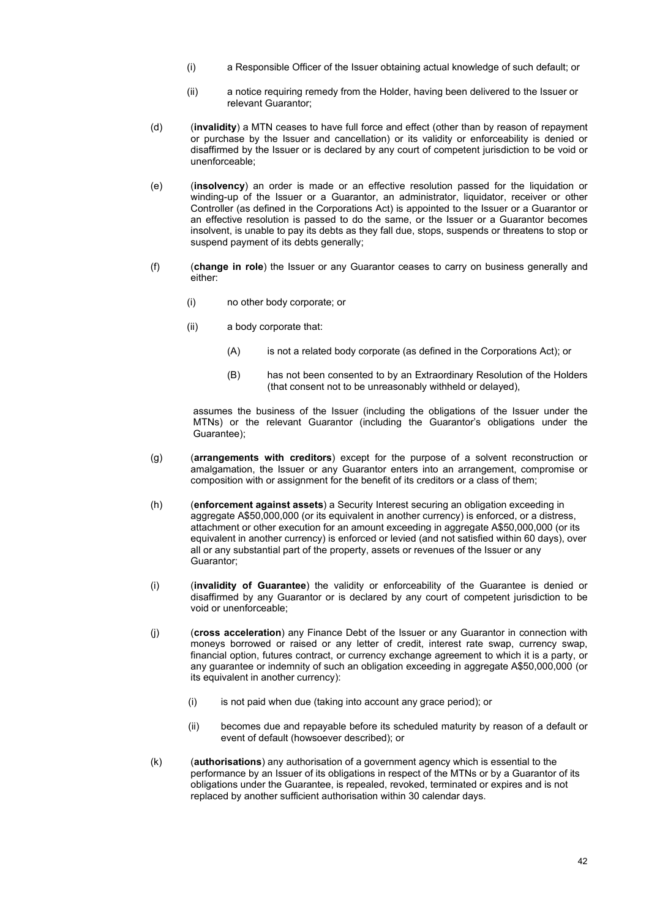(i) a Responsible Officer of the Issuer obtaining actual knowledge of such default; or

(ii) a notice requiring remedy from the Holder, having been delivered to the Issuer or relevant Guarantor;

(d) (**invalidity**) a MTN ceases to have full force and effect (other than by reason of repayment or purchase by the Issuer and cancellation) or its validity or enforceability is denied or disaffirmed by the Issuer or is declared by any court of competent jurisdiction to be void or unenforceable;

(e) (**insolvency**) an order is made or an effective resolution passed for the liquidation or winding-up of the Issuer or a Guarantor, an administrator, liquidator, receiver or other Controller (as defined in the Corporations Act) is appointed to the Issuer or a Guarantor or an effective resolution is passed to do the same, or the Issuer or a Guarantor becomes insolvent, is unable to pay its debts as they fall due, stops, suspends or threatens to stop or suspend payment of its debts generally;

(f) (**change in role**) the Issuer or any Guarantor ceases to carry on business generally and either:

(i) no other body corporate; or

(ii) a body corporate that:

(A) is not a related body corporate (as defined in the Corporations Act); or

(B) has not been consented to by an Extraordinary Resolution of the Holders (that consent not to be unreasonably withheld or delayed),

assumes the business of the Issuer (including the obligations of the Issuer under the MTNs) or the relevant Guarantor (including the Guarantor's obligations under the Guarantee);

(g) (**arrangements with creditors**) except for the purpose of a solvent reconstruction or amalgamation, the Issuer or any Guarantor enters into an arrangement, compromise or composition with or assignment for the benefit of its creditors or a class of them;

(h) (**enforcement against assets**) a Security Interest securing an obligation exceeding in aggregate A$50,000,000 (or its equivalent in another currency) is enforced, or a distress, attachment or other execution for an amount exceeding in aggregate A$50,000,000 (or its equivalent in another currency) is enforced or levied (and not satisfied within 60 days), over all or any substantial part of the property, assets or revenues of the Issuer or any Guarantor;

(i) (**invalidity of Guarantee**) the validity or enforceability of the Guarantee is denied or disaffirmed by any Guarantor or is declared by any court of competent jurisdiction to be void or unenforceable;

(j) (**cross acceleration**) any Finance Debt of the Issuer or any Guarantor in connection with moneys borrowed or raised or any letter of credit, interest rate swap, currency swap, financial option, futures contract, or currency exchange agreement to which it is a party, or any guarantee or indemnity of such an obligation exceeding in aggregate A$50,000,000 (or its equivalent in another currency):

(i) is not paid when due (taking into account any grace period); or

(ii) becomes due and repayable before its scheduled maturity by reason of a default or event of default (howsoever described); or

(k) (**authorisations**) any authorisation of a government agency which is essential to the performance by an Issuer of its obligations in respect of the MTNs or by a Guarantor of its obligations under the Guarantee, is repealed, revoked, terminated or expires and is not replaced by another sufficient authorisation within 30 calendar days.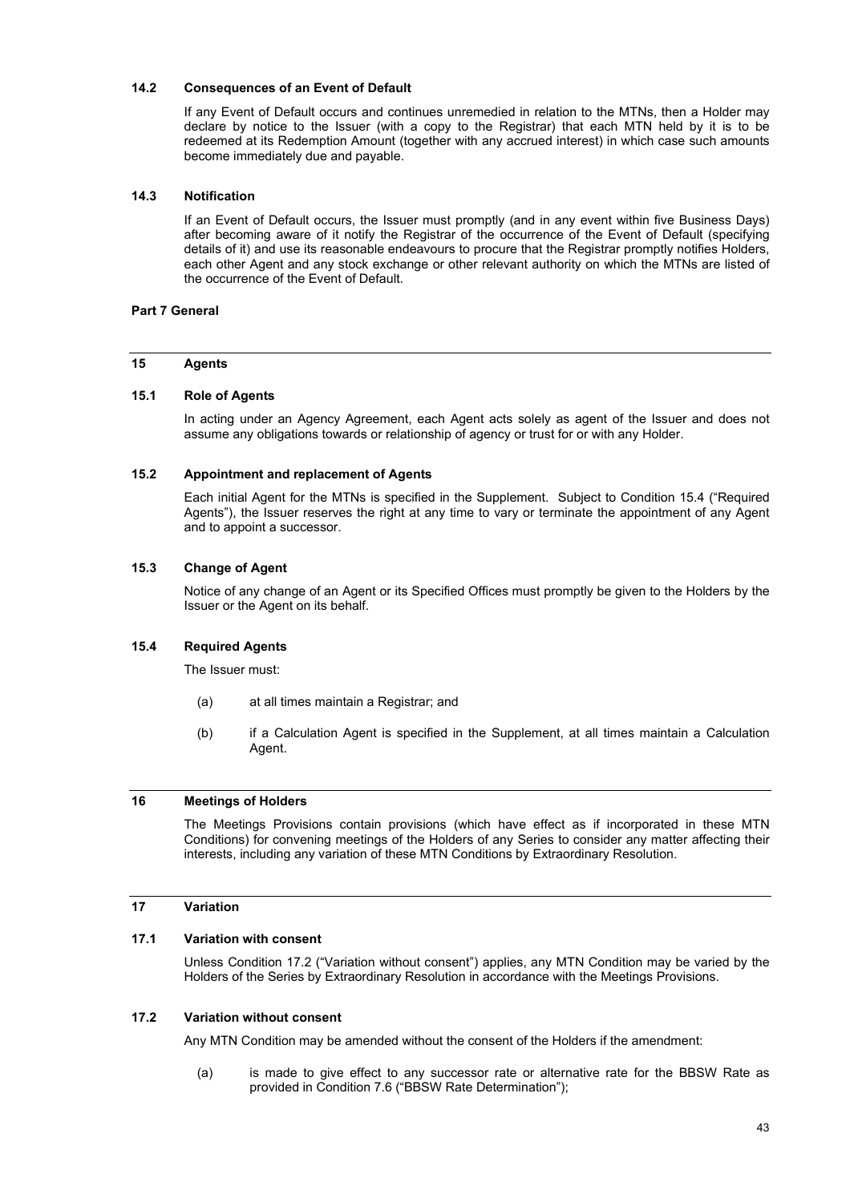### 14.2 Consequences of an Event of Default

If any Event of Default occurs and continues unremedied in relation to the MTNs, then a Holder may declare by notice to the Issuer (with a copy to the Registrar) that each MTN held by it is to be redeemed at its Redemption Amount (together with any accrued interest) in which case such amounts become immediately due and payable.

### 14.3 Notification

If an Event of Default occurs, the Issuer must promptly (and in any event within five Business Days) after becoming aware of it notify the Registrar of the occurrence of the Event of Default (specifying details of it) and use its reasonable endeavours to procure that the Registrar promptly notifies Holders, each other Agent and any stock exchange or other relevant authority on which the MTNs are listed of the occurrence of the Event of Default.

# Part 7 General

## 15 Agents

### 15.1 Role of Agents

In acting under an Agency Agreement, each Agent acts solely as agent of the Issuer and does not assume any obligations towards or relationship of agency or trust for or with any Holder.

### 15.2 Appointment and replacement of Agents

Each initial Agent for the MTNs is specified in the Supplement. Subject to Condition 15.4 ("Required Agents"), the Issuer reserves the right at any time to vary or terminate the appointment of any Agent and to appoint a successor.

### 15.3 Change of Agent

Notice of any change of an Agent or its Specified Offices must promptly be given to the Holders by the Issuer or the Agent on its behalf.

### 15.4 Required Agents

The Issuer must:

(a) at all times maintain a Registrar; and

(b) if a Calculation Agent is specified in the Supplement, at all times maintain a Calculation Agent.

## 16 Meetings of Holders

The Meetings Provisions contain provisions (which have effect as if incorporated in these MTN Conditions) for convening meetings of the Holders of any Series to consider any matter affecting their interests, including any variation of these MTN Conditions by Extraordinary Resolution.

## 17 Variation

### 17.1 Variation with consent

Unless Condition 17.2 ("Variation without consent") applies, any MTN Condition may be varied by the Holders of the Series by Extraordinary Resolution in accordance with the Meetings Provisions.

### 17.2 Variation without consent

Any MTN Condition may be amended without the consent of the Holders if the amendment:

(a) is made to give effect to any successor rate or alternative rate for the BBSW Rate as provided in Condition 7.6 ("BBSW Rate Determination");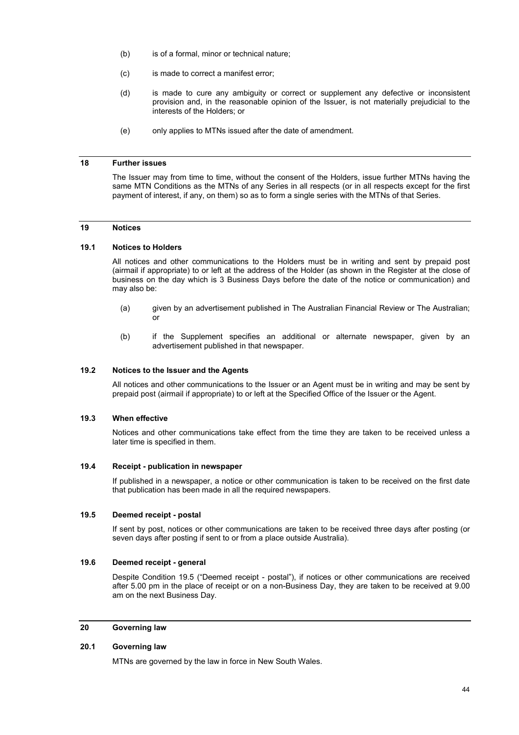(b) is of a formal, minor or technical nature;

(c) is made to correct a manifest error;

(d) is made to cure any ambiguity or correct or supplement any defective or inconsistent provision and, in the reasonable opinion of the Issuer, is not materially prejudicial to the interests of the Holders; or

(e) only applies to MTNs issued after the date of amendment.

## 18 Further issues

The Issuer may from time to time, without the consent of the Holders, issue further MTNs having the same MTN Conditions as the MTNs of any Series in all respects (or in all respects except for the first payment of interest, if any, on them) so as to form a single series with the MTNs of that Series.

## 19 Notices

### 19.1 Notices to Holders

All notices and other communications to the Holders must be in writing and sent by prepaid post (airmail if appropriate) to or left at the address of the Holder (as shown in the Register at the close of business on the day which is 3 Business Days before the date of the notice or communication) and may also be:

(a) given by an advertisement published in The Australian Financial Review or The Australian; or

(b) if the Supplement specifies an additional or alternate newspaper, given by an advertisement published in that newspaper.

### 19.2 Notices to the Issuer and the Agents

All notices and other communications to the Issuer or an Agent must be in writing and may be sent by prepaid post (airmail if appropriate) to or left at the Specified Office of the Issuer or the Agent.

### 19.3 When effective

Notices and other communications take effect from the time they are taken to be received unless a later time is specified in them.

### 19.4 Receipt - publication in newspaper

If published in a newspaper, a notice or other communication is taken to be received on the first date that publication has been made in all the required newspapers.

### 19.5 Deemed receipt - postal

If sent by post, notices or other communications are taken to be received three days after posting (or seven days after posting if sent to or from a place outside Australia).

### 19.6 Deemed receipt - general

Despite Condition 19.5 ("Deemed receipt - postal"), if notices or other communications are received after 5.00 pm in the place of receipt or on a non-Business Day, they are taken to be received at 9.00 am on the next Business Day.

## 20 Governing law

### 20.1 Governing law

MTNs are governed by the law in force in New South Wales.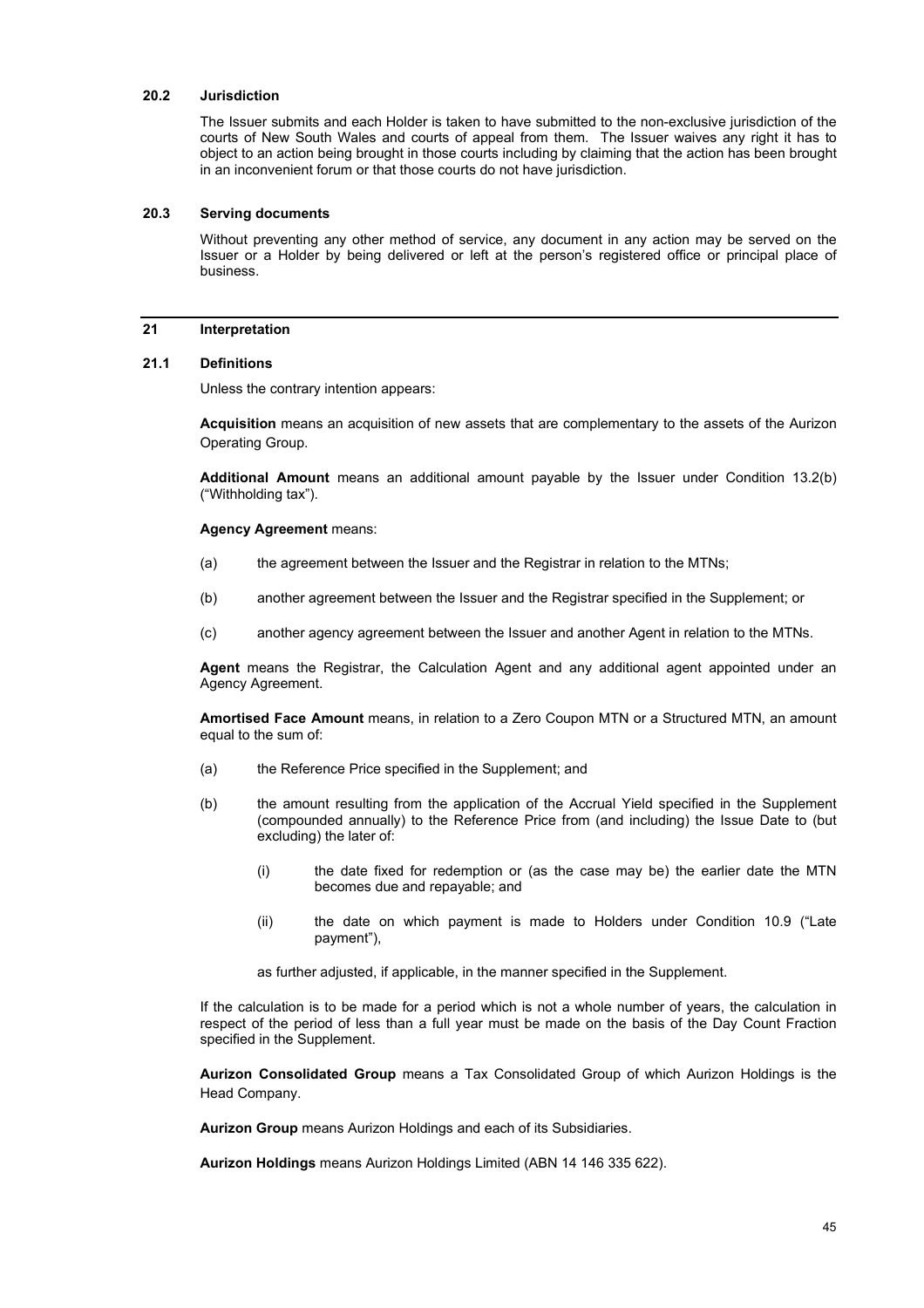### 20.2 Jurisdiction

The Issuer submits and each Holder is taken to have submitted to the non-exclusive jurisdiction of the courts of New South Wales and courts of appeal from them. The Issuer waives any right it has to object to an action being brought in those courts including by claiming that the action has been brought in an inconvenient forum or that those courts do not have jurisdiction.

### 20.3 Serving documents

Without preventing any other method of service, any document in any action may be served on the Issuer or a Holder by being delivered or left at the person's registered office or principal place of business.

## 21 Interpretation

### 21.1 Definitions

Unless the contrary intention appears:

**Acquisition** means an acquisition of new assets that are complementary to the assets of the Aurizon Operating Group.

**Additional Amount** means an additional amount payable by the Issuer under Condition 13.2(b) ("Withholding tax").

**Agency Agreement** means:

(a) the agreement between the Issuer and the Registrar in relation to the MTNs;

(b) another agreement between the Issuer and the Registrar specified in the Supplement; or

(c) another agency agreement between the Issuer and another Agent in relation to the MTNs.

**Agent** means the Registrar, the Calculation Agent and any additional agent appointed under an Agency Agreement.

**Amortised Face Amount** means, in relation to a Zero Coupon MTN or a Structured MTN, an amount equal to the sum of:

(a) the Reference Price specified in the Supplement; and

(b) the amount resulting from the application of the Accrual Yield specified in the Supplement (compounded annually) to the Reference Price from (and including) the Issue Date to (but excluding) the later of:

  (i) the date fixed for redemption or (as the case may be) the earlier date the MTN becomes due and repayable; and

  (ii) the date on which payment is made to Holders under Condition 10.9 ("Late payment"),

as further adjusted, if applicable, in the manner specified in the Supplement.

If the calculation is to be made for a period which is not a whole number of years, the calculation in respect of the period of less than a full year must be made on the basis of the Day Count Fraction specified in the Supplement.

**Aurizon Consolidated Group** means a Tax Consolidated Group of which Aurizon Holdings is the Head Company.

**Aurizon Group** means Aurizon Holdings and each of its Subsidiaries.

**Aurizon Holdings** means Aurizon Holdings Limited (ABN 14 146 335 622).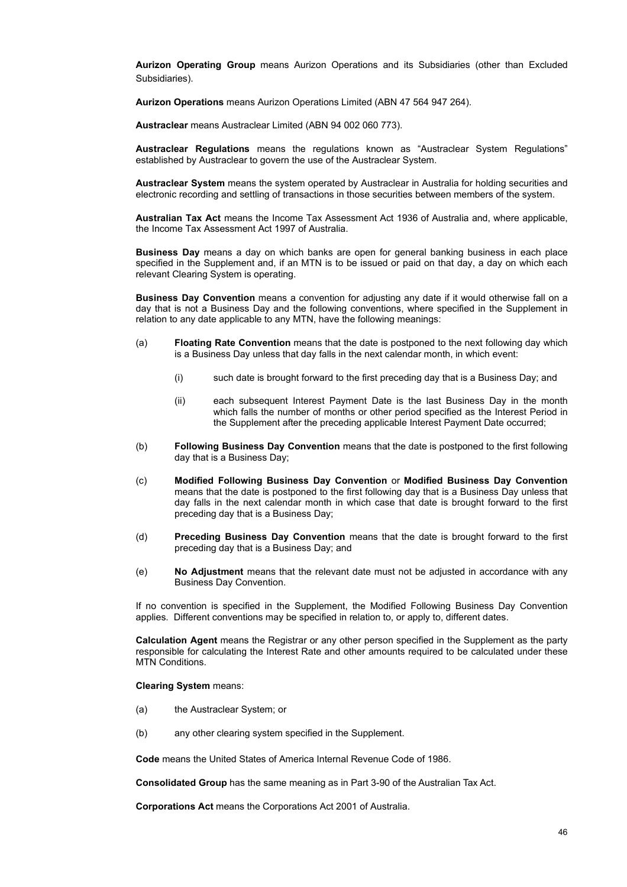**Aurizon Operating Group** means Aurizon Operations and its Subsidiaries (other than Excluded Subsidiaries).

**Aurizon Operations** means Aurizon Operations Limited (ABN 47 564 947 264).

**Austraclear** means Austraclear Limited (ABN 94 002 060 773).

**Austraclear Regulations** means the regulations known as "Austraclear System Regulations" established by Austraclear to govern the use of the Austraclear System.

**Austraclear System** means the system operated by Austraclear in Australia for holding securities and electronic recording and settling of transactions in those securities between members of the system.

**Australian Tax Act** means the Income Tax Assessment Act 1936 of Australia and, where applicable, the Income Tax Assessment Act 1997 of Australia.

**Business Day** means a day on which banks are open for general banking business in each place specified in the Supplement and, if an MTN is to be issued or paid on that day, a day on which each relevant Clearing System is operating.

**Business Day Convention** means a convention for adjusting any date if it would otherwise fall on a day that is not a Business Day and the following conventions, where specified in the Supplement in relation to any date applicable to any MTN, have the following meanings:

(a) **Floating Rate Convention** means that the date is postponed to the next following day which is a Business Day unless that day falls in the next calendar month, in which event:

   (i) such date is brought forward to the first preceding day that is a Business Day; and

   (ii) each subsequent Interest Payment Date is the last Business Day in the month which falls the number of months or other period specified as the Interest Period in the Supplement after the preceding applicable Interest Payment Date occurred;

(b) **Following Business Day Convention** means that the date is postponed to the first following day that is a Business Day;

(c) **Modified Following Business Day Convention** or **Modified Business Day Convention** means that the date is postponed to the first following day that is a Business Day unless that day falls in the next calendar month in which case that date is brought forward to the first preceding day that is a Business Day;

(d) **Preceding Business Day Convention** means that the date is brought forward to the first preceding day that is a Business Day; and

(e) **No Adjustment** means that the relevant date must not be adjusted in accordance with any Business Day Convention.

If no convention is specified in the Supplement, the Modified Following Business Day Convention applies. Different conventions may be specified in relation to, or apply to, different dates.

**Calculation Agent** means the Registrar or any other person specified in the Supplement as the party responsible for calculating the Interest Rate and other amounts required to be calculated under these MTN Conditions.

**Clearing System** means:

(a) the Austraclear System; or

(b) any other clearing system specified in the Supplement.

**Code** means the United States of America Internal Revenue Code of 1986.

**Consolidated Group** has the same meaning as in Part 3-90 of the Australian Tax Act.

**Corporations Act** means the Corporations Act 2001 of Australia.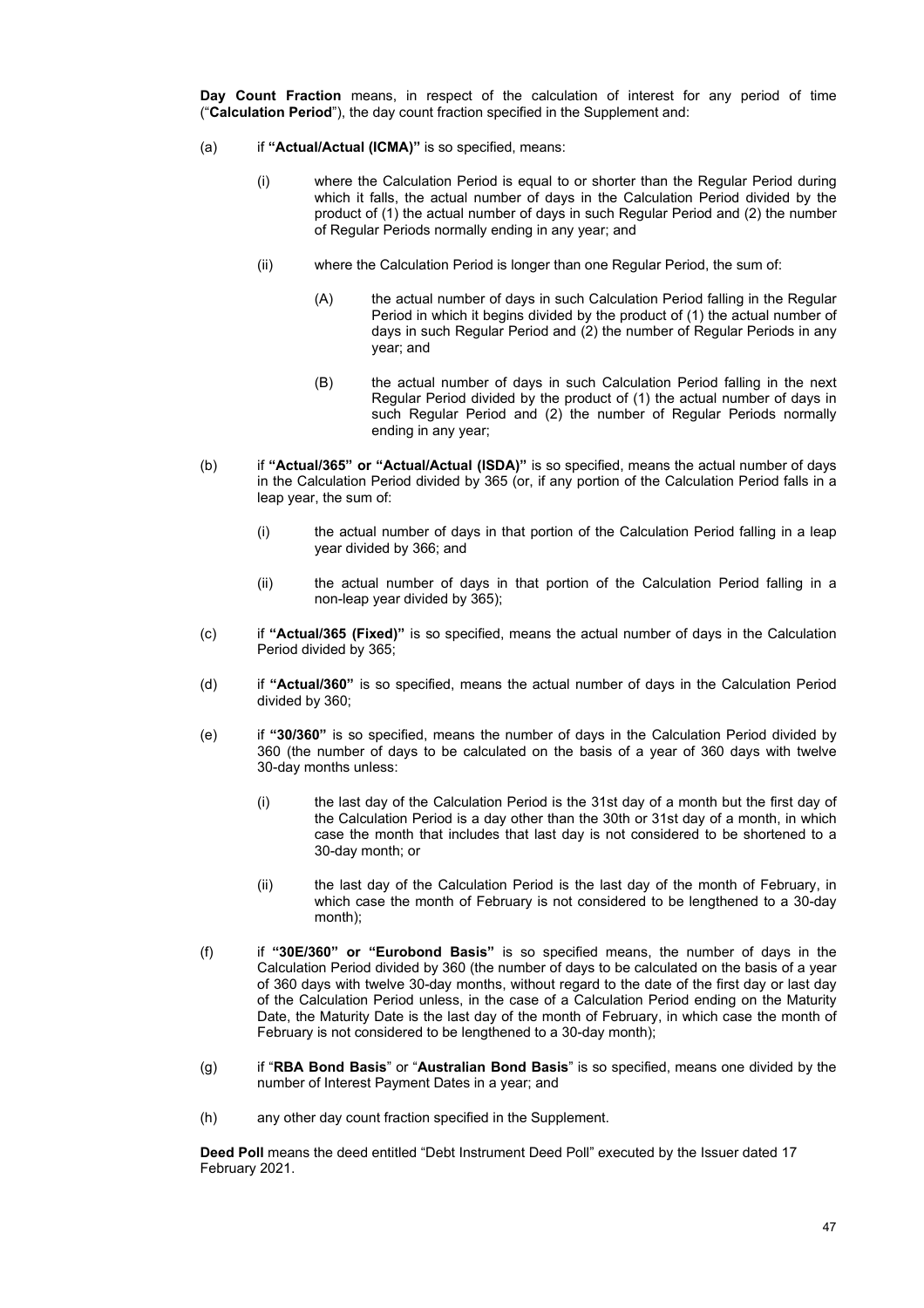**Day Count Fraction** means, in respect of the calculation of interest for any period of time ("**Calculation Period**"), the day count fraction specified in the Supplement and:

(a) if **"Actual/Actual (ICMA)"** is so specified, means:

   (i) where the Calculation Period is equal to or shorter than the Regular Period during which it falls, the actual number of days in the Calculation Period divided by the product of (1) the actual number of days in such Regular Period and (2) the number of Regular Periods normally ending in any year; and

   (ii) where the Calculation Period is longer than one Regular Period, the sum of:

      (A) the actual number of days in such Calculation Period falling in the Regular Period in which it begins divided by the product of (1) the actual number of days in such Regular Period and (2) the number of Regular Periods in any year; and

      (B) the actual number of days in such Calculation Period falling in the next Regular Period divided by the product of (1) the actual number of days in such Regular Period and (2) the number of Regular Periods normally ending in any year;

(b) if **"Actual/365" or "Actual/Actual (ISDA)"** is so specified, means the actual number of days in the Calculation Period divided by 365 (or, if any portion of the Calculation Period falls in a leap year, the sum of:

   (i) the actual number of days in that portion of the Calculation Period falling in a leap year divided by 366; and

   (ii) the actual number of days in that portion of the Calculation Period falling in a non-leap year divided by 365);

(c) if **"Actual/365 (Fixed)"** is so specified, means the actual number of days in the Calculation Period divided by 365;

(d) if **"Actual/360"** is so specified, means the actual number of days in the Calculation Period divided by 360;

(e) if **"30/360"** is so specified, means the number of days in the Calculation Period divided by 360 (the number of days to be calculated on the basis of a year of 360 days with twelve 30-day months unless:

   (i) the last day of the Calculation Period is the 31st day of a month but the first day of the Calculation Period is a day other than the 30th or 31st day of a month, in which case the month that includes that last day is not considered to be shortened to a 30-day month; or

   (ii) the last day of the Calculation Period is the last day of the month of February, in which case the month of February is not considered to be lengthened to a 30-day month);

(f) if **"30E/360" or "Eurobond Basis"** is so specified means, the number of days in the Calculation Period divided by 360 (the number of days to be calculated on the basis of a year of 360 days with twelve 30-day months, without regard to the date of the first day or last day of the Calculation Period unless, in the case of a Calculation Period ending on the Maturity Date, the Maturity Date is the last day of the month of February, in which case the month of February is not considered to be lengthened to a 30-day month);

(g) if "**RBA Bond Basis**" or "**Australian Bond Basis**" is so specified, means one divided by the number of Interest Payment Dates in a year; and

(h) any other day count fraction specified in the Supplement.

**Deed Poll** means the deed entitled "Debt Instrument Deed Poll" executed by the Issuer dated 17 February 2021.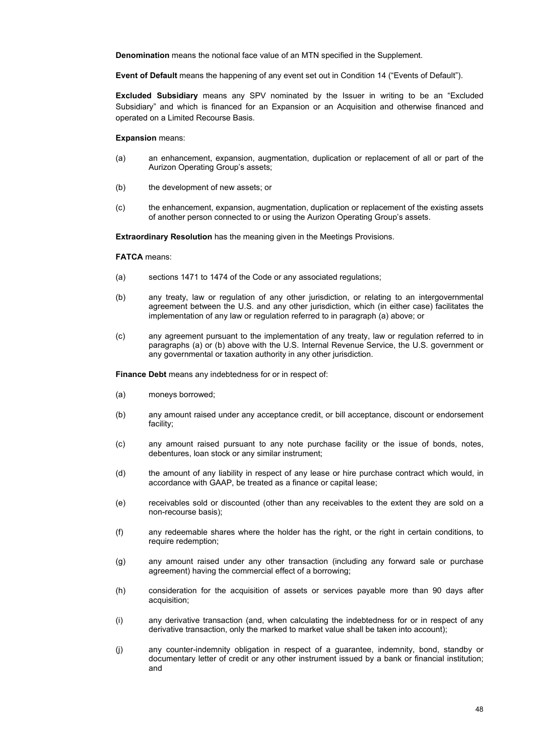**Denomination** means the notional face value of an MTN specified in the Supplement.

**Event of Default** means the happening of any event set out in Condition 14 ("Events of Default").

**Excluded Subsidiary** means any SPV nominated by the Issuer in writing to be an "Excluded Subsidiary" and which is financed for an Expansion or an Acquisition and otherwise financed and operated on a Limited Recourse Basis.

**Expansion** means:

(a) an enhancement, expansion, augmentation, duplication or replacement of all or part of the Aurizon Operating Group's assets;

(b) the development of new assets; or

(c) the enhancement, expansion, augmentation, duplication or replacement of the existing assets of another person connected to or using the Aurizon Operating Group's assets.

**Extraordinary Resolution** has the meaning given in the Meetings Provisions.

**FATCA** means:

(a) sections 1471 to 1474 of the Code or any associated regulations;

(b) any treaty, law or regulation of any other jurisdiction, or relating to an intergovernmental agreement between the U.S. and any other jurisdiction, which (in either case) facilitates the implementation of any law or regulation referred to in paragraph (a) above; or

(c) any agreement pursuant to the implementation of any treaty, law or regulation referred to in paragraphs (a) or (b) above with the U.S. Internal Revenue Service, the U.S. government or any governmental or taxation authority in any other jurisdiction.

**Finance Debt** means any indebtedness for or in respect of:

(a) moneys borrowed;

(b) any amount raised under any acceptance credit, or bill acceptance, discount or endorsement facility;

(c) any amount raised pursuant to any note purchase facility or the issue of bonds, notes, debentures, loan stock or any similar instrument;

(d) the amount of any liability in respect of any lease or hire purchase contract which would, in accordance with GAAP, be treated as a finance or capital lease;

(e) receivables sold or discounted (other than any receivables to the extent they are sold on a non-recourse basis);

(f) any redeemable shares where the holder has the right, or the right in certain conditions, to require redemption;

(g) any amount raised under any other transaction (including any forward sale or purchase agreement) having the commercial effect of a borrowing;

(h) consideration for the acquisition of assets or services payable more than 90 days after acquisition;

(i) any derivative transaction (and, when calculating the indebtedness for or in respect of any derivative transaction, only the marked to market value shall be taken into account);

(j) any counter-indemnity obligation in respect of a guarantee, indemnity, bond, standby or documentary letter of credit or any other instrument issued by a bank or financial institution; and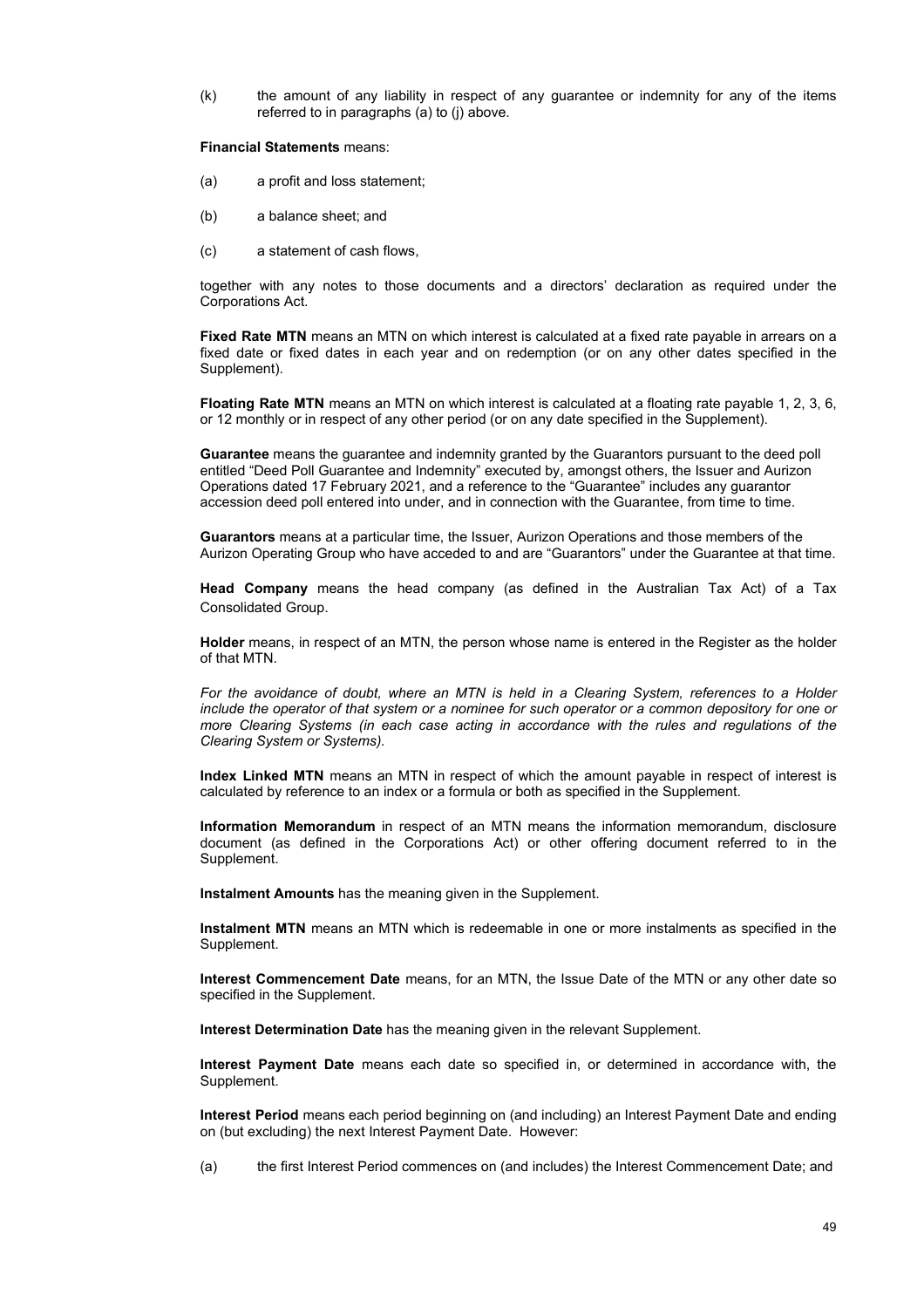(k) the amount of any liability in respect of any guarantee or indemnity for any of the items referred to in paragraphs (a) to (j) above.

**Financial Statements** means:

(a) a profit and loss statement;

(b) a balance sheet; and

(c) a statement of cash flows,

together with any notes to those documents and a directors' declaration as required under the Corporations Act.

**Fixed Rate MTN** means an MTN on which interest is calculated at a fixed rate payable in arrears on a fixed date or fixed dates in each year and on redemption (or on any other dates specified in the Supplement).

**Floating Rate MTN** means an MTN on which interest is calculated at a floating rate payable 1, 2, 3, 6, or 12 monthly or in respect of any other period (or on any date specified in the Supplement).

**Guarantee** means the guarantee and indemnity granted by the Guarantors pursuant to the deed poll entitled "Deed Poll Guarantee and Indemnity" executed by, amongst others, the Issuer and Aurizon Operations dated 17 February 2021, and a reference to the "Guarantee" includes any guarantor accession deed poll entered into under, and in connection with the Guarantee, from time to time.

**Guarantors** means at a particular time, the Issuer, Aurizon Operations and those members of the Aurizon Operating Group who have acceded to and are "Guarantors" under the Guarantee at that time.

**Head Company** means the head company (as defined in the Australian Tax Act) of a Tax Consolidated Group.

**Holder** means, in respect of an MTN, the person whose name is entered in the Register as the holder of that MTN.

*For the avoidance of doubt, where an MTN is held in a Clearing System, references to a Holder include the operator of that system or a nominee for such operator or a common depository for one or more Clearing Systems (in each case acting in accordance with the rules and regulations of the Clearing System or Systems).*

**Index Linked MTN** means an MTN in respect of which the amount payable in respect of interest is calculated by reference to an index or a formula or both as specified in the Supplement.

**Information Memorandum** in respect of an MTN means the information memorandum, disclosure document (as defined in the Corporations Act) or other offering document referred to in the Supplement.

**Instalment Amounts** has the meaning given in the Supplement.

**Instalment MTN** means an MTN which is redeemable in one or more instalments as specified in the Supplement.

**Interest Commencement Date** means, for an MTN, the Issue Date of the MTN or any other date so specified in the Supplement.

**Interest Determination Date** has the meaning given in the relevant Supplement.

**Interest Payment Date** means each date so specified in, or determined in accordance with, the Supplement.

**Interest Period** means each period beginning on (and including) an Interest Payment Date and ending on (but excluding) the next Interest Payment Date. However:

(a) the first Interest Period commences on (and includes) the Interest Commencement Date; and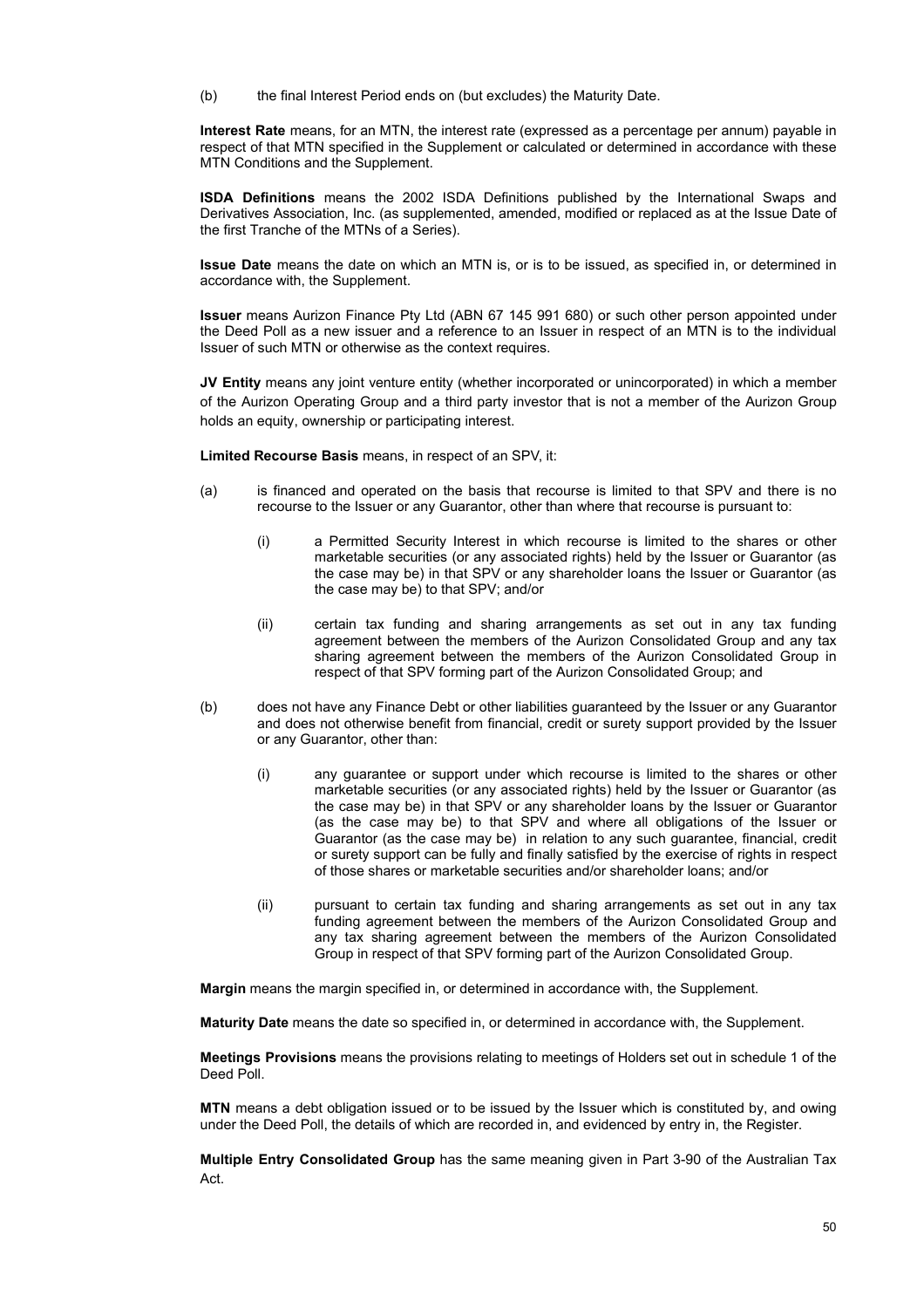(b) the final Interest Period ends on (but excludes) the Maturity Date.

**Interest Rate** means, for an MTN, the interest rate (expressed as a percentage per annum) payable in respect of that MTN specified in the Supplement or calculated or determined in accordance with these MTN Conditions and the Supplement.

**ISDA Definitions** means the 2002 ISDA Definitions published by the International Swaps and Derivatives Association, Inc. (as supplemented, amended, modified or replaced as at the Issue Date of the first Tranche of the MTNs of a Series).

**Issue Date** means the date on which an MTN is, or is to be issued, as specified in, or determined in accordance with, the Supplement.

**Issuer** means Aurizon Finance Pty Ltd (ABN 67 145 991 680) or such other person appointed under the Deed Poll as a new issuer and a reference to an Issuer in respect of an MTN is to the individual Issuer of such MTN or otherwise as the context requires.

**JV Entity** means any joint venture entity (whether incorporated or unincorporated) in which a member of the Aurizon Operating Group and a third party investor that is not a member of the Aurizon Group holds an equity, ownership or participating interest.

**Limited Recourse Basis** means, in respect of an SPV, it:

(a) is financed and operated on the basis that recourse is limited to that SPV and there is no recourse to the Issuer or any Guarantor, other than where that recourse is pursuant to:

    (i) a Permitted Security Interest in which recourse is limited to the shares or other marketable securities (or any associated rights) held by the Issuer or Guarantor (as the case may be) in that SPV or any shareholder loans the Issuer or Guarantor (as the case may be) to that SPV; and/or

    (ii) certain tax funding and sharing arrangements as set out in any tax funding agreement between the members of the Aurizon Consolidated Group and any tax sharing agreement between the members of the Aurizon Consolidated Group in respect of that SPV forming part of the Aurizon Consolidated Group; and

(b) does not have any Finance Debt or other liabilities guaranteed by the Issuer or any Guarantor and does not otherwise benefit from financial, credit or surety support provided by the Issuer or any Guarantor, other than:

    (i) any guarantee or support under which recourse is limited to the shares or other marketable securities (or any associated rights) held by the Issuer or Guarantor (as the case may be) in that SPV or any shareholder loans by the Issuer or Guarantor (as the case may be) to that SPV and where all obligations of the Issuer or Guarantor (as the case may be) in relation to any such guarantee, financial, credit or surety support can be fully and finally satisfied by the exercise of rights in respect of those shares or marketable securities and/or shareholder loans; and/or

    (ii) pursuant to certain tax funding and sharing arrangements as set out in any tax funding agreement between the members of the Aurizon Consolidated Group and any tax sharing agreement between the members of the Aurizon Consolidated Group in respect of that SPV forming part of the Aurizon Consolidated Group.

**Margin** means the margin specified in, or determined in accordance with, the Supplement.

**Maturity Date** means the date so specified in, or determined in accordance with, the Supplement.

**Meetings Provisions** means the provisions relating to meetings of Holders set out in schedule 1 of the Deed Poll.

**MTN** means a debt obligation issued or to be issued by the Issuer which is constituted by, and owing under the Deed Poll, the details of which are recorded in, and evidenced by entry in, the Register.

**Multiple Entry Consolidated Group** has the same meaning given in Part 3-90 of the Australian Tax Act.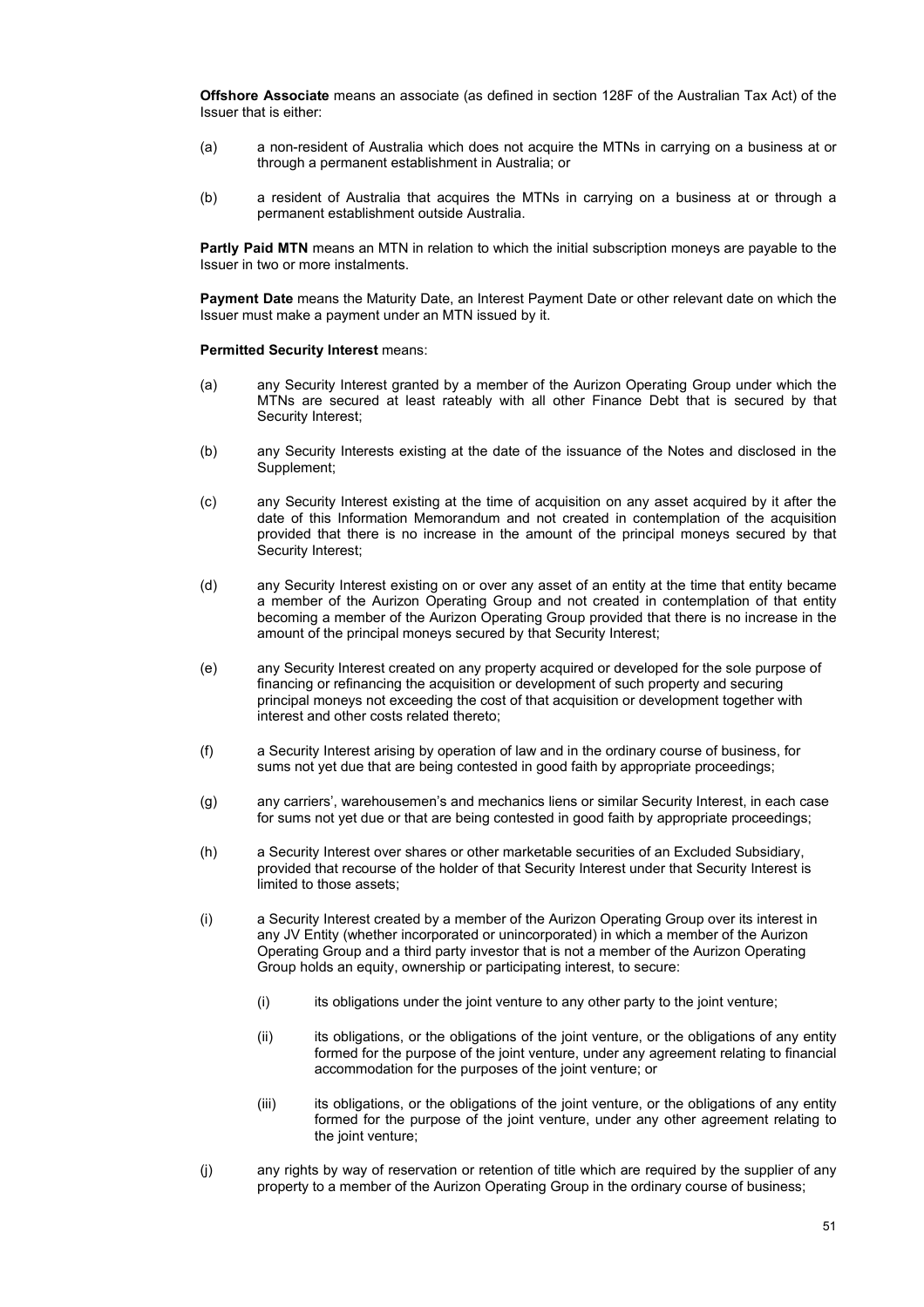**Offshore Associate** means an associate (as defined in section 128F of the Australian Tax Act) of the Issuer that is either:

(a) a non-resident of Australia which does not acquire the MTNs in carrying on a business at or through a permanent establishment in Australia; or

(b) a resident of Australia that acquires the MTNs in carrying on a business at or through a permanent establishment outside Australia.

**Partly Paid MTN** means an MTN in relation to which the initial subscription moneys are payable to the Issuer in two or more instalments.

**Payment Date** means the Maturity Date, an Interest Payment Date or other relevant date on which the Issuer must make a payment under an MTN issued by it.

**Permitted Security Interest** means:

(a) any Security Interest granted by a member of the Aurizon Operating Group under which the MTNs are secured at least rateably with all other Finance Debt that is secured by that Security Interest;

(b) any Security Interests existing at the date of the issuance of the Notes and disclosed in the Supplement;

(c) any Security Interest existing at the time of acquisition on any asset acquired by it after the date of this Information Memorandum and not created in contemplation of the acquisition provided that there is no increase in the amount of the principal moneys secured by that Security Interest;

(d) any Security Interest existing on or over any asset of an entity at the time that entity became a member of the Aurizon Operating Group and not created in contemplation of that entity becoming a member of the Aurizon Operating Group provided that there is no increase in the amount of the principal moneys secured by that Security Interest;

(e) any Security Interest created on any property acquired or developed for the sole purpose of financing or refinancing the acquisition or development of such property and securing principal moneys not exceeding the cost of that acquisition or development together with interest and other costs related thereto;

(f) a Security Interest arising by operation of law and in the ordinary course of business, for sums not yet due that are being contested in good faith by appropriate proceedings;

(g) any carriers', warehousemen's and mechanics liens or similar Security Interest, in each case for sums not yet due or that are being contested in good faith by appropriate proceedings;

(h) a Security Interest over shares or other marketable securities of an Excluded Subsidiary, provided that recourse of the holder of that Security Interest under that Security Interest is limited to those assets;

(i) a Security Interest created by a member of the Aurizon Operating Group over its interest in any JV Entity (whether incorporated or unincorporated) in which a member of the Aurizon Operating Group and a third party investor that is not a member of the Aurizon Operating Group holds an equity, ownership or participating interest, to secure:

   (i) its obligations under the joint venture to any other party to the joint venture;

   (ii) its obligations, or the obligations of the joint venture, or the obligations of any entity formed for the purpose of the joint venture, under any agreement relating to financial accommodation for the purposes of the joint venture; or

   (iii) its obligations, or the obligations of the joint venture, or the obligations of any entity formed for the purpose of the joint venture, under any other agreement relating to the joint venture;

(j) any rights by way of reservation or retention of title which are required by the supplier of any property to a member of the Aurizon Operating Group in the ordinary course of business;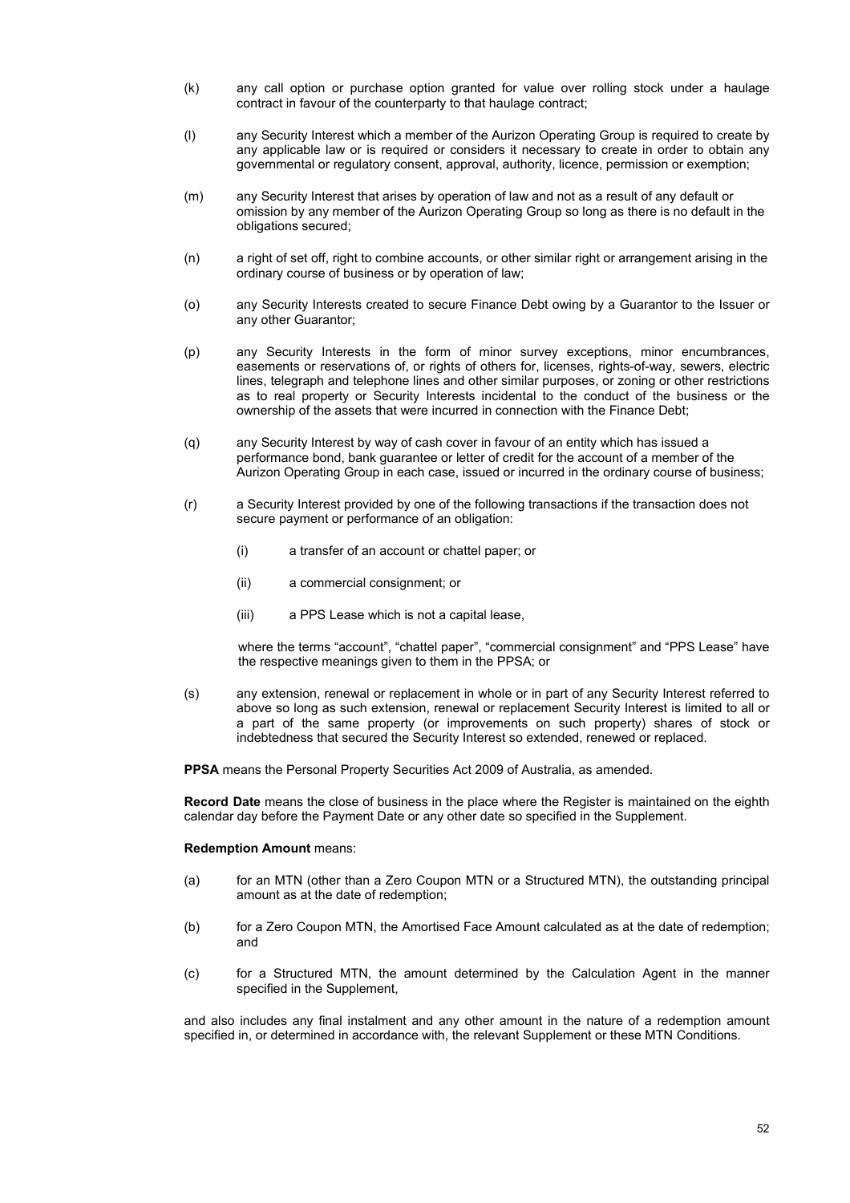(k) any call option or purchase option granted for value over rolling stock under a haulage contract in favour of the counterparty to that haulage contract;

(l) any Security Interest which a member of the Aurizon Operating Group is required to create by any applicable law or is required or considers it necessary to create in order to obtain any governmental or regulatory consent, approval, authority, licence, permission or exemption;

(m) any Security Interest that arises by operation of law and not as a result of any default or omission by any member of the Aurizon Operating Group so long as there is no default in the obligations secured;

(n) a right of set off, right to combine accounts, or other similar right or arrangement arising in the ordinary course of business or by operation of law;

(o) any Security Interests created to secure Finance Debt owing by a Guarantor to the Issuer or any other Guarantor;

(p) any Security Interests in the form of minor survey exceptions, minor encumbrances, easements or reservations of, or rights of others for, licenses, rights-of-way, sewers, electric lines, telegraph and telephone lines and other similar purposes, or zoning or other restrictions as to real property or Security Interests incidental to the conduct of the business or the ownership of the assets that were incurred in connection with the Finance Debt;

(q) any Security Interest by way of cash cover in favour of an entity which has issued a performance bond, bank guarantee or letter of credit for the account of a member of the Aurizon Operating Group in each case, issued or incurred in the ordinary course of business;

(r) a Security Interest provided by one of the following transactions if the transaction does not secure payment or performance of an obligation:

   (i) a transfer of an account or chattel paper; or

   (ii) a commercial consignment; or

   (iii) a PPS Lease which is not a capital lease,

   where the terms "account", "chattel paper", "commercial consignment" and "PPS Lease" have the respective meanings given to them in the PPSA; or

(s) any extension, renewal or replacement in whole or in part of any Security Interest referred to above so long as such extension, renewal or replacement Security Interest is limited to all or a part of the same property (or improvements on such property) shares of stock or indebtedness that secured the Security Interest so extended, renewed or replaced.

**PPSA** means the Personal Property Securities Act 2009 of Australia, as amended.

**Record Date** means the close of business in the place where the Register is maintained on the eighth calendar day before the Payment Date or any other date so specified in the Supplement.

**Redemption Amount** means:

(a) for an MTN (other than a Zero Coupon MTN or a Structured MTN), the outstanding principal amount as at the date of redemption;

(b) for a Zero Coupon MTN, the Amortised Face Amount calculated as at the date of redemption; and

(c) for a Structured MTN, the amount determined by the Calculation Agent in the manner specified in the Supplement,

and also includes any final instalment and any other amount in the nature of a redemption amount specified in, or determined in accordance with, the relevant Supplement or these MTN Conditions.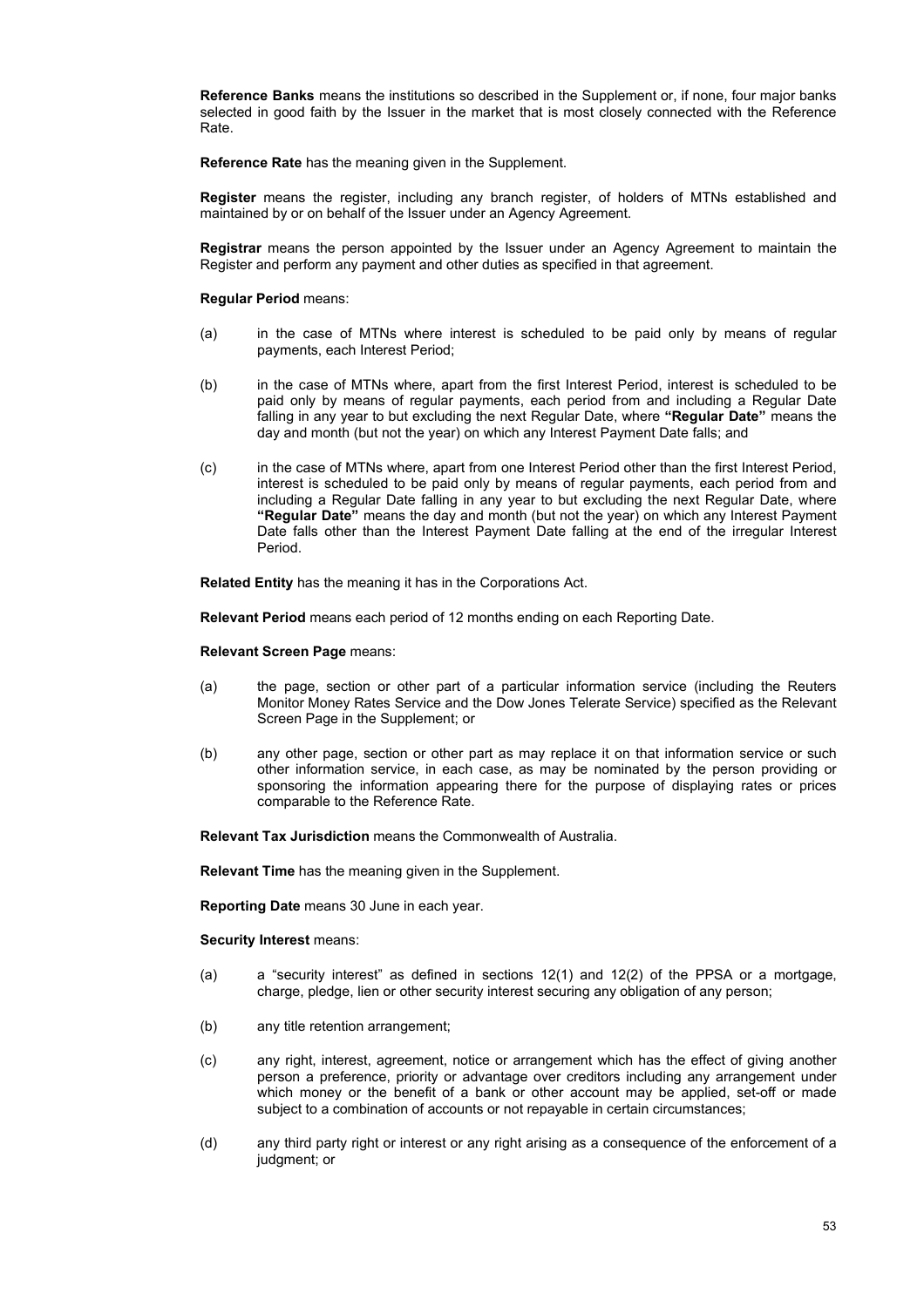**Reference Banks** means the institutions so described in the Supplement or, if none, four major banks selected in good faith by the Issuer in the market that is most closely connected with the Reference Rate.

**Reference Rate** has the meaning given in the Supplement.

**Register** means the register, including any branch register, of holders of MTNs established and maintained by or on behalf of the Issuer under an Agency Agreement.

**Registrar** means the person appointed by the Issuer under an Agency Agreement to maintain the Register and perform any payment and other duties as specified in that agreement.

**Regular Period** means:

(a) in the case of MTNs where interest is scheduled to be paid only by means of regular payments, each Interest Period;

(b) in the case of MTNs where, apart from the first Interest Period, interest is scheduled to be paid only by means of regular payments, each period from and including a Regular Date falling in any year to but excluding the next Regular Date, where **"Regular Date"** means the day and month (but not the year) on which any Interest Payment Date falls; and

(c) in the case of MTNs where, apart from one Interest Period other than the first Interest Period, interest is scheduled to be paid only by means of regular payments, each period from and including a Regular Date falling in any year to but excluding the next Regular Date, where **"Regular Date"** means the day and month (but not the year) on which any Interest Payment Date falls other than the Interest Payment Date falling at the end of the irregular Interest Period.

**Related Entity** has the meaning it has in the Corporations Act.

**Relevant Period** means each period of 12 months ending on each Reporting Date.

**Relevant Screen Page** means:

(a) the page, section or other part of a particular information service (including the Reuters Monitor Money Rates Service and the Dow Jones Telerate Service) specified as the Relevant Screen Page in the Supplement; or

(b) any other page, section or other part as may replace it on that information service or such other information service, in each case, as may be nominated by the person providing or sponsoring the information appearing there for the purpose of displaying rates or prices comparable to the Reference Rate.

**Relevant Tax Jurisdiction** means the Commonwealth of Australia.

**Relevant Time** has the meaning given in the Supplement.

**Reporting Date** means 30 June in each year.

**Security Interest** means:

(a) a "security interest" as defined in sections 12(1) and 12(2) of the PPSA or a mortgage, charge, pledge, lien or other security interest securing any obligation of any person;

(b) any title retention arrangement;

(c) any right, interest, agreement, notice or arrangement which has the effect of giving another person a preference, priority or advantage over creditors including any arrangement under which money or the benefit of a bank or other account may be applied, set-off or made subject to a combination of accounts or not repayable in certain circumstances;

(d) any third party right or interest or any right arising as a consequence of the enforcement of a judgment; or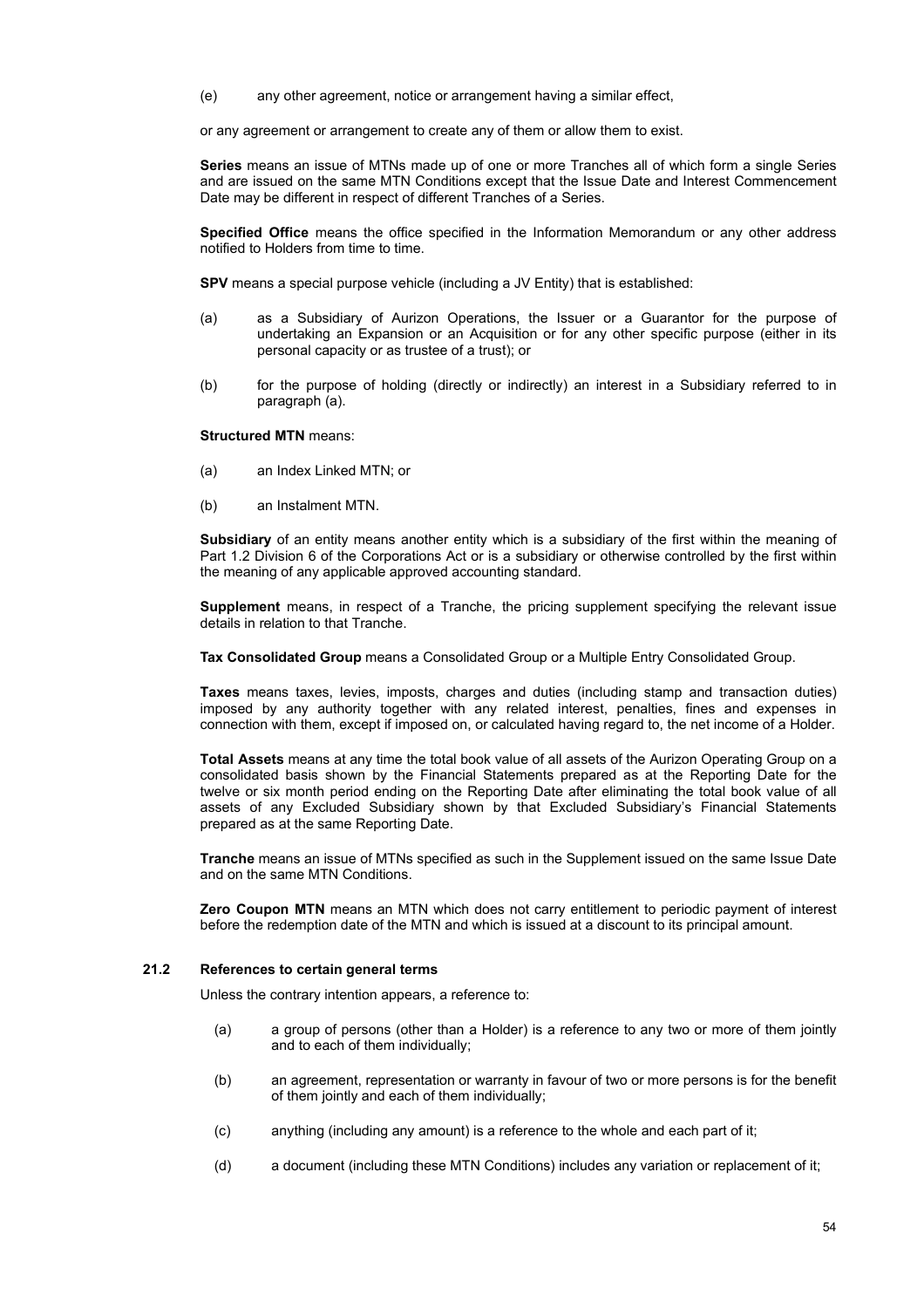(e) any other agreement, notice or arrangement having a similar effect,

or any agreement or arrangement to create any of them or allow them to exist.

**Series** means an issue of MTNs made up of one or more Tranches all of which form a single Series and are issued on the same MTN Conditions except that the Issue Date and Interest Commencement Date may be different in respect of different Tranches of a Series.

**Specified Office** means the office specified in the Information Memorandum or any other address notified to Holders from time to time.

**SPV** means a special purpose vehicle (including a JV Entity) that is established:

(a) as a Subsidiary of Aurizon Operations, the Issuer or a Guarantor for the purpose of undertaking an Expansion or an Acquisition or for any other specific purpose (either in its personal capacity or as trustee of a trust); or

(b) for the purpose of holding (directly or indirectly) an interest in a Subsidiary referred to in paragraph (a).

**Structured MTN** means:

(a) an Index Linked MTN; or

(b) an Instalment MTN.

**Subsidiary** of an entity means another entity which is a subsidiary of the first within the meaning of Part 1.2 Division 6 of the Corporations Act or is a subsidiary or otherwise controlled by the first within the meaning of any applicable approved accounting standard.

**Supplement** means, in respect of a Tranche, the pricing supplement specifying the relevant issue details in relation to that Tranche.

**Tax Consolidated Group** means a Consolidated Group or a Multiple Entry Consolidated Group.

**Taxes** means taxes, levies, imposts, charges and duties (including stamp and transaction duties) imposed by any authority together with any related interest, penalties, fines and expenses in connection with them, except if imposed on, or calculated having regard to, the net income of a Holder.

**Total Assets** means at any time the total book value of all assets of the Aurizon Operating Group on a consolidated basis shown by the Financial Statements prepared as at the Reporting Date for the twelve or six month period ending on the Reporting Date after eliminating the total book value of all assets of any Excluded Subsidiary shown by that Excluded Subsidiary's Financial Statements prepared as at the same Reporting Date.

**Tranche** means an issue of MTNs specified as such in the Supplement issued on the same Issue Date and on the same MTN Conditions.

**Zero Coupon MTN** means an MTN which does not carry entitlement to periodic payment of interest before the redemption date of the MTN and which is issued at a discount to its principal amount.

### 21.2 References to certain general terms

Unless the contrary intention appears, a reference to:

(a) a group of persons (other than a Holder) is a reference to any two or more of them jointly and to each of them individually;

(b) an agreement, representation or warranty in favour of two or more persons is for the benefit of them jointly and each of them individually;

(c) anything (including any amount) is a reference to the whole and each part of it;

(d) a document (including these MTN Conditions) includes any variation or replacement of it;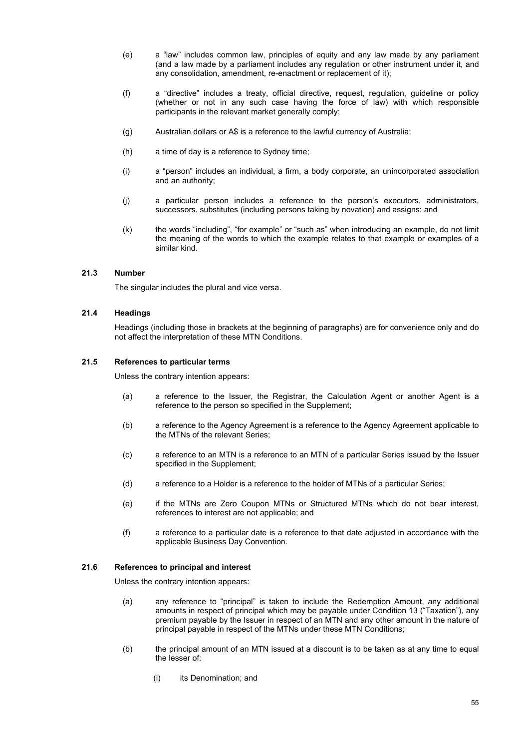(e) a "law" includes common law, principles of equity and any law made by any parliament (and a law made by a parliament includes any regulation or other instrument under it, and any consolidation, amendment, re-enactment or replacement of it);

(f) a "directive" includes a treaty, official directive, request, regulation, guideline or policy (whether or not in any such case having the force of law) with which responsible participants in the relevant market generally comply;

(g) Australian dollars or A$ is a reference to the lawful currency of Australia;

(h) a time of day is a reference to Sydney time;

(i) a "person" includes an individual, a firm, a body corporate, an unincorporated association and an authority;

(j) a particular person includes a reference to the person's executors, administrators, successors, substitutes (including persons taking by novation) and assigns; and

(k) the words "including", "for example" or "such as" when introducing an example, do not limit the meaning of the words to which the example relates to that example or examples of a similar kind.

### 21.3 Number

The singular includes the plural and vice versa.

### 21.4 Headings

Headings (including those in brackets at the beginning of paragraphs) are for convenience only and do not affect the interpretation of these MTN Conditions.

### 21.5 References to particular terms

Unless the contrary intention appears:

(a) a reference to the Issuer, the Registrar, the Calculation Agent or another Agent is a reference to the person so specified in the Supplement;

(b) a reference to the Agency Agreement is a reference to the Agency Agreement applicable to the MTNs of the relevant Series;

(c) a reference to an MTN is a reference to an MTN of a particular Series issued by the Issuer specified in the Supplement;

(d) a reference to a Holder is a reference to the holder of MTNs of a particular Series;

(e) if the MTNs are Zero Coupon MTNs or Structured MTNs which do not bear interest, references to interest are not applicable; and

(f) a reference to a particular date is a reference to that date adjusted in accordance with the applicable Business Day Convention.

### 21.6 References to principal and interest

Unless the contrary intention appears:

(a) any reference to "principal" is taken to include the Redemption Amount, any additional amounts in respect of principal which may be payable under Condition 13 ("Taxation"), any premium payable by the Issuer in respect of an MTN and any other amount in the nature of principal payable in respect of the MTNs under these MTN Conditions;

(b) the principal amount of an MTN issued at a discount is to be taken as at any time to equal the lesser of:

  (i) its Denomination; and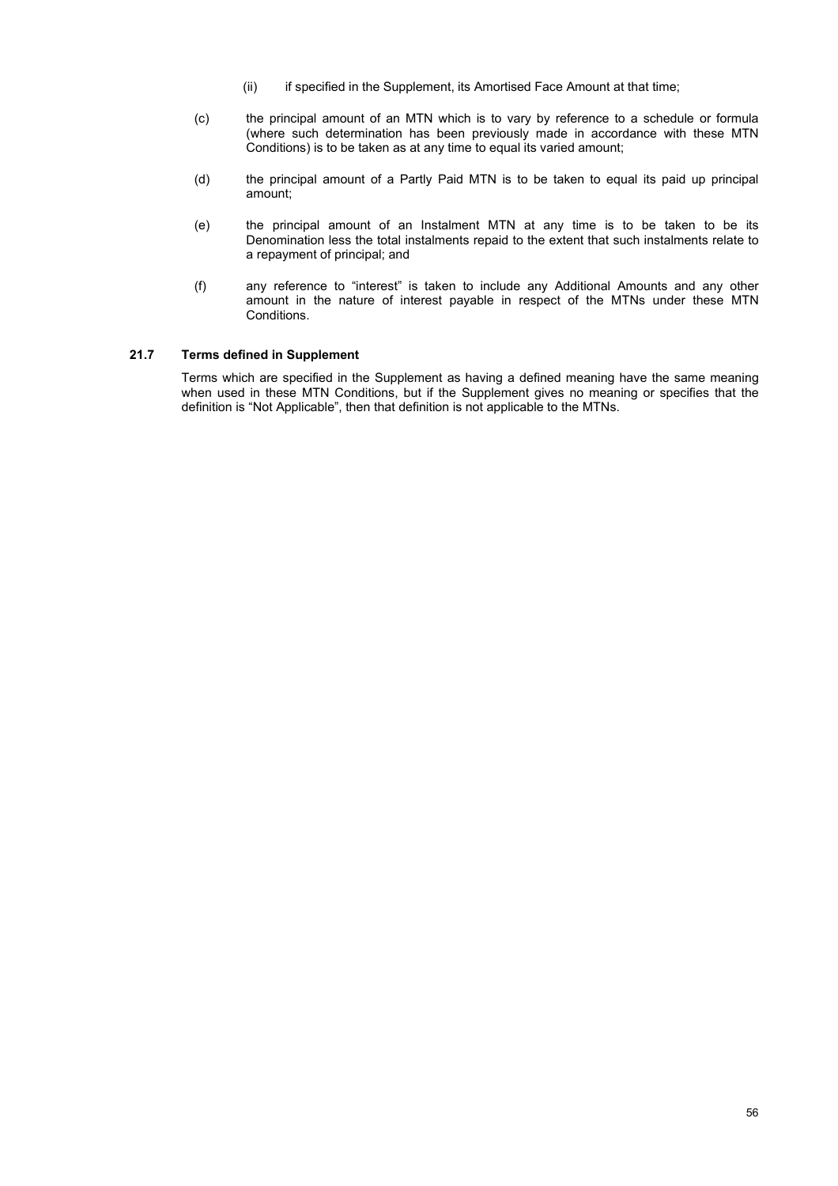(ii) if specified in the Supplement, its Amortised Face Amount at that time;

(c) the principal amount of an MTN which is to vary by reference to a schedule or formula (where such determination has been previously made in accordance with these MTN Conditions) is to be taken as at any time to equal its varied amount;

(d) the principal amount of a Partly Paid MTN is to be taken to equal its paid up principal amount;

(e) the principal amount of an Instalment MTN at any time is to be taken to be its Denomination less the total instalments repaid to the extent that such instalments relate to a repayment of principal; and

(f) any reference to "interest" is taken to include any Additional Amounts and any other amount in the nature of interest payable in respect of the MTNs under these MTN Conditions.

### 21.7 Terms defined in Supplement

Terms which are specified in the Supplement as having a defined meaning have the same meaning when used in these MTN Conditions, but if the Supplement gives no meaning or specifies that the definition is "Not Applicable", then that definition is not applicable to the MTNs.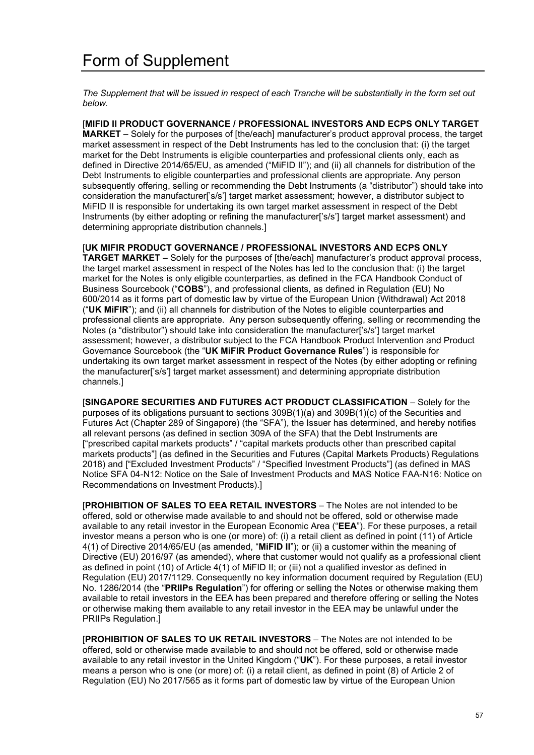# Form of Supplement

*The Supplement that will be issued in respect of each Tranche will be substantially in the form set out below.*

[**MIFID II PRODUCT GOVERNANCE / PROFESSIONAL INVESTORS AND ECPS ONLY TARGET MARKET** – Solely for the purposes of [the/each] manufacturer's product approval process, the target market assessment in respect of the Debt Instruments has led to the conclusion that: (i) the target market for the Debt Instruments is eligible counterparties and professional clients only, each as defined in Directive 2014/65/EU, as amended ("MiFID II"); and (ii) all channels for distribution of the Debt Instruments to eligible counterparties and professional clients are appropriate. Any person subsequently offering, selling or recommending the Debt Instruments (a "distributor") should take into consideration the manufacturer['s/s'] target market assessment; however, a distributor subject to MiFID II is responsible for undertaking its own target market assessment in respect of the Debt Instruments (by either adopting or refining the manufacturer['s/s'] target market assessment) and determining appropriate distribution channels.]

[**UK MIFIR PRODUCT GOVERNANCE / PROFESSIONAL INVESTORS AND ECPS ONLY TARGET MARKET** – Solely for the purposes of [the/each] manufacturer's product approval process, the target market assessment in respect of the Notes has led to the conclusion that: (i) the target market for the Notes is only eligible counterparties, as defined in the FCA Handbook Conduct of Business Sourcebook ("**COBS**"), and professional clients, as defined in Regulation (EU) No 600/2014 as it forms part of domestic law by virtue of the European Union (Withdrawal) Act 2018 ("**UK MiFIR**"); and (ii) all channels for distribution of the Notes to eligible counterparties and professional clients are appropriate. Any person subsequently offering, selling or recommending the Notes (a "distributor") should take into consideration the manufacturer['s/s'] target market assessment; however, a distributor subject to the FCA Handbook Product Intervention and Product Governance Sourcebook (the "**UK MiFIR Product Governance Rules**") is responsible for undertaking its own target market assessment in respect of the Notes (by either adopting or refining the manufacturer['s/s'] target market assessment) and determining appropriate distribution channels.]

[**SINGAPORE SECURITIES AND FUTURES ACT PRODUCT CLASSIFICATION** – Solely for the purposes of its obligations pursuant to sections 309B(1)(a) and 309B(1)(c) of the Securities and Futures Act (Chapter 289 of Singapore) (the "SFA"), the Issuer has determined, and hereby notifies all relevant persons (as defined in section 309A of the SFA) that the Debt Instruments are ["prescribed capital markets products" / "capital markets products other than prescribed capital markets products"] (as defined in the Securities and Futures (Capital Markets Products) Regulations 2018) and ["Excluded Investment Products" / "Specified Investment Products"] (as defined in MAS Notice SFA 04-N12: Notice on the Sale of Investment Products and MAS Notice FAA-N16: Notice on Recommendations on Investment Products).]

[**PROHIBITION OF SALES TO EEA RETAIL INVESTORS** – The Notes are not intended to be offered, sold or otherwise made available to and should not be offered, sold or otherwise made available to any retail investor in the European Economic Area ("**EEA**"). For these purposes, a retail investor means a person who is one (or more) of: (i) a retail client as defined in point (11) of Article 4(1) of Directive 2014/65/EU (as amended, "**MiFID II**"); or (ii) a customer within the meaning of Directive (EU) 2016/97 (as amended), where that customer would not qualify as a professional client as defined in point (10) of Article 4(1) of MiFID II; or (iii) not a qualified investor as defined in Regulation (EU) 2017/1129. Consequently no key information document required by Regulation (EU) No. 1286/2014 (the "**PRIIPs Regulation**") for offering or selling the Notes or otherwise making them available to retail investors in the EEA has been prepared and therefore offering or selling the Notes or otherwise making them available to any retail investor in the EEA may be unlawful under the PRIIPs Regulation.]

[**PROHIBITION OF SALES TO UK RETAIL INVESTORS** – The Notes are not intended to be offered, sold or otherwise made available to and should not be offered, sold or otherwise made available to any retail investor in the United Kingdom ("**UK**"). For these purposes, a retail investor means a person who is one (or more) of: (i) a retail client, as defined in point (8) of Article 2 of Regulation (EU) No 2017/565 as it forms part of domestic law by virtue of the European Union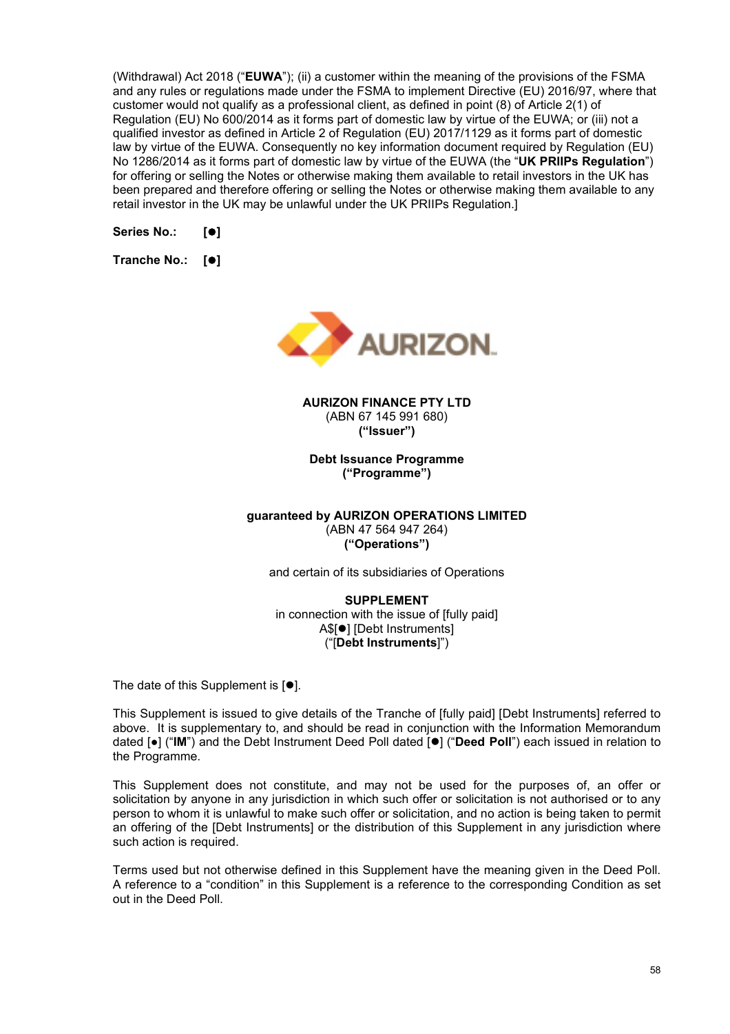(Withdrawal) Act 2018 ("**EUWA**"); (ii) a customer within the meaning of the provisions of the FSMA and any rules or regulations made under the FSMA to implement Directive (EU) 2016/97, where that customer would not qualify as a professional client, as defined in point (8) of Article 2(1) of Regulation (EU) No 600/2014 as it forms part of domestic law by virtue of the EUWA; or (iii) not a qualified investor as defined in Article 2 of Regulation (EU) 2017/1129 as it forms part of domestic law by virtue of the EUWA. Consequently no key information document required by Regulation (EU) No 1286/2014 as it forms part of domestic law by virtue of the EUWA (the "**UK PRIIPs Regulation**") for offering or selling the Notes or otherwise making them available to retail investors in the UK has been prepared and therefore offering or selling the Notes or otherwise making them available to any retail investor in the UK may be unlawful under the UK PRIIPs Regulation.]

**Series No.:** **[●]**

**Tranche No.:** **[●]**

AURIZON

**AURIZON FINANCE PTY LTD**
(ABN 67 145 991 680)
**("Issuer")**

**Debt Issuance Programme**
**("Programme")**

**guaranteed by AURIZON OPERATIONS LIMITED**
(ABN 47 564 947 264)
**("Operations")**

and certain of its subsidiaries of Operations

**SUPPLEMENT**
in connection with the issue of [fully paid]
A$[●] [Debt Instruments]
("[**Debt Instruments**]")

The date of this Supplement is [●].

This Supplement is issued to give details of the Tranche of [fully paid] [Debt Instruments] referred to above. It is supplementary to, and should be read in conjunction with the Information Memorandum dated [●] ("**IM**") and the Debt Instrument Deed Poll dated [●] ("**Deed Poll**") each issued in relation to the Programme.

This Supplement does not constitute, and may not be used for the purposes of, an offer or solicitation by anyone in any jurisdiction in which such offer or solicitation is not authorised or to any person to whom it is unlawful to make such offer or solicitation, and no action is being taken to permit an offering of the [Debt Instruments] or the distribution of this Supplement in any jurisdiction where such action is required.

Terms used but not otherwise defined in this Supplement have the meaning given in the Deed Poll. A reference to a "condition" in this Supplement is a reference to the corresponding Condition as set out in the Deed Poll.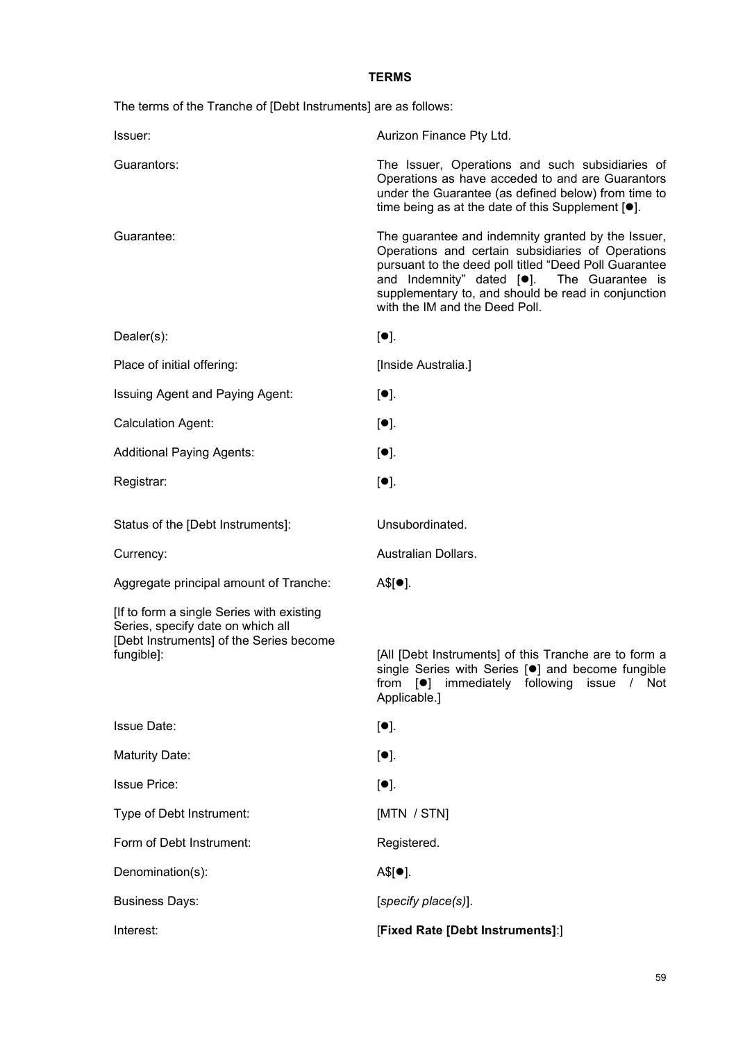## TERMS

The terms of the Tranche of [Debt Instruments] are as follows:

| | |
|---|---|
| Issuer: | Aurizon Finance Pty Ltd. |
| Guarantors: | The Issuer, Operations and such subsidiaries of Operations as have acceded to and are Guarantors under the Guarantee (as defined below) from time to time being as at the date of this Supplement [●]. |
| Guarantee: | The guarantee and indemnity granted by the Issuer, Operations and certain subsidiaries of Operations pursuant to the deed poll titled "Deed Poll Guarantee and Indemnity" dated [●]. The Guarantee is supplementary to, and should be read in conjunction with the IM and the Deed Poll. |
| Dealer(s): | [●]. |
| Place of initial offering: | [Inside Australia.] |
| Issuing Agent and Paying Agent: | [●]. |
| Calculation Agent: | [●]. |
| Additional Paying Agents: | [●]. |
| Registrar: | [●]. |
| Status of the [Debt Instruments]: | Unsubordinated. |
| Currency: | Australian Dollars. |
| Aggregate principal amount of Tranche: | A$[●]. |
| [If to form a single Series with existing Series, specify date on which all [Debt Instruments] of the Series become fungible]: | [All [Debt Instruments] of this Tranche are to form a single Series with Series [●] and become fungible from [●] immediately following issue / Not Applicable.] |
| Issue Date: | [●]. |
| Maturity Date: | [●]. |
| Issue Price: | [●]. |
| Type of Debt Instrument: | [MTN / STN] |
| Form of Debt Instrument: | Registered. |
| Denomination(s): | A$[●]. |
| Business Days: | [*specify place(s)*]. |
| Interest: | [**Fixed Rate [Debt Instruments]**:] |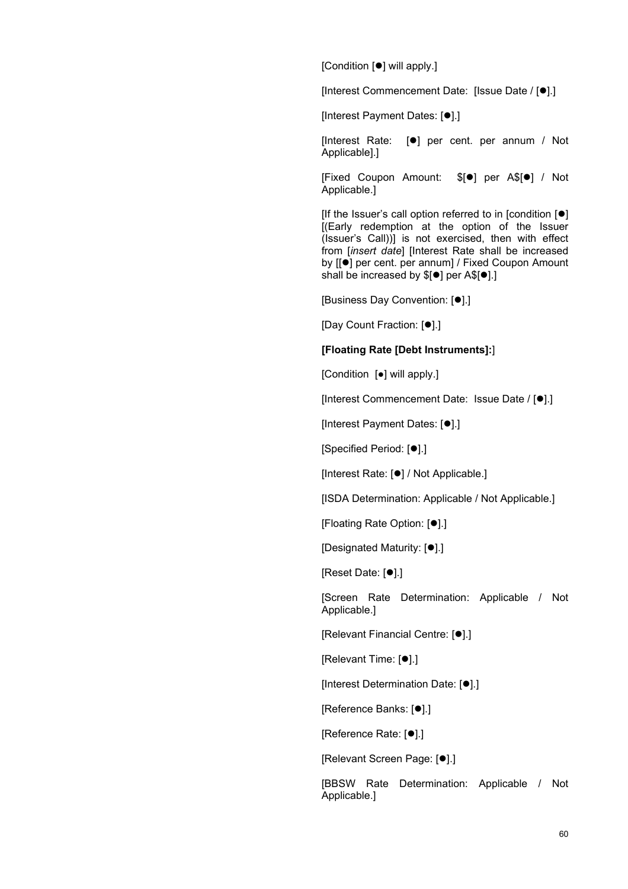[Condition [●] will apply.]

[Interest Commencement Date: [Issue Date / [●].]

[Interest Payment Dates: [●].]

[Interest Rate: [●] per cent. per annum / Not Applicable].]

[Fixed Coupon Amount: $[●] per A$[●] / Not Applicable.]

[If the Issuer's call option referred to in [condition [●] [(Early redemption at the option of the Issuer (Issuer's Call))] is not exercised, then with effect from [*insert date*] [Interest Rate shall be increased by [[●] per cent. per annum] / Fixed Coupon Amount shall be increased by $[●] per A$[●].]

[Business Day Convention: [●].]

[Day Count Fraction: [●].]

**[Floating Rate [Debt Instruments]:**]

[Condition [●] will apply.]

[Interest Commencement Date: Issue Date / [●].]

[Interest Payment Dates: [●].]

[Specified Period: [●].]

[Interest Rate: [●] / Not Applicable.]

[ISDA Determination: Applicable / Not Applicable.]

[Floating Rate Option: [●].]

[Designated Maturity: [●].]

[Reset Date: [●].]

[Screen Rate Determination: Applicable / Not Applicable.]

[Relevant Financial Centre: [●].]

[Relevant Time: [●].]

[Interest Determination Date: [●].]

[Reference Banks: [●].]

[Reference Rate: [●].]

[Relevant Screen Page: [●].]

[BBSW Rate Determination: Applicable / Not Applicable.]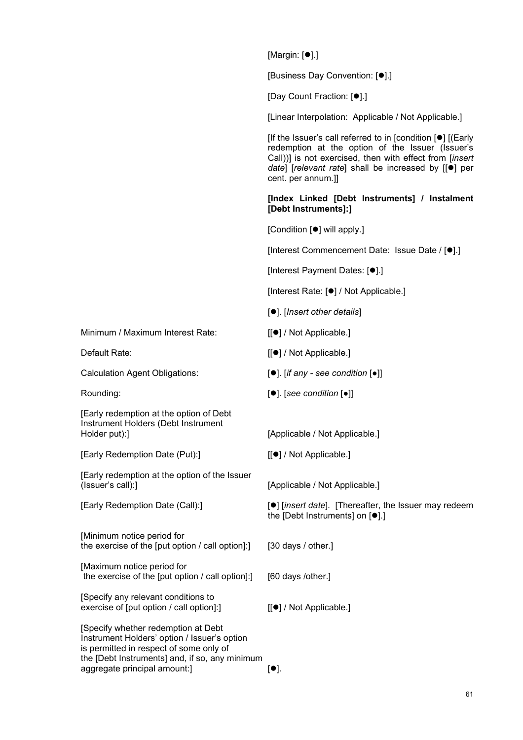| | |
|---|---|
| | [Margin: [●].] |
| | [Business Day Convention: [●].] |
| | [Day Count Fraction: [●].] |
| | [Linear Interpolation: Applicable / Not Applicable.] |
| | [If the Issuer's call referred to in [condition [●] [(Early redemption at the option of the Issuer (Issuer's Call))] is not exercised, then with effect from [*insert date*] [*relevant rate*] shall be increased by [[●] per cent. per annum.]] |
| | **[Index Linked [Debt Instruments] / Instalment [Debt Instruments]:]** |
| | [Condition [●] will apply.] |
| | [Interest Commencement Date: Issue Date / [●].] |
| | [Interest Payment Dates: [●].] |
| | [Interest Rate: [●] / Not Applicable.] |
| | [●]. [*Insert other details*] |
| Minimum / Maximum Interest Rate: | [[●] / Not Applicable.] |
| Default Rate: | [[●] / Not Applicable.] |
| Calculation Agent Obligations: | [●]. [*if any - see condition* [●]] |
| Rounding: | [●]. [*see condition* [●]] |
| [Early redemption at the option of Debt Instrument Holders (Debt Instrument Holder put):] | [Applicable / Not Applicable.] |
| [Early Redemption Date (Put):] | [[●] / Not Applicable.] |
| [Early redemption at the option of the Issuer (Issuer's call):] | [Applicable / Not Applicable.] |
| [Early Redemption Date (Call):] | [●] [*insert date*]. [Thereafter, the Issuer may redeem the [Debt Instruments] on [●].] |
| [Minimum notice period for the exercise of the [put option / call option]:] | [30 days / other.] |
| [Maximum notice period for the exercise of the [put option / call option]:] | [60 days /other.] |
| [Specify any relevant conditions to exercise of [put option / call option]:] | [[●] / Not Applicable.] |
| [Specify whether redemption at Debt Instrument Holders' option / Issuer's option is permitted in respect of some only of the [Debt Instruments] and, if so, any minimum aggregate principal amount:] | [●]. |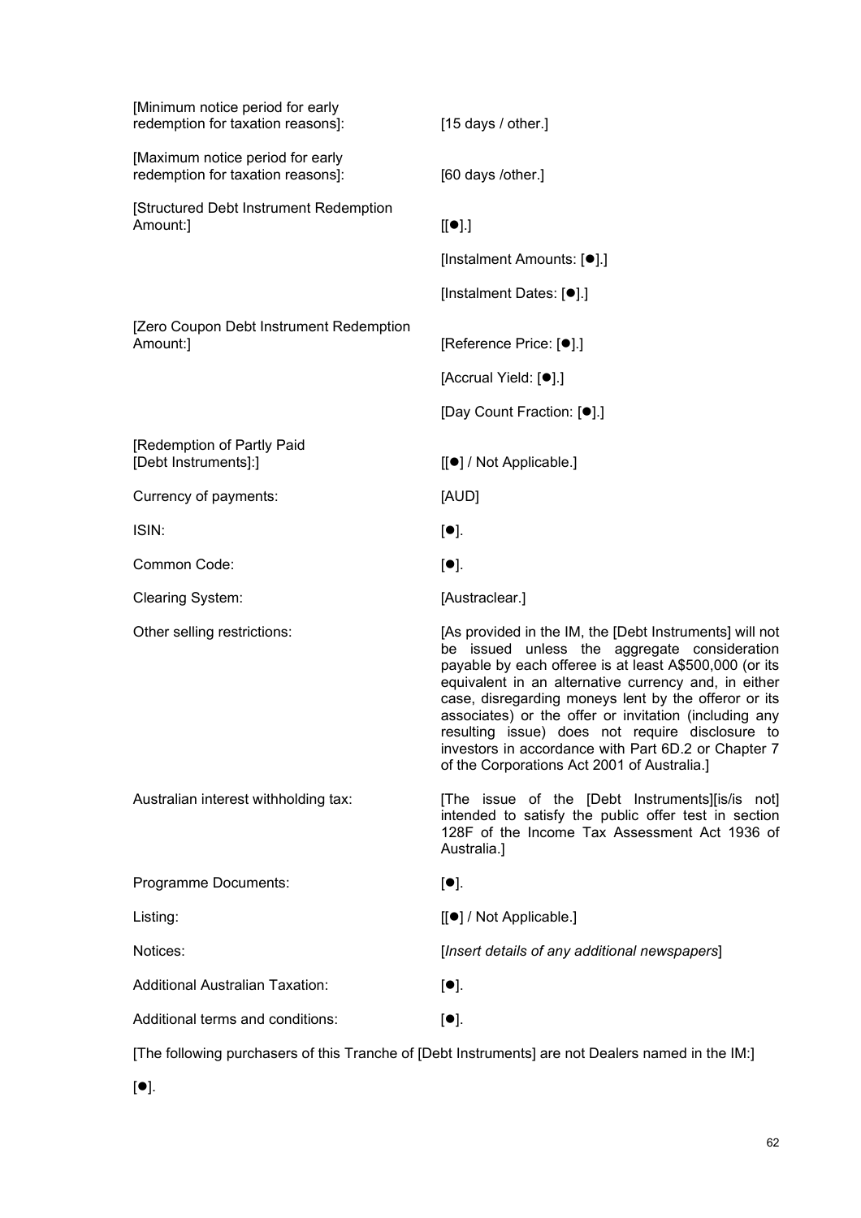| | |
|---|---|
| [Minimum notice period for early redemption for taxation reasons]: | [15 days / other.] |
| [Maximum notice period for early redemption for taxation reasons]: | [60 days /other.] |
| [Structured Debt Instrument Redemption Amount:] | [[●].] |
| | [Instalment Amounts: [●].] |
| | [Instalment Dates: [●].] |
| [Zero Coupon Debt Instrument Redemption Amount:] | [Reference Price: [●].] |
| | [Accrual Yield: [●].] |
| | [Day Count Fraction: [●].] |
| [Redemption of Partly Paid [Debt Instruments]:] | [[●] / Not Applicable.] |
| Currency of payments: | [AUD] |
| ISIN: | [●]. |
| Common Code: | [●]. |
| Clearing System: | [Austraclear.] |
| Other selling restrictions: | [As provided in the IM, the [Debt Instruments] will not be issued unless the aggregate consideration payable by each offeree is at least A$500,000 (or its equivalent in an alternative currency and, in either case, disregarding moneys lent by the offeror or its associates) or the offer or invitation (including any resulting issue) does not require disclosure to investors in accordance with Part 6D.2 or Chapter 7 of the Corporations Act 2001 of Australia.] |
| Australian interest withholding tax: | [The issue of the [Debt Instruments][is/is not] intended to satisfy the public offer test in section 128F of the Income Tax Assessment Act 1936 of Australia.] |
| Programme Documents: | [●]. |
| Listing: | [[●] / Not Applicable.] |
| Notices: | [*Insert details of any additional newspapers*] |
| Additional Australian Taxation: | [●]. |
| Additional terms and conditions: | [●]. |

[The following purchasers of this Tranche of [Debt Instruments] are not Dealers named in the IM:]

[●].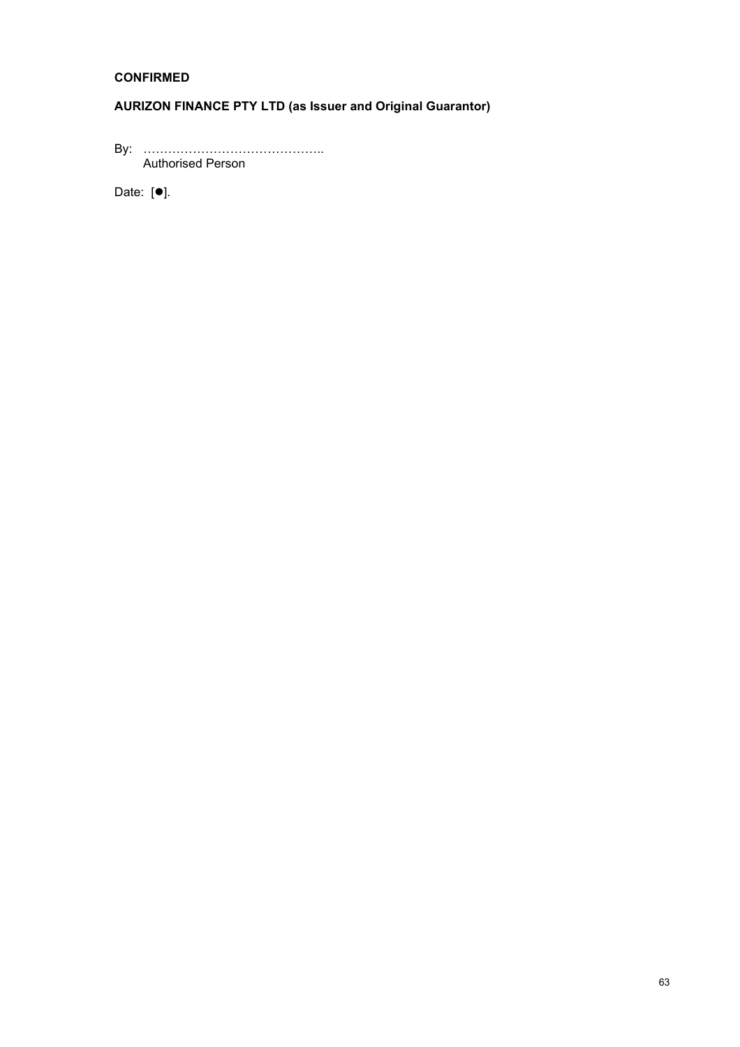**CONFIRMED**

**AURIZON FINANCE PTY LTD (as Issuer and Original Guarantor)**

By: ……………………………………..
Authorised Person

Date: [●].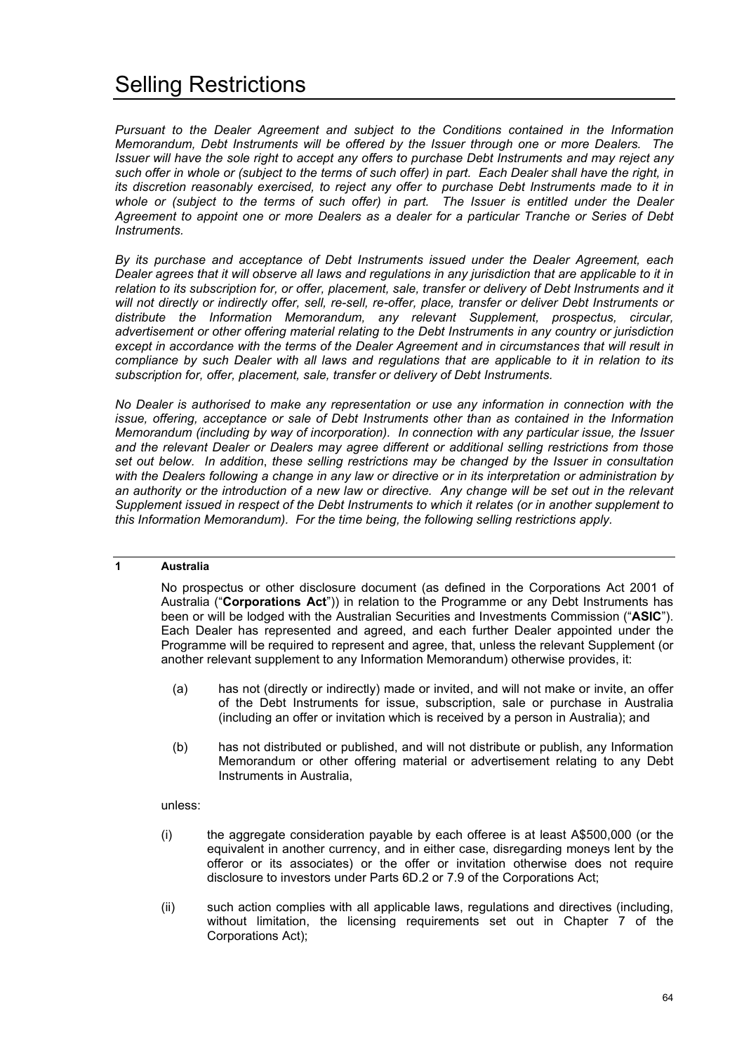# Selling Restrictions

*Pursuant to the Dealer Agreement and subject to the Conditions contained in the Information Memorandum, Debt Instruments will be offered by the Issuer through one or more Dealers. The Issuer will have the sole right to accept any offers to purchase Debt Instruments and may reject any such offer in whole or (subject to the terms of such offer) in part. Each Dealer shall have the right, in its discretion reasonably exercised, to reject any offer to purchase Debt Instruments made to it in whole or (subject to the terms of such offer) in part. The Issuer is entitled under the Dealer Agreement to appoint one or more Dealers as a dealer for a particular Tranche or Series of Debt Instruments.*

*By its purchase and acceptance of Debt Instruments issued under the Dealer Agreement, each Dealer agrees that it will observe all laws and regulations in any jurisdiction that are applicable to it in relation to its subscription for, or offer, placement, sale, transfer or delivery of Debt Instruments and it will not directly or indirectly offer, sell, re-sell, re-offer, place, transfer or deliver Debt Instruments or distribute the Information Memorandum, any relevant Supplement, prospectus, circular, advertisement or other offering material relating to the Debt Instruments in any country or jurisdiction except in accordance with the terms of the Dealer Agreement and in circumstances that will result in compliance by such Dealer with all laws and regulations that are applicable to it in relation to its subscription for, offer, placement, sale, transfer or delivery of Debt Instruments.*

*No Dealer is authorised to make any representation or use any information in connection with the issue, offering, acceptance or sale of Debt Instruments other than as contained in the Information Memorandum (including by way of incorporation). In connection with any particular issue, the Issuer and the relevant Dealer or Dealers may agree different or additional selling restrictions from those set out below. In addition, these selling restrictions may be changed by the Issuer in consultation with the Dealers following a change in any law or directive or in its interpretation or administration by an authority or the introduction of a new law or directive. Any change will be set out in the relevant Supplement issued in respect of the Debt Instruments to which it relates (or in another supplement to this Information Memorandum). For the time being, the following selling restrictions apply.*

## 1 Australia

No prospectus or other disclosure document (as defined in the Corporations Act 2001 of Australia ("**Corporations Act**")) in relation to the Programme or any Debt Instruments has been or will be lodged with the Australian Securities and Investments Commission ("**ASIC**"). Each Dealer has represented and agreed, and each further Dealer appointed under the Programme will be required to represent and agree, that, unless the relevant Supplement (or another relevant supplement to any Information Memorandum) otherwise provides, it:

(a) has not (directly or indirectly) made or invited, and will not make or invite, an offer of the Debt Instruments for issue, subscription, sale or purchase in Australia (including an offer or invitation which is received by a person in Australia); and

(b) has not distributed or published, and will not distribute or publish, any Information Memorandum or other offering material or advertisement relating to any Debt Instruments in Australia,

unless:

(i) the aggregate consideration payable by each offeree is at least A$500,000 (or the equivalent in another currency, and in either case, disregarding moneys lent by the offeror or its associates) or the offer or invitation otherwise does not require disclosure to investors under Parts 6D.2 or 7.9 of the Corporations Act;

(ii) such action complies with all applicable laws, regulations and directives (including, without limitation, the licensing requirements set out in Chapter 7 of the Corporations Act);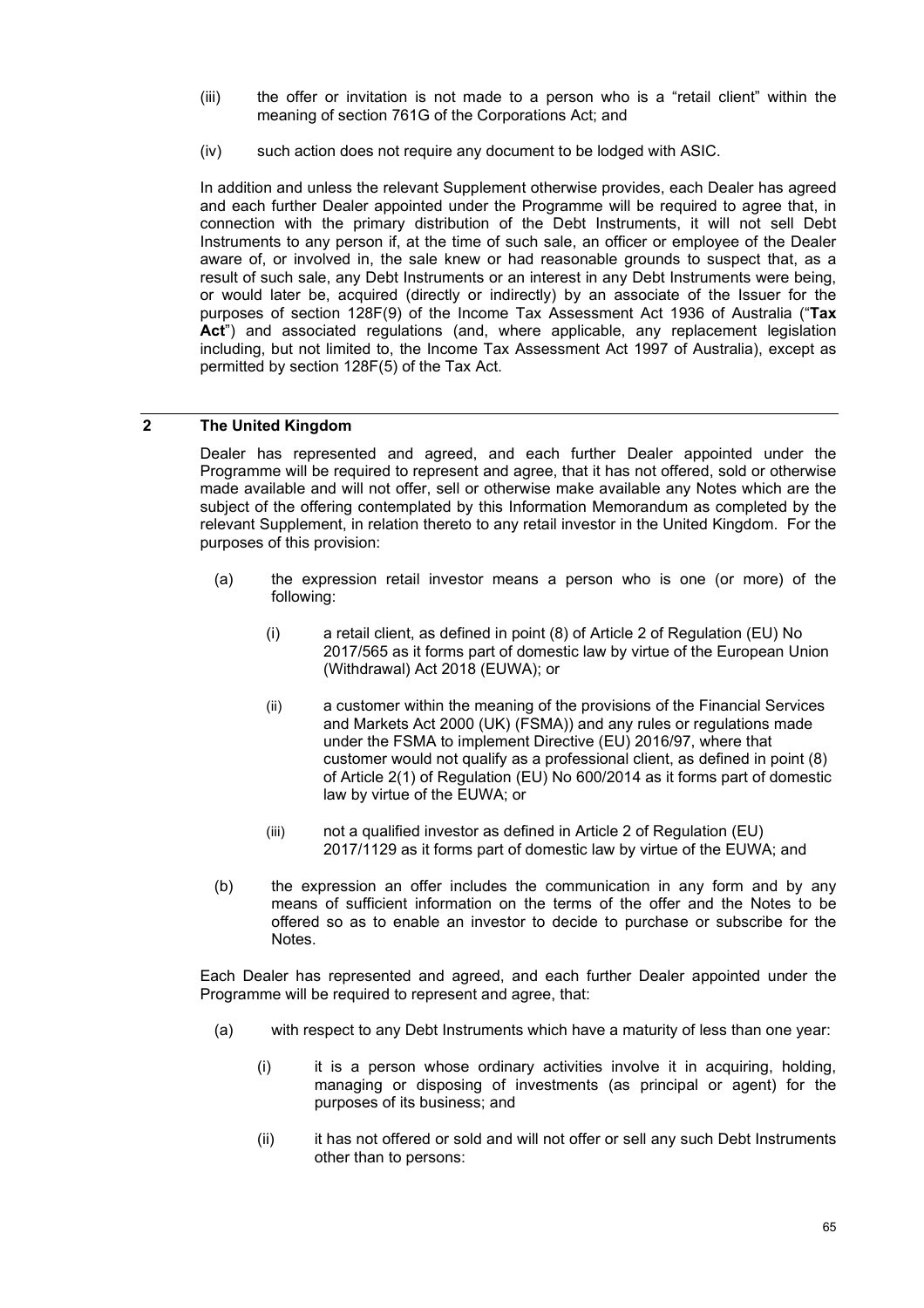(iii) the offer or invitation is not made to a person who is a "retail client" within the meaning of section 761G of the Corporations Act; and

(iv) such action does not require any document to be lodged with ASIC.

In addition and unless the relevant Supplement otherwise provides, each Dealer has agreed and each further Dealer appointed under the Programme will be required to agree that, in connection with the primary distribution of the Debt Instruments, it will not sell Debt Instruments to any person if, at the time of such sale, an officer or employee of the Dealer aware of, or involved in, the sale knew or had reasonable grounds to suspect that, as a result of such sale, any Debt Instruments or an interest in any Debt Instruments were being, or would later be, acquired (directly or indirectly) by an associate of the Issuer for the purposes of section 128F(9) of the Income Tax Assessment Act 1936 of Australia ("**Tax Act**") and associated regulations (and, where applicable, any replacement legislation including, but not limited to, the Income Tax Assessment Act 1997 of Australia), except as permitted by section 128F(5) of the Tax Act.

## 2 The United Kingdom

Dealer has represented and agreed, and each further Dealer appointed under the Programme will be required to represent and agree, that it has not offered, sold or otherwise made available and will not offer, sell or otherwise make available any Notes which are the subject of the offering contemplated by this Information Memorandum as completed by the relevant Supplement, in relation thereto to any retail investor in the United Kingdom. For the purposes of this provision:

(a) the expression retail investor means a person who is one (or more) of the following:

(i) a retail client, as defined in point (8) of Article 2 of Regulation (EU) No 2017/565 as it forms part of domestic law by virtue of the European Union (Withdrawal) Act 2018 (EUWA); or

(ii) a customer within the meaning of the provisions of the Financial Services and Markets Act 2000 (UK) (FSMA)) and any rules or regulations made under the FSMA to implement Directive (EU) 2016/97, where that customer would not qualify as a professional client, as defined in point (8) of Article 2(1) of Regulation (EU) No 600/2014 as it forms part of domestic law by virtue of the EUWA; or

(iii) not a qualified investor as defined in Article 2 of Regulation (EU) 2017/1129 as it forms part of domestic law by virtue of the EUWA; and

(b) the expression an offer includes the communication in any form and by any means of sufficient information on the terms of the offer and the Notes to be offered so as to enable an investor to decide to purchase or subscribe for the Notes.

Each Dealer has represented and agreed, and each further Dealer appointed under the Programme will be required to represent and agree, that:

(a) with respect to any Debt Instruments which have a maturity of less than one year:

(i) it is a person whose ordinary activities involve it in acquiring, holding, managing or disposing of investments (as principal or agent) for the purposes of its business; and

(ii) it has not offered or sold and will not offer or sell any such Debt Instruments other than to persons: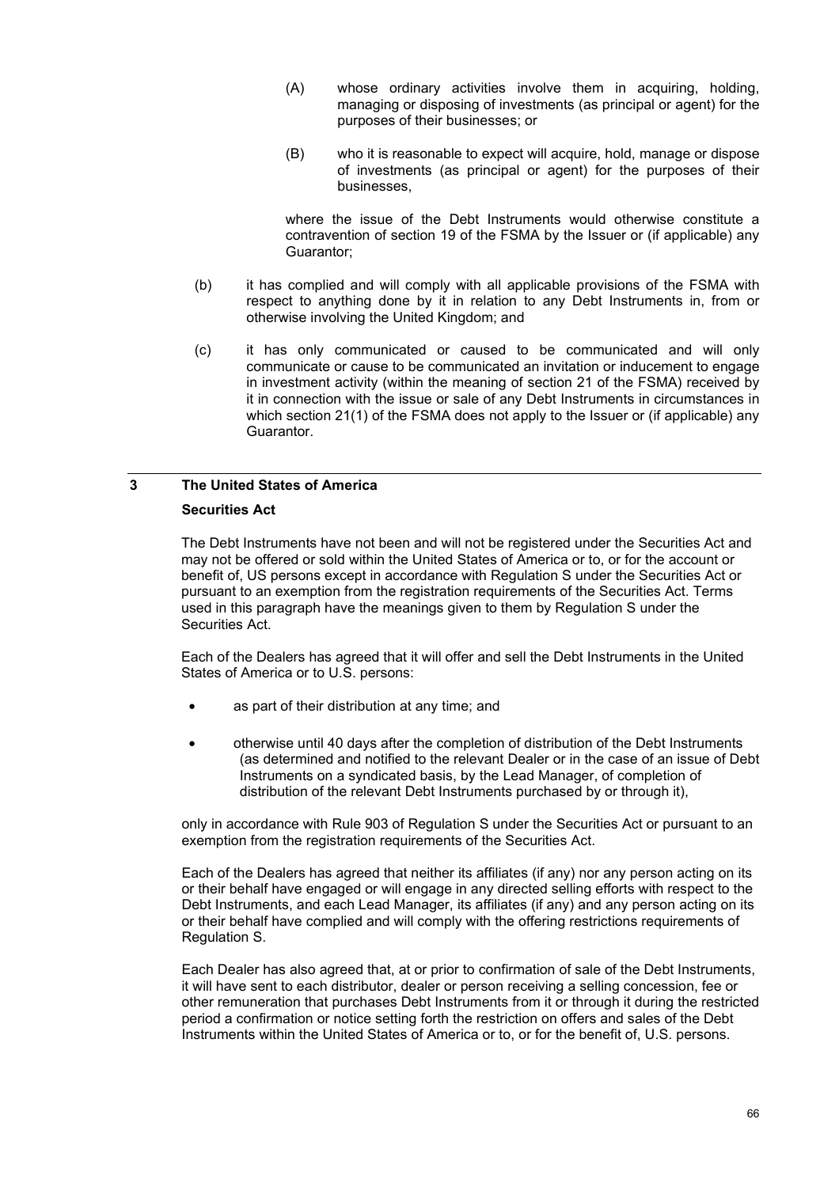(A) whose ordinary activities involve them in acquiring, holding, managing or disposing of investments (as principal or agent) for the purposes of their businesses; or

(B) who it is reasonable to expect will acquire, hold, manage or dispose of investments (as principal or agent) for the purposes of their businesses,

where the issue of the Debt Instruments would otherwise constitute a contravention of section 19 of the FSMA by the Issuer or (if applicable) any Guarantor;

(b) it has complied and will comply with all applicable provisions of the FSMA with respect to anything done by it in relation to any Debt Instruments in, from or otherwise involving the United Kingdom; and

(c) it has only communicated or caused to be communicated and will only communicate or cause to be communicated an invitation or inducement to engage in investment activity (within the meaning of section 21 of the FSMA) received by it in connection with the issue or sale of any Debt Instruments in circumstances in which section 21(1) of the FSMA does not apply to the Issuer or (if applicable) any Guarantor.

## 3 The United States of America

**Securities Act**

The Debt Instruments have not been and will not be registered under the Securities Act and may not be offered or sold within the United States of America or to, or for the account or benefit of, US persons except in accordance with Regulation S under the Securities Act or pursuant to an exemption from the registration requirements of the Securities Act. Terms used in this paragraph have the meanings given to them by Regulation S under the Securities Act.

Each of the Dealers has agreed that it will offer and sell the Debt Instruments in the United States of America or to U.S. persons:

- as part of their distribution at any time; and
- otherwise until 40 days after the completion of distribution of the Debt Instruments (as determined and notified to the relevant Dealer or in the case of an issue of Debt Instruments on a syndicated basis, by the Lead Manager, of completion of distribution of the relevant Debt Instruments purchased by or through it),

only in accordance with Rule 903 of Regulation S under the Securities Act or pursuant to an exemption from the registration requirements of the Securities Act.

Each of the Dealers has agreed that neither its affiliates (if any) nor any person acting on its or their behalf have engaged or will engage in any directed selling efforts with respect to the Debt Instruments, and each Lead Manager, its affiliates (if any) and any person acting on its or their behalf have complied and will comply with the offering restrictions requirements of Regulation S.

Each Dealer has also agreed that, at or prior to confirmation of sale of the Debt Instruments, it will have sent to each distributor, dealer or person receiving a selling concession, fee or other remuneration that purchases Debt Instruments from it or through it during the restricted period a confirmation or notice setting forth the restriction on offers and sales of the Debt Instruments within the United States of America or to, or for the benefit of, U.S. persons.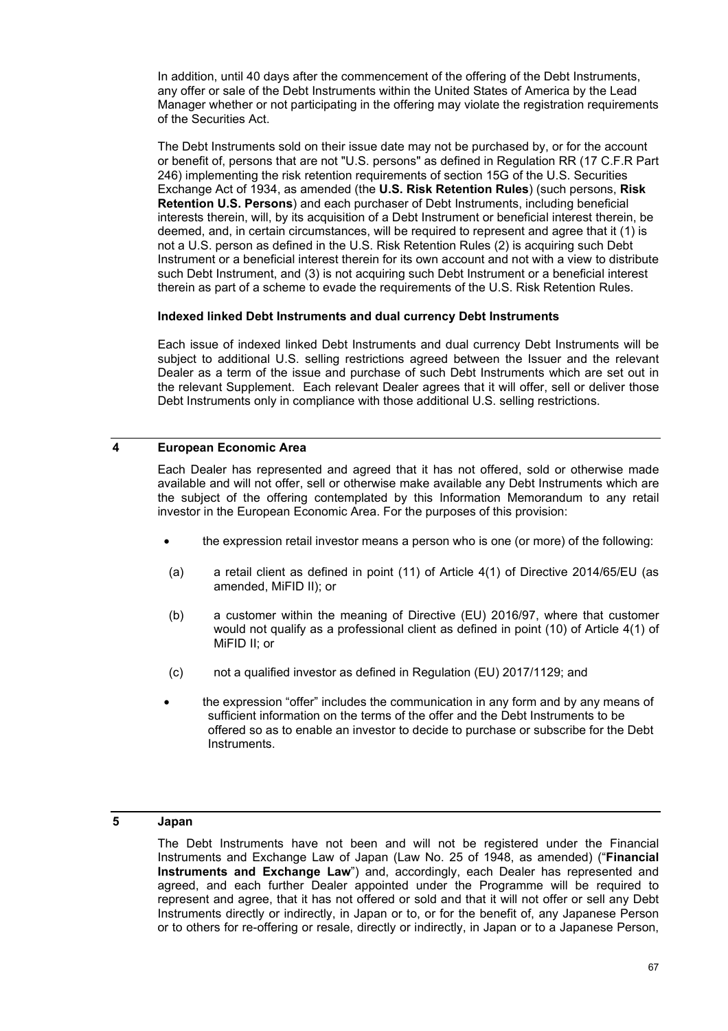In addition, until 40 days after the commencement of the offering of the Debt Instruments, any offer or sale of the Debt Instruments within the United States of America by the Lead Manager whether or not participating in the offering may violate the registration requirements of the Securities Act.

The Debt Instruments sold on their issue date may not be purchased by, or for the account or benefit of, persons that are not "U.S. persons" as defined in Regulation RR (17 C.F.R Part 246) implementing the risk retention requirements of section 15G of the U.S. Securities Exchange Act of 1934, as amended (the **U.S. Risk Retention Rules**) (such persons, **Risk Retention U.S. Persons**) and each purchaser of Debt Instruments, including beneficial interests therein, will, by its acquisition of a Debt Instrument or beneficial interest therein, be deemed, and, in certain circumstances, will be required to represent and agree that it (1) is not a U.S. person as defined in the U.S. Risk Retention Rules (2) is acquiring such Debt Instrument or a beneficial interest therein for its own account and not with a view to distribute such Debt Instrument, and (3) is not acquiring such Debt Instrument or a beneficial interest therein as part of a scheme to evade the requirements of the U.S. Risk Retention Rules.

**Indexed linked Debt Instruments and dual currency Debt Instruments**

Each issue of indexed linked Debt Instruments and dual currency Debt Instruments will be subject to additional U.S. selling restrictions agreed between the Issuer and the relevant Dealer as a term of the issue and purchase of such Debt Instruments which are set out in the relevant Supplement. Each relevant Dealer agrees that it will offer, sell or deliver those Debt Instruments only in compliance with those additional U.S. selling restrictions.

## 4 European Economic Area

Each Dealer has represented and agreed that it has not offered, sold or otherwise made available and will not offer, sell or otherwise make available any Debt Instruments which are the subject of the offering contemplated by this Information Memorandum to any retail investor in the European Economic Area. For the purposes of this provision:

- the expression retail investor means a person who is one (or more) of the following:

  (a) a retail client as defined in point (11) of Article 4(1) of Directive 2014/65/EU (as amended, MiFID II); or

  (b) a customer within the meaning of Directive (EU) 2016/97, where that customer would not qualify as a professional client as defined in point (10) of Article 4(1) of MiFID II; or

  (c) not a qualified investor as defined in Regulation (EU) 2017/1129; and

- the expression "offer" includes the communication in any form and by any means of sufficient information on the terms of the offer and the Debt Instruments to be offered so as to enable an investor to decide to purchase or subscribe for the Debt Instruments.

## 5 Japan

The Debt Instruments have not been and will not be registered under the Financial Instruments and Exchange Law of Japan (Law No. 25 of 1948, as amended) ("**Financial Instruments and Exchange Law**") and, accordingly, each Dealer has represented and agreed, and each further Dealer appointed under the Programme will be required to represent and agree, that it has not offered or sold and that it will not offer or sell any Debt Instruments directly or indirectly, in Japan or to, or for the benefit of, any Japanese Person or to others for re-offering or resale, directly or indirectly, in Japan or to a Japanese Person,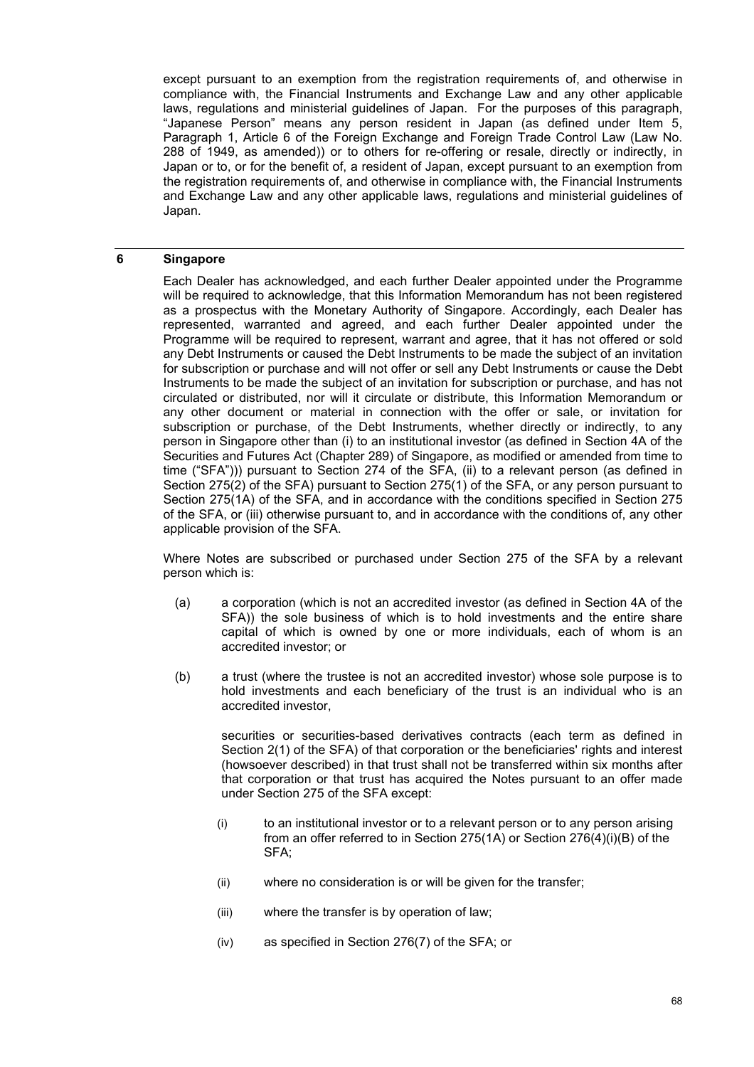except pursuant to an exemption from the registration requirements of, and otherwise in compliance with, the Financial Instruments and Exchange Law and any other applicable laws, regulations and ministerial guidelines of Japan. For the purposes of this paragraph, "Japanese Person" means any person resident in Japan (as defined under Item 5, Paragraph 1, Article 6 of the Foreign Exchange and Foreign Trade Control Law (Law No. 288 of 1949, as amended)) or to others for re-offering or resale, directly or indirectly, in Japan or to, or for the benefit of, a resident of Japan, except pursuant to an exemption from the registration requirements of, and otherwise in compliance with, the Financial Instruments and Exchange Law and any other applicable laws, regulations and ministerial guidelines of Japan.

## 6 Singapore

Each Dealer has acknowledged, and each further Dealer appointed under the Programme will be required to acknowledge, that this Information Memorandum has not been registered as a prospectus with the Monetary Authority of Singapore. Accordingly, each Dealer has represented, warranted and agreed, and each further Dealer appointed under the Programme will be required to represent, warrant and agree, that it has not offered or sold any Debt Instruments or caused the Debt Instruments to be made the subject of an invitation for subscription or purchase and will not offer or sell any Debt Instruments or cause the Debt Instruments to be made the subject of an invitation for subscription or purchase, and has not circulated or distributed, nor will it circulate or distribute, this Information Memorandum or any other document or material in connection with the offer or sale, or invitation for subscription or purchase, of the Debt Instruments, whether directly or indirectly, to any person in Singapore other than (i) to an institutional investor (as defined in Section 4A of the Securities and Futures Act (Chapter 289) of Singapore, as modified or amended from time to time ("SFA"))) pursuant to Section 274 of the SFA, (ii) to a relevant person (as defined in Section 275(2) of the SFA) pursuant to Section 275(1) of the SFA, or any person pursuant to Section 275(1A) of the SFA, and in accordance with the conditions specified in Section 275 of the SFA, or (iii) otherwise pursuant to, and in accordance with the conditions of, any other applicable provision of the SFA.

Where Notes are subscribed or purchased under Section 275 of the SFA by a relevant person which is:

(a) a corporation (which is not an accredited investor (as defined in Section 4A of the SFA)) the sole business of which is to hold investments and the entire share capital of which is owned by one or more individuals, each of whom is an accredited investor; or

(b) a trust (where the trustee is not an accredited investor) whose sole purpose is to hold investments and each beneficiary of the trust is an individual who is an accredited investor,

securities or securities-based derivatives contracts (each term as defined in Section 2(1) of the SFA) of that corporation or the beneficiaries' rights and interest (howsoever described) in that trust shall not be transferred within six months after that corporation or that trust has acquired the Notes pursuant to an offer made under Section 275 of the SFA except:

(i) to an institutional investor or to a relevant person or to any person arising from an offer referred to in Section 275(1A) or Section 276(4)(i)(B) of the SFA;

(ii) where no consideration is or will be given for the transfer;

(iii) where the transfer is by operation of law;

(iv) as specified in Section 276(7) of the SFA; or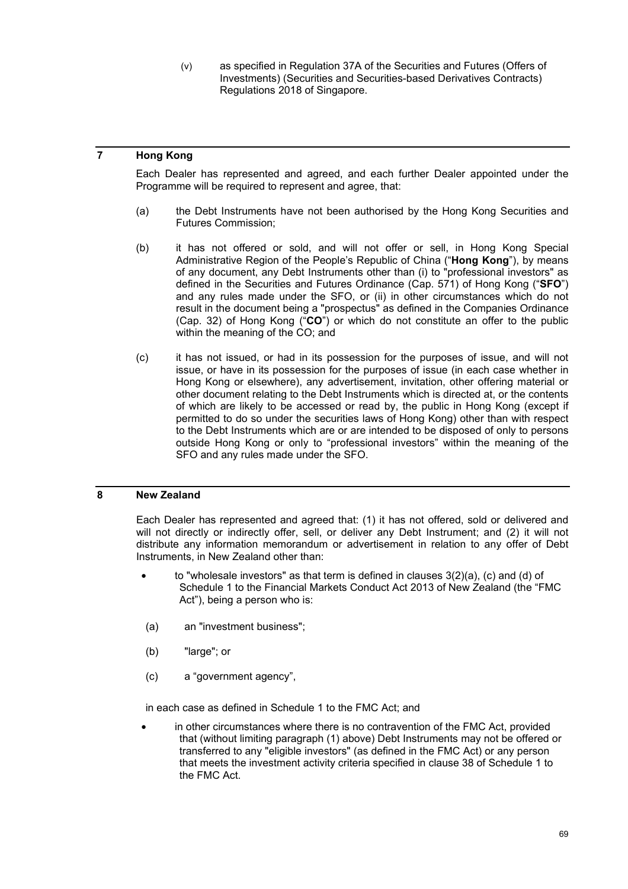(v) as specified in Regulation 37A of the Securities and Futures (Offers of Investments) (Securities and Securities-based Derivatives Contracts) Regulations 2018 of Singapore.

## 7 Hong Kong

Each Dealer has represented and agreed, and each further Dealer appointed under the Programme will be required to represent and agree, that:

(a) the Debt Instruments have not been authorised by the Hong Kong Securities and Futures Commission;

(b) it has not offered or sold, and will not offer or sell, in Hong Kong Special Administrative Region of the People's Republic of China ("**Hong Kong**"), by means of any document, any Debt Instruments other than (i) to "professional investors" as defined in the Securities and Futures Ordinance (Cap. 571) of Hong Kong ("**SFO**") and any rules made under the SFO, or (ii) in other circumstances which do not result in the document being a "prospectus" as defined in the Companies Ordinance (Cap. 32) of Hong Kong ("**CO**") or which do not constitute an offer to the public within the meaning of the CO; and

(c) it has not issued, or had in its possession for the purposes of issue, and will not issue, or have in its possession for the purposes of issue (in each case whether in Hong Kong or elsewhere), any advertisement, invitation, other offering material or other document relating to the Debt Instruments which is directed at, or the contents of which are likely to be accessed or read by, the public in Hong Kong (except if permitted to do so under the securities laws of Hong Kong) other than with respect to the Debt Instruments which are or are intended to be disposed of only to persons outside Hong Kong or only to "professional investors" within the meaning of the SFO and any rules made under the SFO.

## 8 New Zealand

Each Dealer has represented and agreed that: (1) it has not offered, sold or delivered and will not directly or indirectly offer, sell, or deliver any Debt Instrument; and (2) it will not distribute any information memorandum or advertisement in relation to any offer of Debt Instruments, in New Zealand other than:

- to "wholesale investors" as that term is defined in clauses 3(2)(a), (c) and (d) of Schedule 1 to the Financial Markets Conduct Act 2013 of New Zealand (the "FMC Act"), being a person who is:

  (a) an "investment business";

  (b) "large"; or

  (c) a "government agency",

  in each case as defined in Schedule 1 to the FMC Act; and

- in other circumstances where there is no contravention of the FMC Act, provided that (without limiting paragraph (1) above) Debt Instruments may not be offered or transferred to any "eligible investors" (as defined in the FMC Act) or any person that meets the investment activity criteria specified in clause 38 of Schedule 1 to the FMC Act.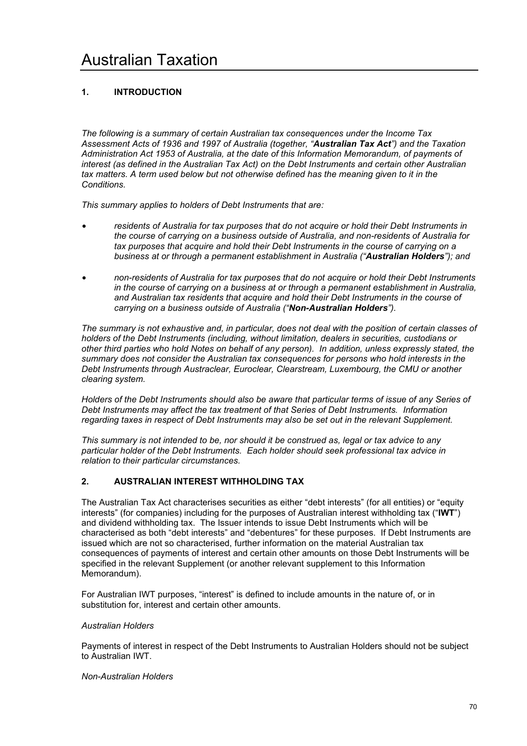# Australian Taxation

## 1. INTRODUCTION

*The following is a summary of certain Australian tax consequences under the Income Tax Assessment Acts of 1936 and 1997 of Australia (together, "**Australian Tax Act**") and the Taxation Administration Act 1953 of Australia, at the date of this Information Memorandum, of payments of interest (as defined in the Australian Tax Act) on the Debt Instruments and certain other Australian tax matters. A term used below but not otherwise defined has the meaning given to it in the Conditions.*

*This summary applies to holders of Debt Instruments that are:*

- *residents of Australia for tax purposes that do not acquire or hold their Debt Instruments in the course of carrying on a business outside of Australia, and non-residents of Australia for tax purposes that acquire and hold their Debt Instruments in the course of carrying on a business at or through a permanent establishment in Australia ("**Australian Holders**"); and*
- *non-residents of Australia for tax purposes that do not acquire or hold their Debt Instruments in the course of carrying on a business at or through a permanent establishment in Australia, and Australian tax residents that acquire and hold their Debt Instruments in the course of carrying on a business outside of Australia ("**Non-Australian Holders**").*

*The summary is not exhaustive and, in particular, does not deal with the position of certain classes of holders of the Debt Instruments (including, without limitation, dealers in securities, custodians or other third parties who hold Notes on behalf of any person). In addition, unless expressly stated, the summary does not consider the Australian tax consequences for persons who hold interests in the Debt Instruments through Austraclear, Euroclear, Clearstream, Luxembourg, the CMU or another clearing system.*

*Holders of the Debt Instruments should also be aware that particular terms of issue of any Series of Debt Instruments may affect the tax treatment of that Series of Debt Instruments. Information regarding taxes in respect of Debt Instruments may also be set out in the relevant Supplement.*

*This summary is not intended to be, nor should it be construed as, legal or tax advice to any particular holder of the Debt Instruments. Each holder should seek professional tax advice in relation to their particular circumstances.*

## 2. AUSTRALIAN INTEREST WITHHOLDING TAX

The Australian Tax Act characterises securities as either "debt interests" (for all entities) or "equity interests" (for companies) including for the purposes of Australian interest withholding tax ("**IWT**") and dividend withholding tax. The Issuer intends to issue Debt Instruments which will be characterised as both "debt interests" and "debentures" for these purposes. If Debt Instruments are issued which are not so characterised, further information on the material Australian tax consequences of payments of interest and certain other amounts on those Debt Instruments will be specified in the relevant Supplement (or another relevant supplement to this Information Memorandum).

For Australian IWT purposes, "interest" is defined to include amounts in the nature of, or in substitution for, interest and certain other amounts.

*Australian Holders*

Payments of interest in respect of the Debt Instruments to Australian Holders should not be subject to Australian IWT.

*Non-Australian Holders*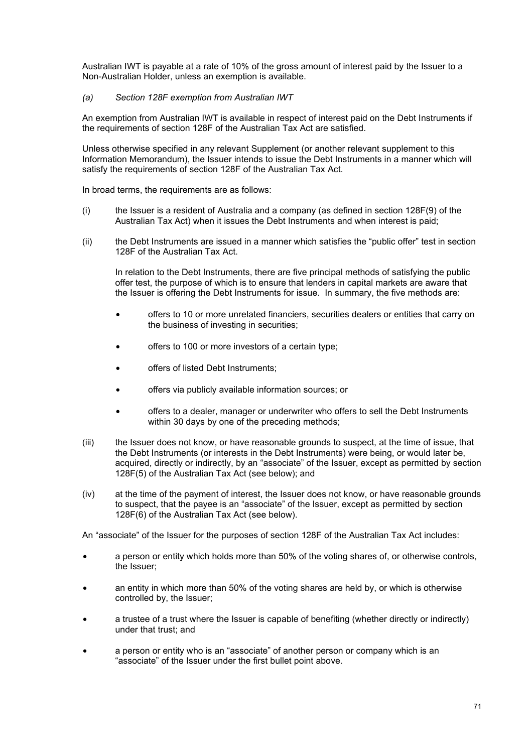Australian IWT is payable at a rate of 10% of the gross amount of interest paid by the Issuer to a Non-Australian Holder, unless an exemption is available.

*(a) Section 128F exemption from Australian IWT*

An exemption from Australian IWT is available in respect of interest paid on the Debt Instruments if the requirements of section 128F of the Australian Tax Act are satisfied.

Unless otherwise specified in any relevant Supplement (or another relevant supplement to this Information Memorandum), the Issuer intends to issue the Debt Instruments in a manner which will satisfy the requirements of section 128F of the Australian Tax Act.

In broad terms, the requirements are as follows:

(i) the Issuer is a resident of Australia and a company (as defined in section 128F(9) of the Australian Tax Act) when it issues the Debt Instruments and when interest is paid;

(ii) the Debt Instruments are issued in a manner which satisfies the "public offer" test in section 128F of the Australian Tax Act.

In relation to the Debt Instruments, there are five principal methods of satisfying the public offer test, the purpose of which is to ensure that lenders in capital markets are aware that the Issuer is offering the Debt Instruments for issue. In summary, the five methods are:

- offers to 10 or more unrelated financiers, securities dealers or entities that carry on the business of investing in securities;
- offers to 100 or more investors of a certain type;
- offers of listed Debt Instruments;
- offers via publicly available information sources; or
- offers to a dealer, manager or underwriter who offers to sell the Debt Instruments within 30 days by one of the preceding methods;

(iii) the Issuer does not know, or have reasonable grounds to suspect, at the time of issue, that the Debt Instruments (or interests in the Debt Instruments) were being, or would later be, acquired, directly or indirectly, by an "associate" of the Issuer, except as permitted by section 128F(5) of the Australian Tax Act (see below); and

(iv) at the time of the payment of interest, the Issuer does not know, or have reasonable grounds to suspect, that the payee is an "associate" of the Issuer, except as permitted by section 128F(6) of the Australian Tax Act (see below).

An "associate" of the Issuer for the purposes of section 128F of the Australian Tax Act includes:

- a person or entity which holds more than 50% of the voting shares of, or otherwise controls, the Issuer;
- an entity in which more than 50% of the voting shares are held by, or which is otherwise controlled by, the Issuer;
- a trustee of a trust where the Issuer is capable of benefiting (whether directly or indirectly) under that trust; and
- a person or entity who is an "associate" of another person or company which is an "associate" of the Issuer under the first bullet point above.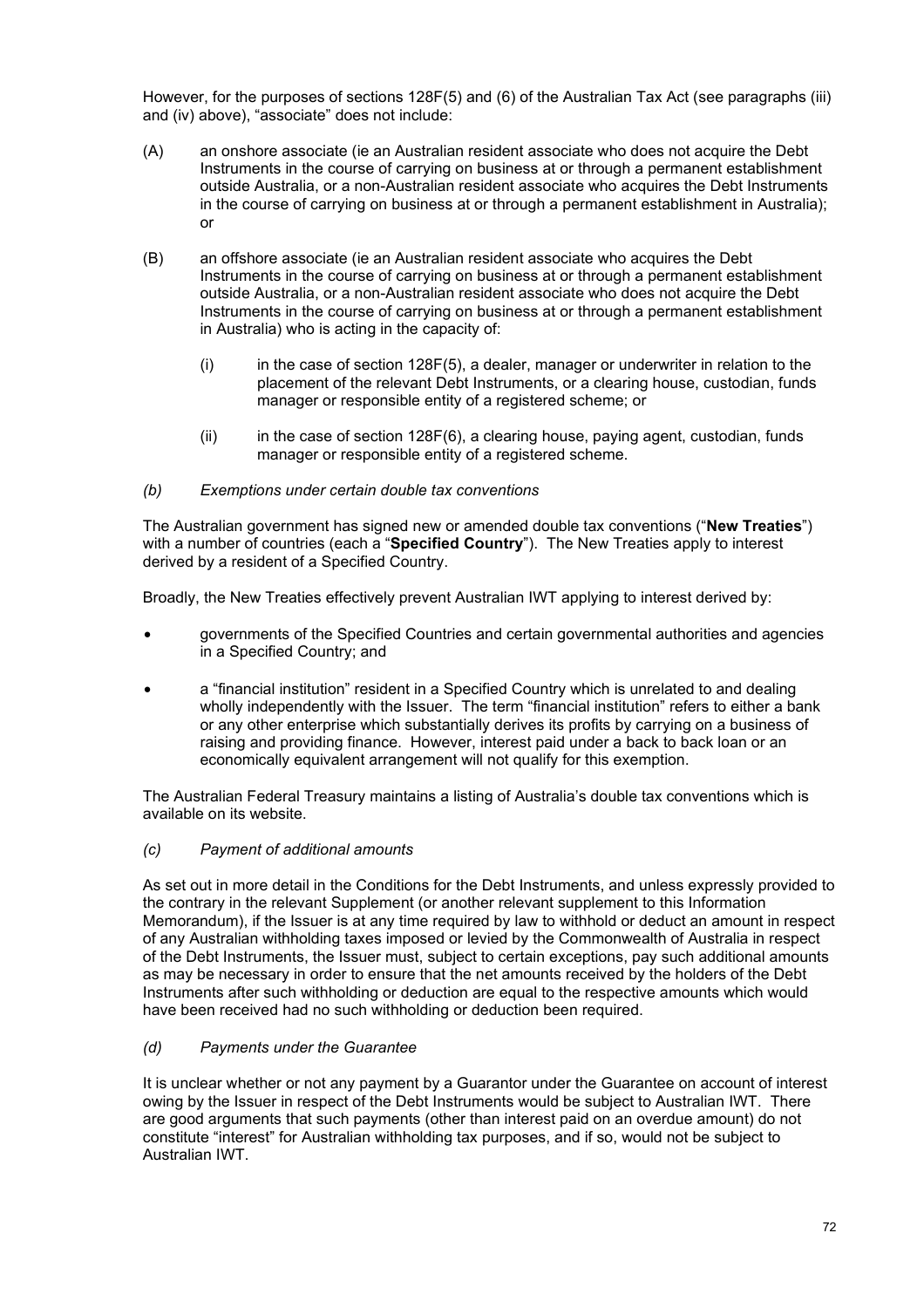However, for the purposes of sections 128F(5) and (6) of the Australian Tax Act (see paragraphs (iii) and (iv) above), "associate" does not include:

(A) an onshore associate (ie an Australian resident associate who does not acquire the Debt Instruments in the course of carrying on business at or through a permanent establishment outside Australia, or a non-Australian resident associate who acquires the Debt Instruments in the course of carrying on business at or through a permanent establishment in Australia); or

(B) an offshore associate (ie an Australian resident associate who acquires the Debt Instruments in the course of carrying on business at or through a permanent establishment outside Australia, or a non-Australian resident associate who does not acquire the Debt Instruments in the course of carrying on business at or through a permanent establishment in Australia) who is acting in the capacity of:

  (i) in the case of section 128F(5), a dealer, manager or underwriter in relation to the placement of the relevant Debt Instruments, or a clearing house, custodian, funds manager or responsible entity of a registered scheme; or

  (ii) in the case of section 128F(6), a clearing house, paying agent, custodian, funds manager or responsible entity of a registered scheme.

*(b) Exemptions under certain double tax conventions*

The Australian government has signed new or amended double tax conventions ("**New Treaties**") with a number of countries (each a "**Specified Country**"). The New Treaties apply to interest derived by a resident of a Specified Country.

Broadly, the New Treaties effectively prevent Australian IWT applying to interest derived by:

- governments of the Specified Countries and certain governmental authorities and agencies in a Specified Country; and
- a "financial institution" resident in a Specified Country which is unrelated to and dealing wholly independently with the Issuer. The term "financial institution" refers to either a bank or any other enterprise which substantially derives its profits by carrying on a business of raising and providing finance. However, interest paid under a back to back loan or an economically equivalent arrangement will not qualify for this exemption.

The Australian Federal Treasury maintains a listing of Australia's double tax conventions which is available on its website.

*(c) Payment of additional amounts*

As set out in more detail in the Conditions for the Debt Instruments, and unless expressly provided to the contrary in the relevant Supplement (or another relevant supplement to this Information Memorandum), if the Issuer is at any time required by law to withhold or deduct an amount in respect of any Australian withholding taxes imposed or levied by the Commonwealth of Australia in respect of the Debt Instruments, the Issuer must, subject to certain exceptions, pay such additional amounts as may be necessary in order to ensure that the net amounts received by the holders of the Debt Instruments after such withholding or deduction are equal to the respective amounts which would have been received had no such withholding or deduction been required.

*(d) Payments under the Guarantee*

It is unclear whether or not any payment by a Guarantor under the Guarantee on account of interest owing by the Issuer in respect of the Debt Instruments would be subject to Australian IWT. There are good arguments that such payments (other than interest paid on an overdue amount) do not constitute "interest" for Australian withholding tax purposes, and if so, would not be subject to Australian IWT.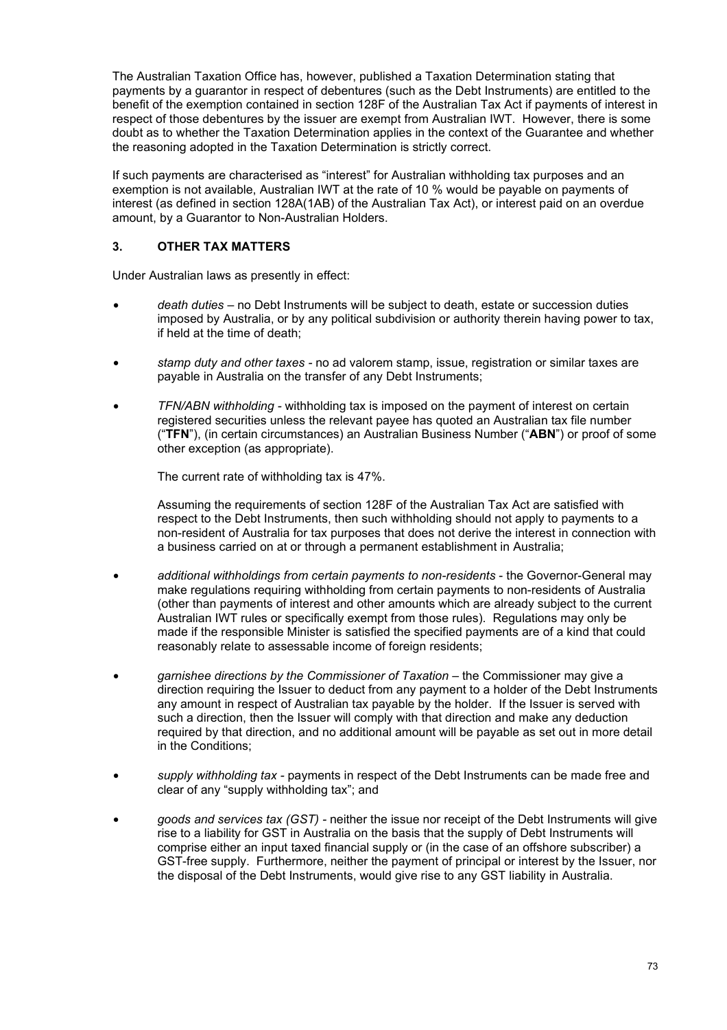The Australian Taxation Office has, however, published a Taxation Determination stating that payments by a guarantor in respect of debentures (such as the Debt Instruments) are entitled to the benefit of the exemption contained in section 128F of the Australian Tax Act if payments of interest in respect of those debentures by the issuer are exempt from Australian IWT. However, there is some doubt as to whether the Taxation Determination applies in the context of the Guarantee and whether the reasoning adopted in the Taxation Determination is strictly correct.

If such payments are characterised as "interest" for Australian withholding tax purposes and an exemption is not available, Australian IWT at the rate of 10 % would be payable on payments of interest (as defined in section 128A(1AB) of the Australian Tax Act), or interest paid on an overdue amount, by a Guarantor to Non-Australian Holders.

## 3. OTHER TAX MATTERS

Under Australian laws as presently in effect:

- *death duties* – no Debt Instruments will be subject to death, estate or succession duties imposed by Australia, or by any political subdivision or authority therein having power to tax, if held at the time of death;
- *stamp duty and other taxes* - no ad valorem stamp, issue, registration or similar taxes are payable in Australia on the transfer of any Debt Instruments;
- *TFN/ABN withholding* - withholding tax is imposed on the payment of interest on certain registered securities unless the relevant payee has quoted an Australian tax file number ("**TFN**"), (in certain circumstances) an Australian Business Number ("**ABN**") or proof of some other exception (as appropriate).

  The current rate of withholding tax is 47%.

  Assuming the requirements of section 128F of the Australian Tax Act are satisfied with respect to the Debt Instruments, then such withholding should not apply to payments to a non-resident of Australia for tax purposes that does not derive the interest in connection with a business carried on at or through a permanent establishment in Australia;
- *additional withholdings from certain payments to non-residents* - the Governor-General may make regulations requiring withholding from certain payments to non-residents of Australia (other than payments of interest and other amounts which are already subject to the current Australian IWT rules or specifically exempt from those rules). Regulations may only be made if the responsible Minister is satisfied the specified payments are of a kind that could reasonably relate to assessable income of foreign residents;
- *garnishee directions by the Commissioner of Taxation* – the Commissioner may give a direction requiring the Issuer to deduct from any payment to a holder of the Debt Instruments any amount in respect of Australian tax payable by the holder. If the Issuer is served with such a direction, then the Issuer will comply with that direction and make any deduction required by that direction, and no additional amount will be payable as set out in more detail in the Conditions;
- *supply withholding tax* - payments in respect of the Debt Instruments can be made free and clear of any "supply withholding tax"; and
- *goods and services tax (GST)* - neither the issue nor receipt of the Debt Instruments will give rise to a liability for GST in Australia on the basis that the supply of Debt Instruments will comprise either an input taxed financial supply or (in the case of an offshore subscriber) a GST-free supply. Furthermore, neither the payment of principal or interest by the Issuer, nor the disposal of the Debt Instruments, would give rise to any GST liability in Australia.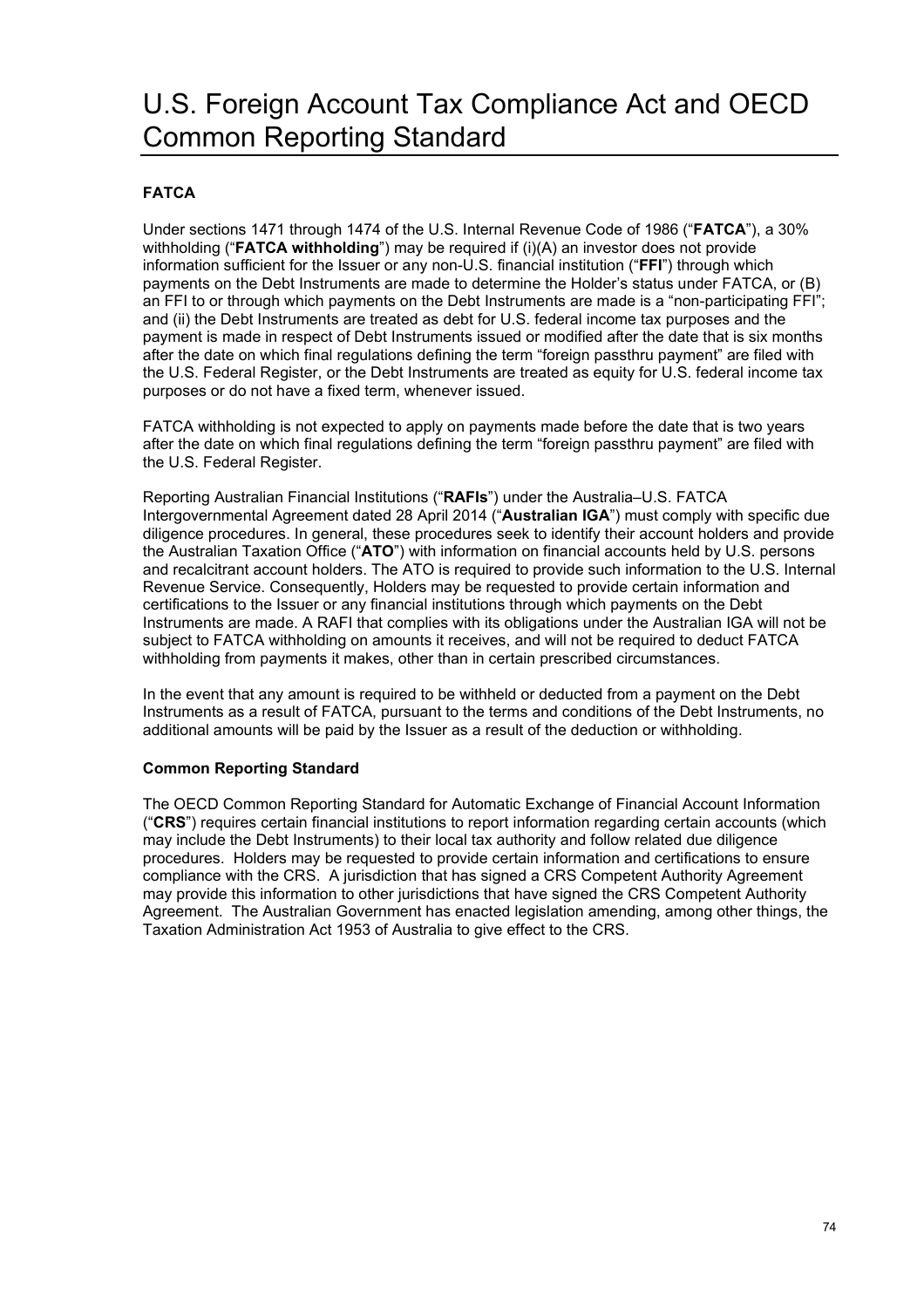# U.S. Foreign Account Tax Compliance Act and OECD Common Reporting Standard

**FATCA**

Under sections 1471 through 1474 of the U.S. Internal Revenue Code of 1986 ("**FATCA**"), a 30% withholding ("**FATCA withholding**") may be required if (i)(A) an investor does not provide information sufficient for the Issuer or any non-U.S. financial institution ("**FFI**") through which payments on the Debt Instruments are made to determine the Holder's status under FATCA, or (B) an FFI to or through which payments on the Debt Instruments are made is a "non-participating FFI"; and (ii) the Debt Instruments are treated as debt for U.S. federal income tax purposes and the payment is made in respect of Debt Instruments issued or modified after the date that is six months after the date on which final regulations defining the term "foreign passthru payment" are filed with the U.S. Federal Register, or the Debt Instruments are treated as equity for U.S. federal income tax purposes or do not have a fixed term, whenever issued.

FATCA withholding is not expected to apply on payments made before the date that is two years after the date on which final regulations defining the term "foreign passthru payment" are filed with the U.S. Federal Register.

Reporting Australian Financial Institutions ("**RAFIs**") under the Australia–U.S. FATCA Intergovernmental Agreement dated 28 April 2014 ("**Australian IGA**") must comply with specific due diligence procedures. In general, these procedures seek to identify their account holders and provide the Australian Taxation Office ("**ATO**") with information on financial accounts held by U.S. persons and recalcitrant account holders. The ATO is required to provide such information to the U.S. Internal Revenue Service. Consequently, Holders may be requested to provide certain information and certifications to the Issuer or any financial institutions through which payments on the Debt Instruments are made. A RAFI that complies with its obligations under the Australian IGA will not be subject to FATCA withholding on amounts it receives, and will not be required to deduct FATCA withholding from payments it makes, other than in certain prescribed circumstances.

In the event that any amount is required to be withheld or deducted from a payment on the Debt Instruments as a result of FATCA, pursuant to the terms and conditions of the Debt Instruments, no additional amounts will be paid by the Issuer as a result of the deduction or withholding.

**Common Reporting Standard**

The OECD Common Reporting Standard for Automatic Exchange of Financial Account Information ("**CRS**") requires certain financial institutions to report information regarding certain accounts (which may include the Debt Instruments) to their local tax authority and follow related due diligence procedures. Holders may be requested to provide certain information and certifications to ensure compliance with the CRS. A jurisdiction that has signed a CRS Competent Authority Agreement may provide this information to other jurisdictions that have signed the CRS Competent Authority Agreement. The Australian Government has enacted legislation amending, among other things, the Taxation Administration Act 1953 of Australia to give effect to the CRS.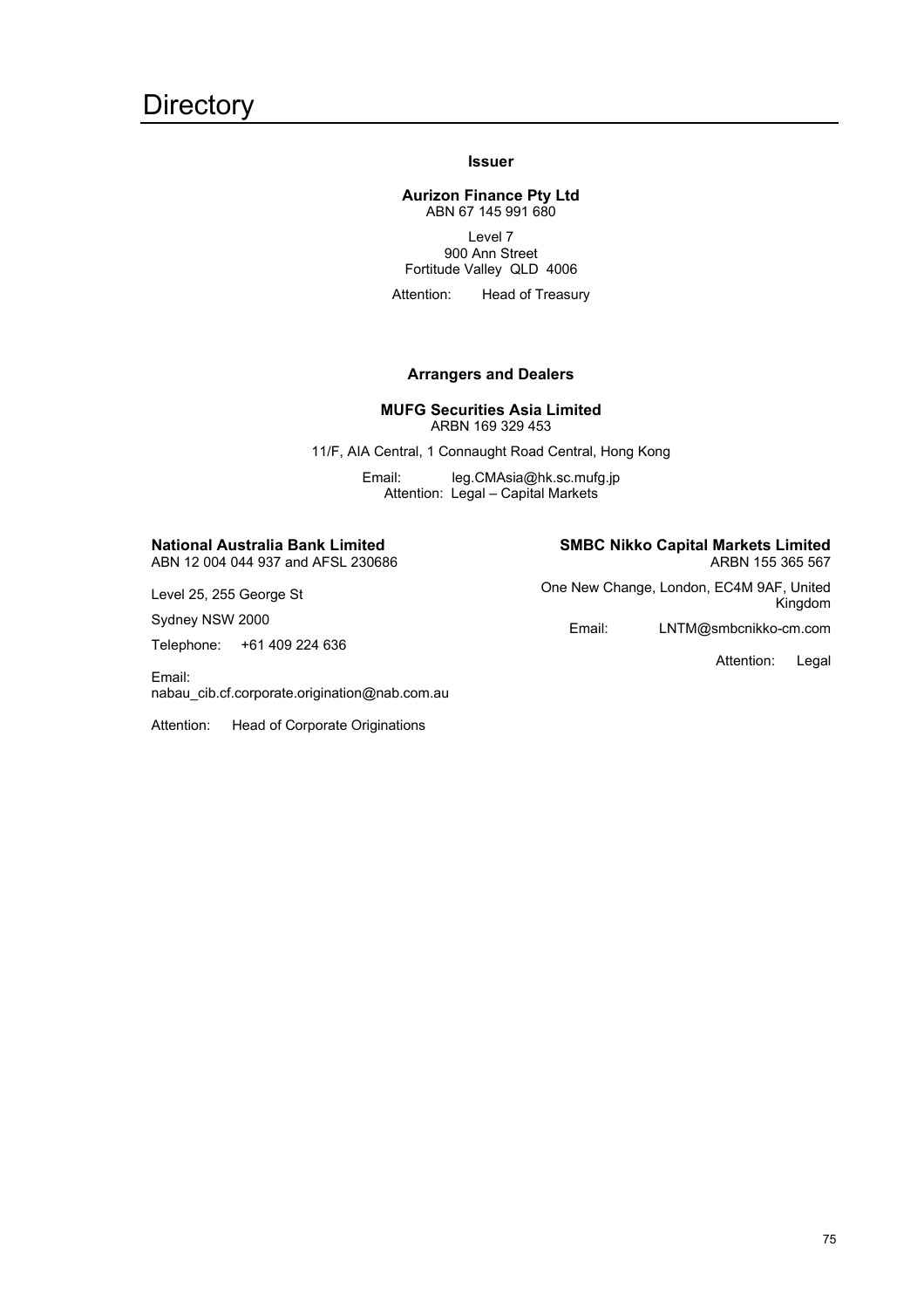# Directory

**Issuer**

**Aurizon Finance Pty Ltd**
ABN 67 145 991 680

Level 7
900 Ann Street
Fortitude Valley QLD 4006

Attention: Head of Treasury

**Arrangers and Dealers**

**MUFG Securities Asia Limited**
ARBN 169 329 453

11/F, AIA Central, 1 Connaught Road Central, Hong Kong

Email: leg.CMAsia@hk.sc.mufg.jp
Attention: Legal – Capital Markets

**National Australia Bank Limited**
ABN 12 004 044 937 and AFSL 230686

Level 25, 255 George St

Sydney NSW 2000

Telephone: +61 409 224 636

Email:
nabau_cib.cf.corporate.origination@nab.com.au

Attention: Head of Corporate Originations

**SMBC Nikko Capital Markets Limited**
ARBN 155 365 567

One New Change, London, EC4M 9AF, United Kingdom

Email: LNTM@smbcnikko-cm.com

Attention: Legal